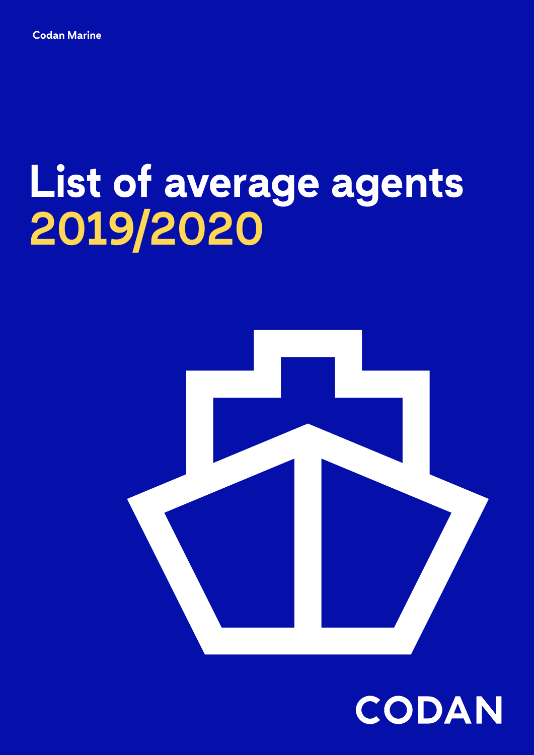Codan Marine

# List of average agents 2019/2020

CODAN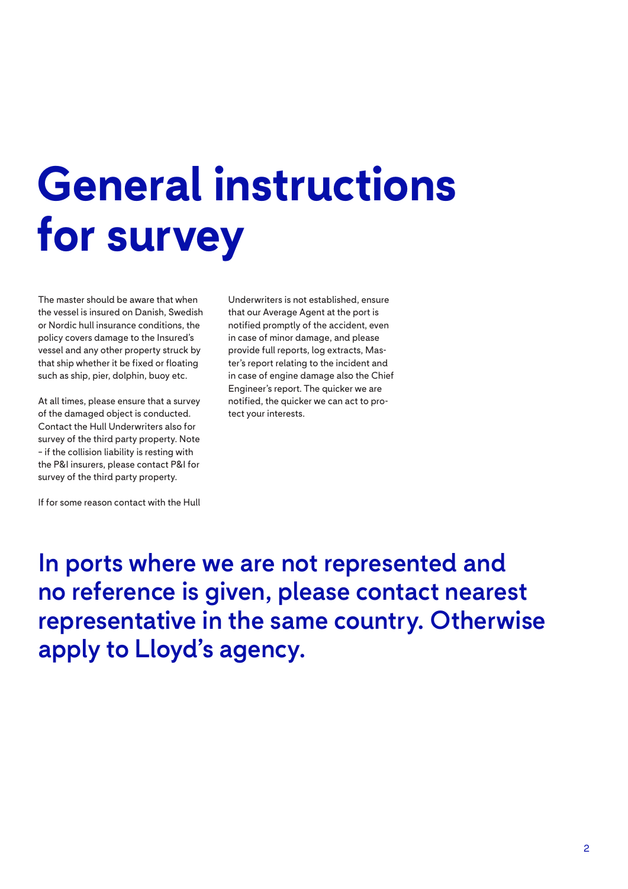# General instructions for survey

The master should be aware that when the vessel is insured on Danish, Swedish or Nordic hull insurance conditions, the policy covers damage to the Insured's vessel and any other property struck by that ship whether it be fixed or floating such as ship, pier, dolphin, buoy etc.

At all times, please ensure that a survey of the damaged object is conducted. Contact the Hull Underwriters also for survey of the third party property. Note – if the collision liability is resting with the P&I insurers, please contact P&I for survey of the third party property.

If for some reason contact with the Hull Underwriters is not established, ensure that our Average Agent at the port is notified promptly of the accident, even in case of minor damage, and please provide full reports, log extracts, Master's report relating to the incident and in case of engine damage also the Chief Engineer's report. The quicker we are notified, the quicker we can act to protect your interests.

## In ports where we are not represented and no reference is given, please contact nearest representative in the same country. Otherwise apply to Lloyd's agency.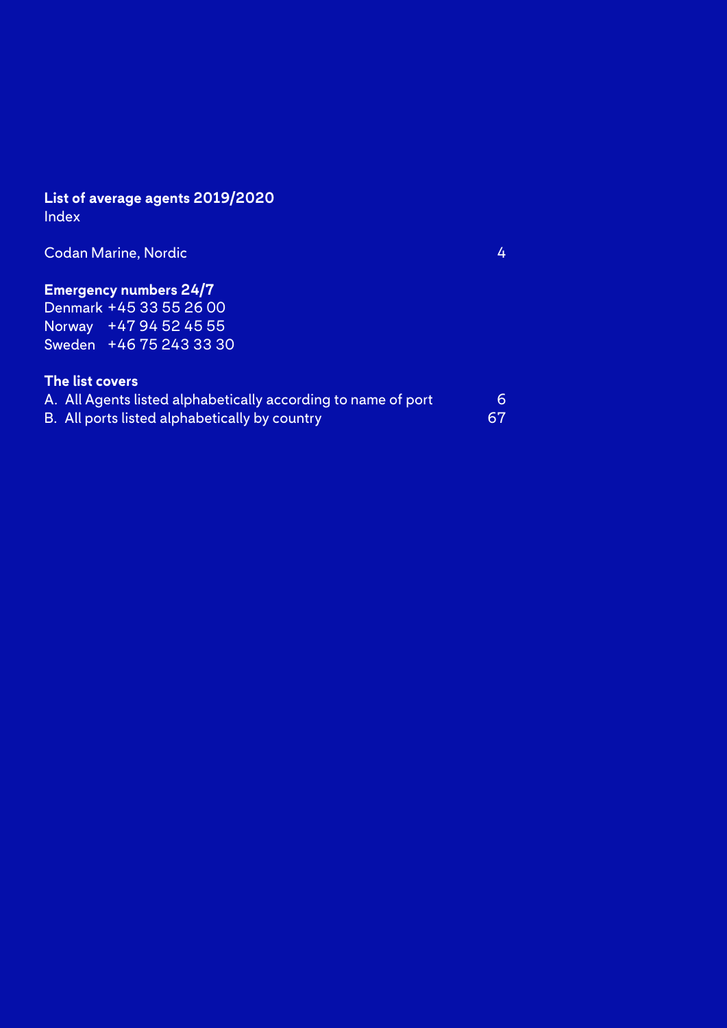## List of average agents 2019/2020

Index

| | |
|---|---|
| Codan Marine, Nordic | 4 |

### Emergency numbers 24/7

Denmark +45 33 55 26 00
Norway +47 94 52 45 55
Sweden +46 75 243 33 30

### The list covers

| | |
|---|---|
| A. All Agents listed alphabetically according to name of port | 6 |
| B. All ports listed alphabetically by country | 67 |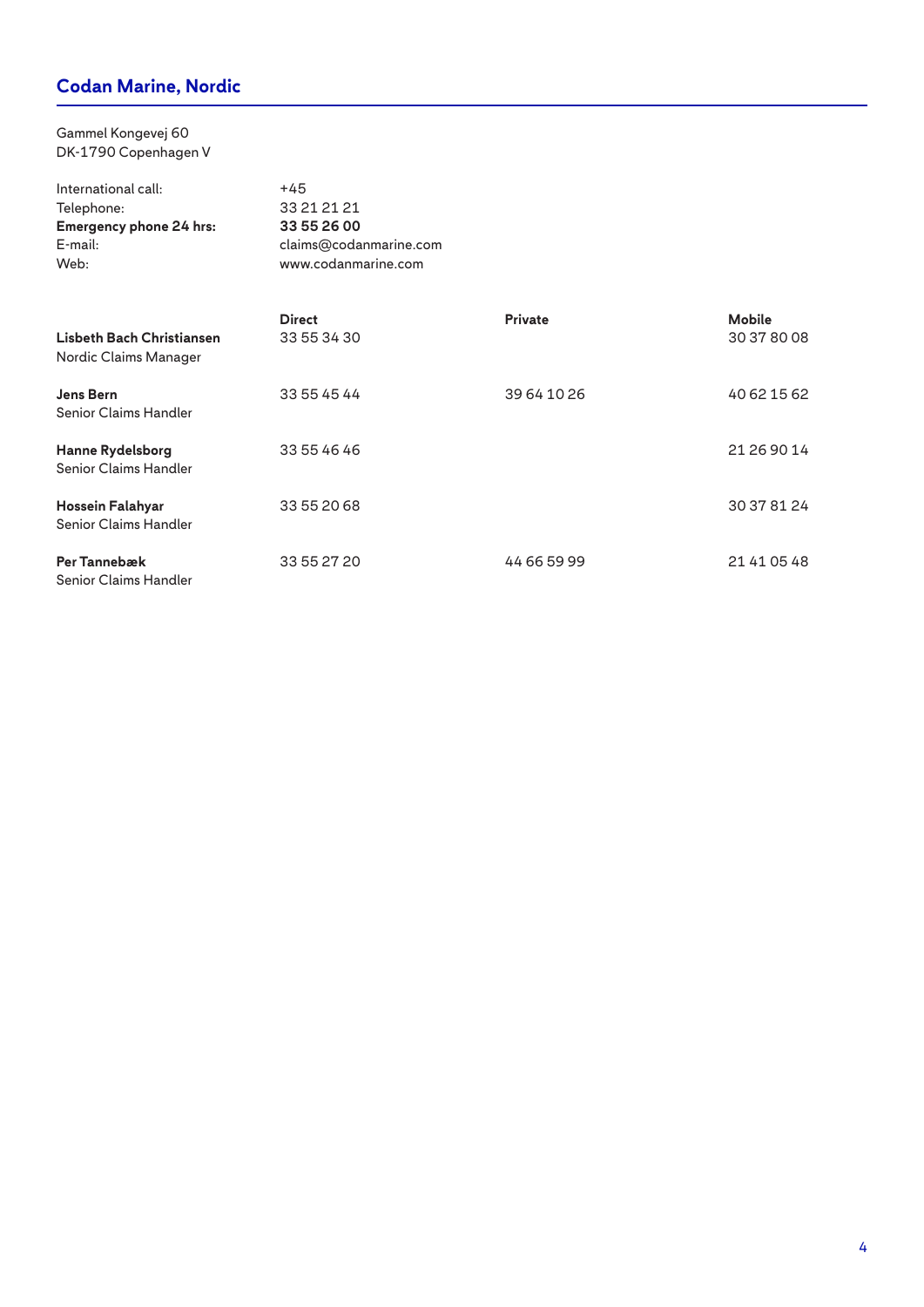## Codan Marine, Nordic

Gammel Kongevej 60
DK-1790 Copenhagen V

| | |
|---|---|
| International call: | +45 |
| Telephone: | 33 21 21 21 |
| **Emergency phone 24 hrs:** | **33 55 26 00** |
| E-mail: | claims@codanmarine.com |
| Web: | www.codanmarine.com |

| | Direct | Private | Mobile |
|---|---|---|---|
| **Lisbeth Bach Christiansen**<br>Nordic Claims Manager | 33 55 34 30 | | 30 37 80 08 |
| **Jens Bern**<br>Senior Claims Handler | 33 55 45 44 | 39 64 10 26 | 40 62 15 62 |
| **Hanne Rydelsborg**<br>Senior Claims Handler | 33 55 46 46 | | 21 26 90 14 |
| **Hossein Falahyar**<br>Senior Claims Handler | 33 55 20 68 | | 30 37 81 24 |
| **Per Tannebæk**<br>Senior Claims Handler | 33 55 27 20 | 44 66 59 99 | 21 41 05 48 |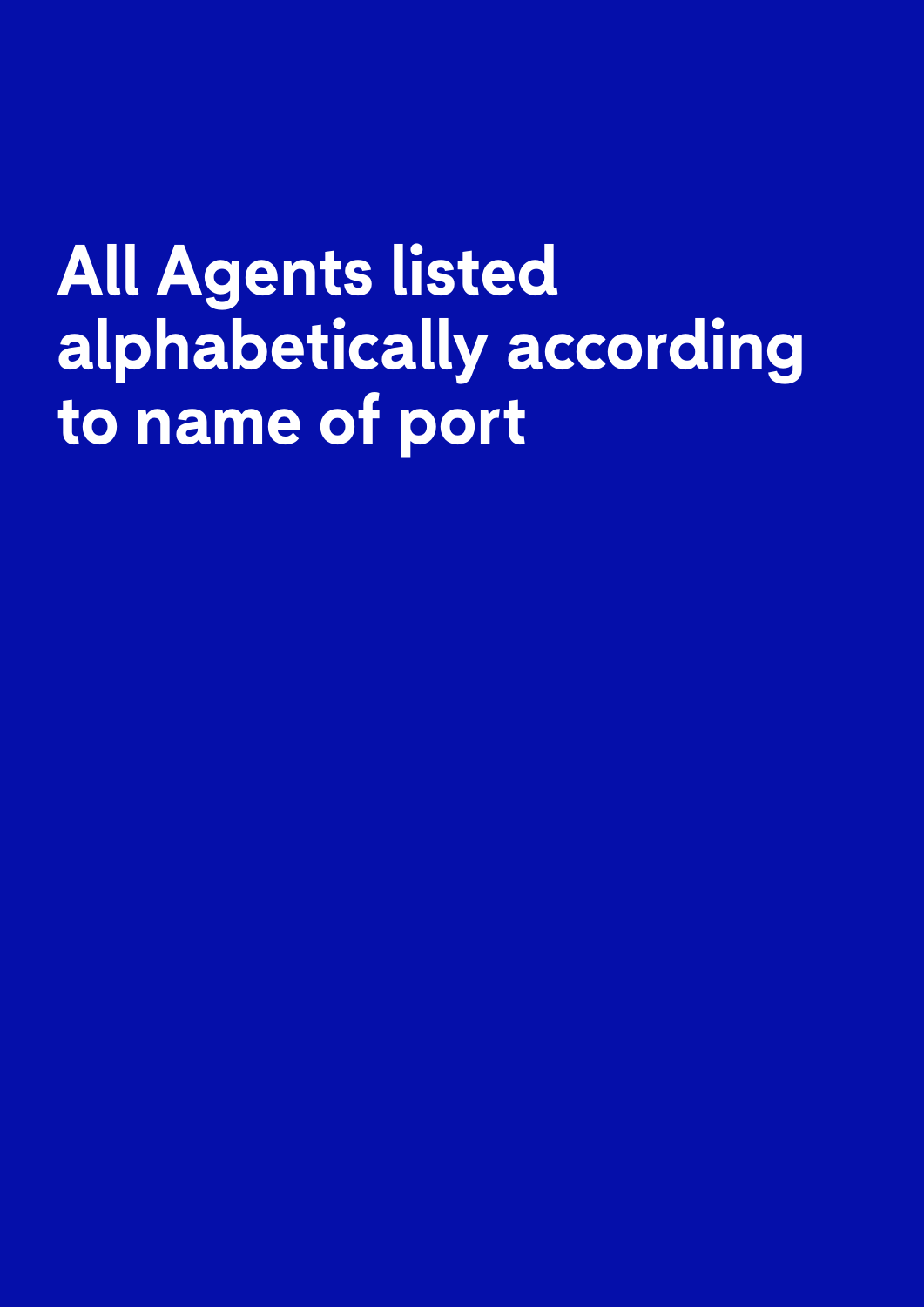# All Agents listed alphabetically according to name of port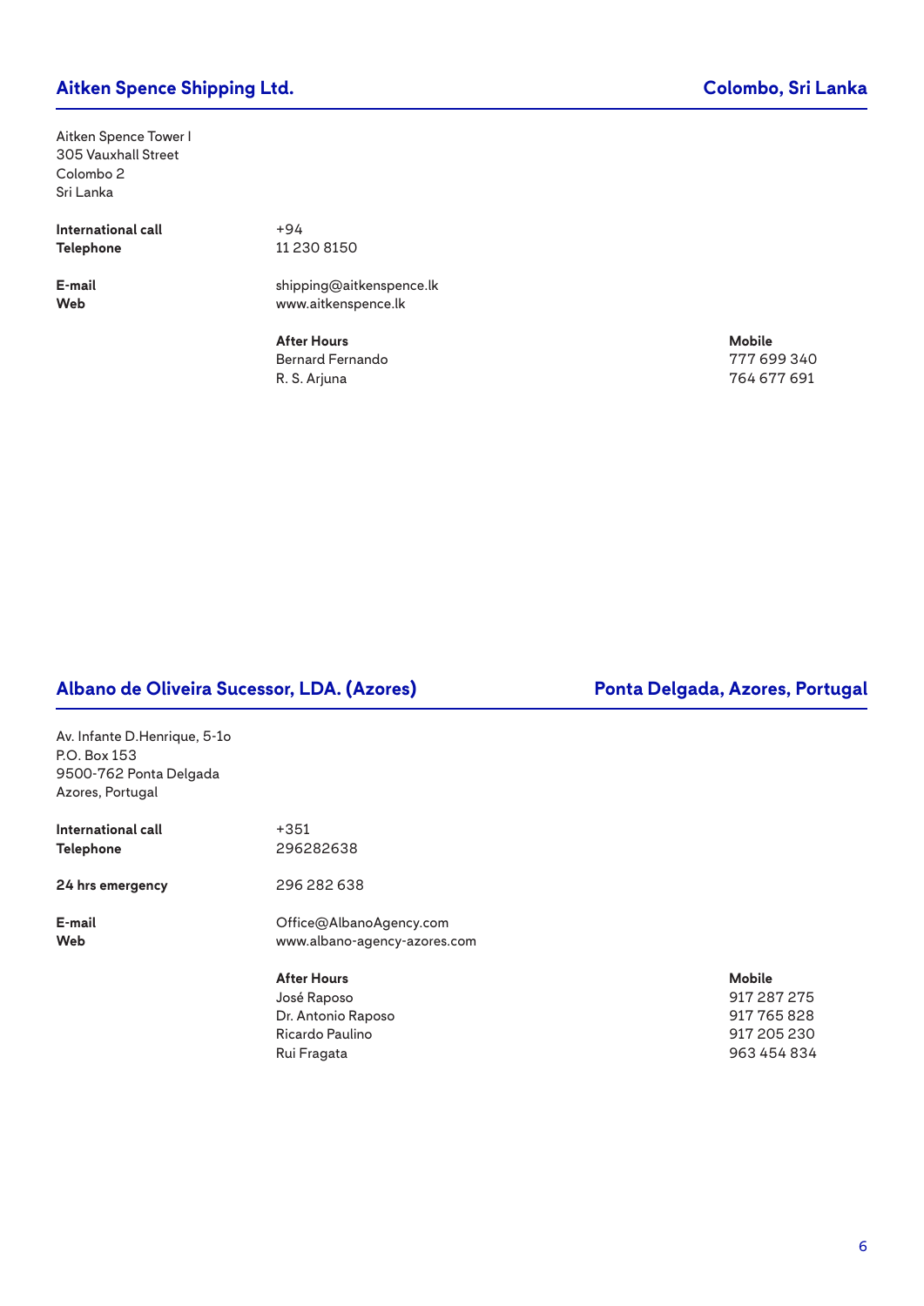## Aitken Spence Shipping Ltd. — Colombo, Sri Lanka

Aitken Spence Tower I
305 Vauxhall Street
Colombo 2
Sri Lanka

**International call** +94
**Telephone** 11 230 8150

**E-mail** shipping@aitkenspence.lk
**Web** www.aitkenspence.lk

| After Hours | Mobile |
| --- | --- |
| Bernard Fernando | 777 699 340 |
| R. S. Arjuna | 764 677 691 |

## Albano de Oliveira Sucessor, LDA. (Azores) — Ponta Delgada, Azores, Portugal

Av. Infante D.Henrique, 5-1o
P.O. Box 153
9500-762 Ponta Delgada
Azores, Portugal

**International call** +351
**Telephone** 296282638

**24 hrs emergency** 296 282 638

**E-mail** Office@AlbanoAgency.com
**Web** www.albano-agency-azores.com

| After Hours | Mobile |
| --- | --- |
| José Raposo | 917 287 275 |
| Dr. Antonio Raposo | 917 765 828 |
| Ricardo Paulino | 917 205 230 |
| Rui Fragata | 963 454 834 |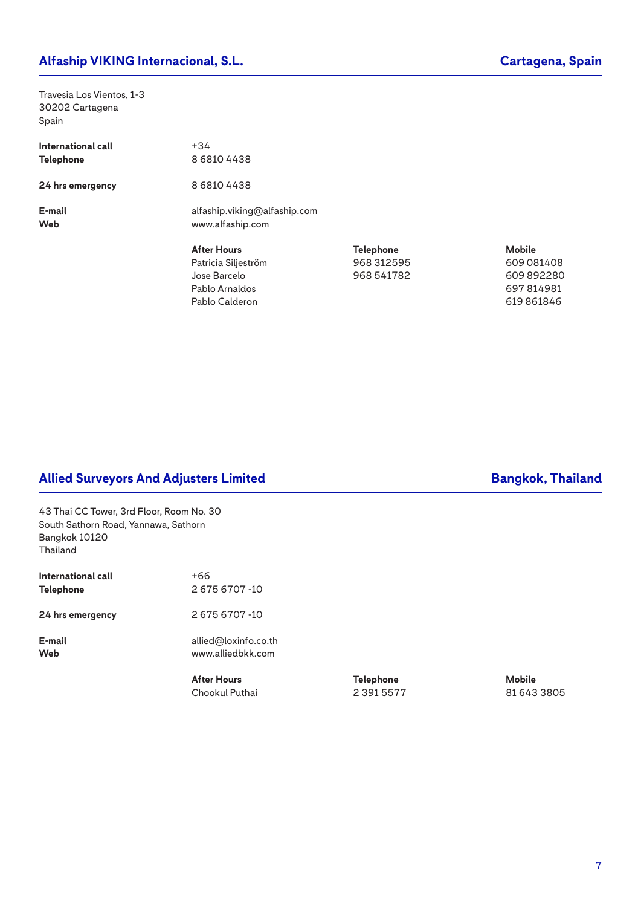## Alfaship VIKING Internacional, S.L. — Cartagena, Spain

Travesia Los Vientos, 1-3
30202 Cartagena
Spain

| | |
|---|---|
| **International call** | +34 |
| **Telephone** | 8 6810 4438 |
| **24 hrs emergency** | 8 6810 4438 |
| **E-mail** | alfaship.viking@alfaship.com |
| **Web** | www.alfaship.com |

| After Hours | Telephone | Mobile |
|---|---|---|
| Patricia Siljeström | 968 312595 | 609 081408 |
| Jose Barcelo | 968 541782 | 609 892280 |
| Pablo Arnaldos | | 697 814981 |
| Pablo Calderon | | 619 861846 |

## Allied Surveyors And Adjusters Limited — Bangkok, Thailand

43 Thai CC Tower, 3rd Floor, Room No. 30
South Sathorn Road, Yannawa, Sathorn
Bangkok 10120
Thailand

| | |
|---|---|
| **International call** | +66 |
| **Telephone** | 2 675 6707 -10 |
| **24 hrs emergency** | 2 675 6707 -10 |
| **E-mail** | allied@loxinfo.co.th |
| **Web** | www.alliedbkk.com |

| After Hours | Telephone | Mobile |
|---|---|---|
| Chookul Puthai | 2 391 5577 | 81 643 3805 |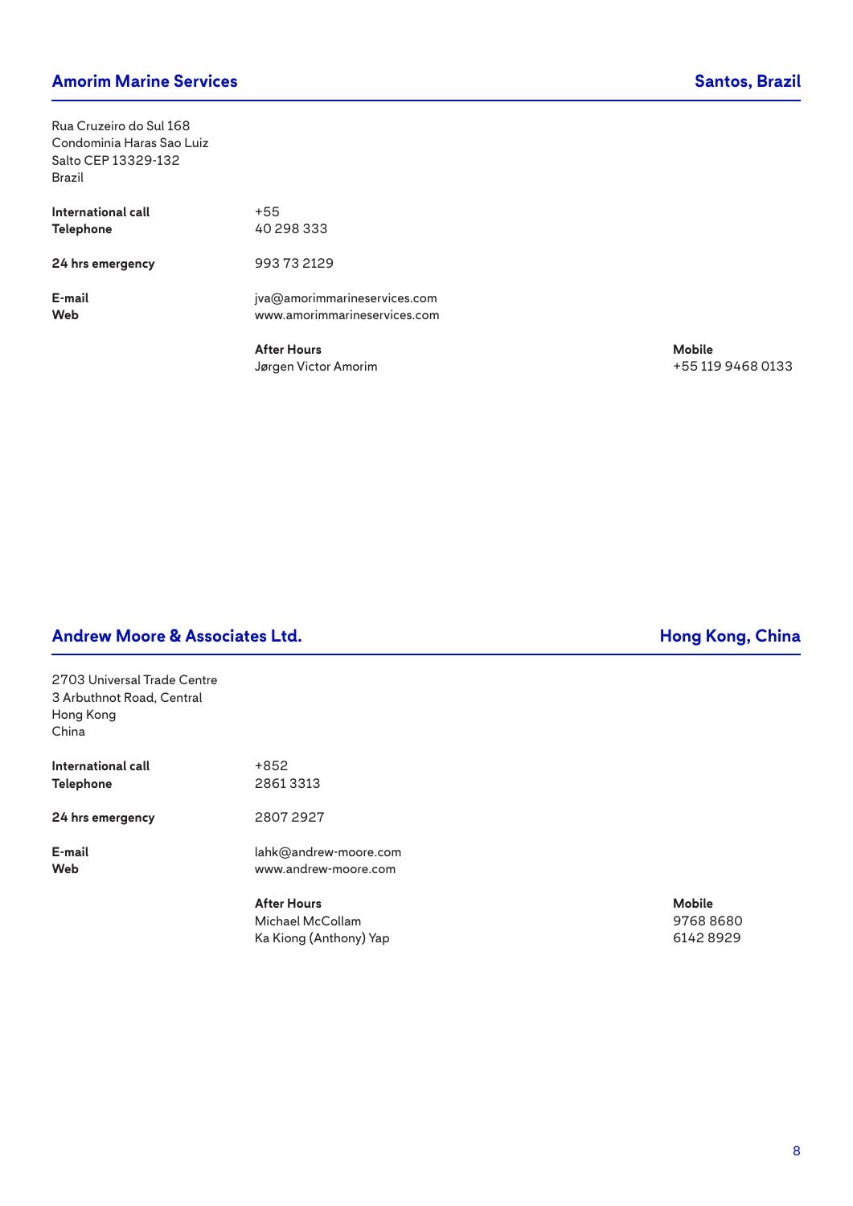## Amorim Marine Services — Santos, Brazil

Rua Cruzeiro do Sul 168
Condominia Haras Sao Luiz
Salto CEP 13329-132
Brazil

**International call** +55
**Telephone** 40 298 333

**24 hrs emergency** 993 73 2129

**E-mail** jva@amorimmarineservices.com
**Web** www.amorimmarineservices.com

| After Hours | Mobile |
| --- | --- |
| Jørgen Victor Amorim | +55 119 9468 0133 |

## Andrew Moore & Associates Ltd. — Hong Kong, China

2703 Universal Trade Centre
3 Arbuthnot Road, Central
Hong Kong
China

**International call** +852
**Telephone** 2861 3313

**24 hrs emergency** 2807 2927

**E-mail** lahk@andrew-moore.com
**Web** www.andrew-moore.com

| After Hours | Mobile |
| --- | --- |
| Michael McCollam | 9768 8680 |
| Ka Kiong (Anthony) Yap | 6142 8929 |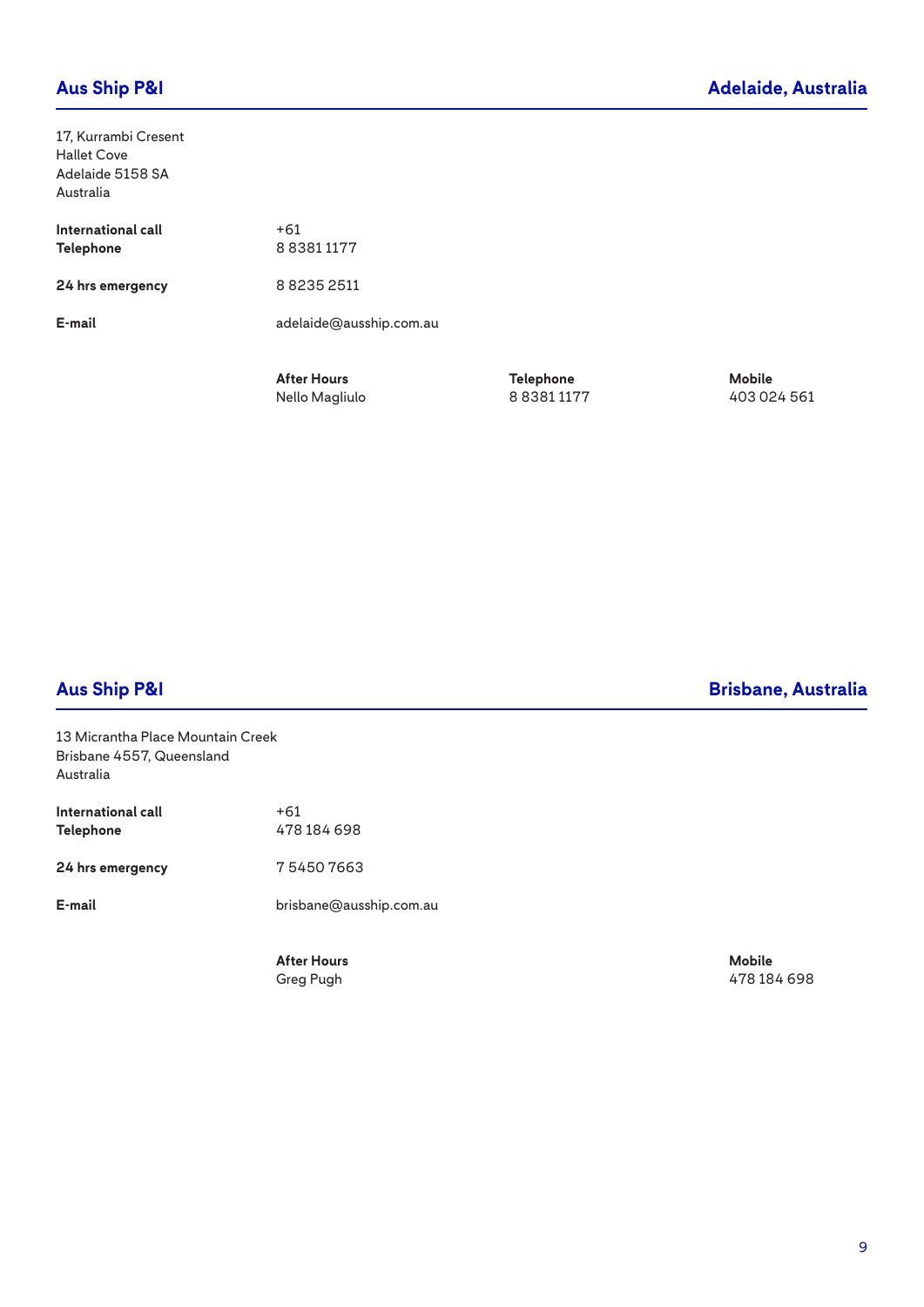## Aus Ship P&I — Adelaide, Australia

17, Kurrambi Cresent
Hallet Cove
Adelaide 5158 SA
Australia

| | |
|---|---|
| **International call** | +61 |
| **Telephone** | 8 8381 1177 |
| **24 hrs emergency** | 8 8235 2511 |
| **E-mail** | adelaide@ausship.com.au |

| After Hours | Telephone | Mobile |
|---|---|---|
| Nello Magliulo | 8 8381 1177 | 403 024 561 |

## Aus Ship P&I — Brisbane, Australia

13 Micrantha Place Mountain Creek
Brisbane 4557, Queensland
Australia

| | |
|---|---|
| **International call** | +61 |
| **Telephone** | 478 184 698 |
| **24 hrs emergency** | 7 5450 7663 |
| **E-mail** | brisbane@ausship.com.au |

| After Hours | Telephone | Mobile |
|---|---|---|
| Greg Pugh | | 478 184 698 |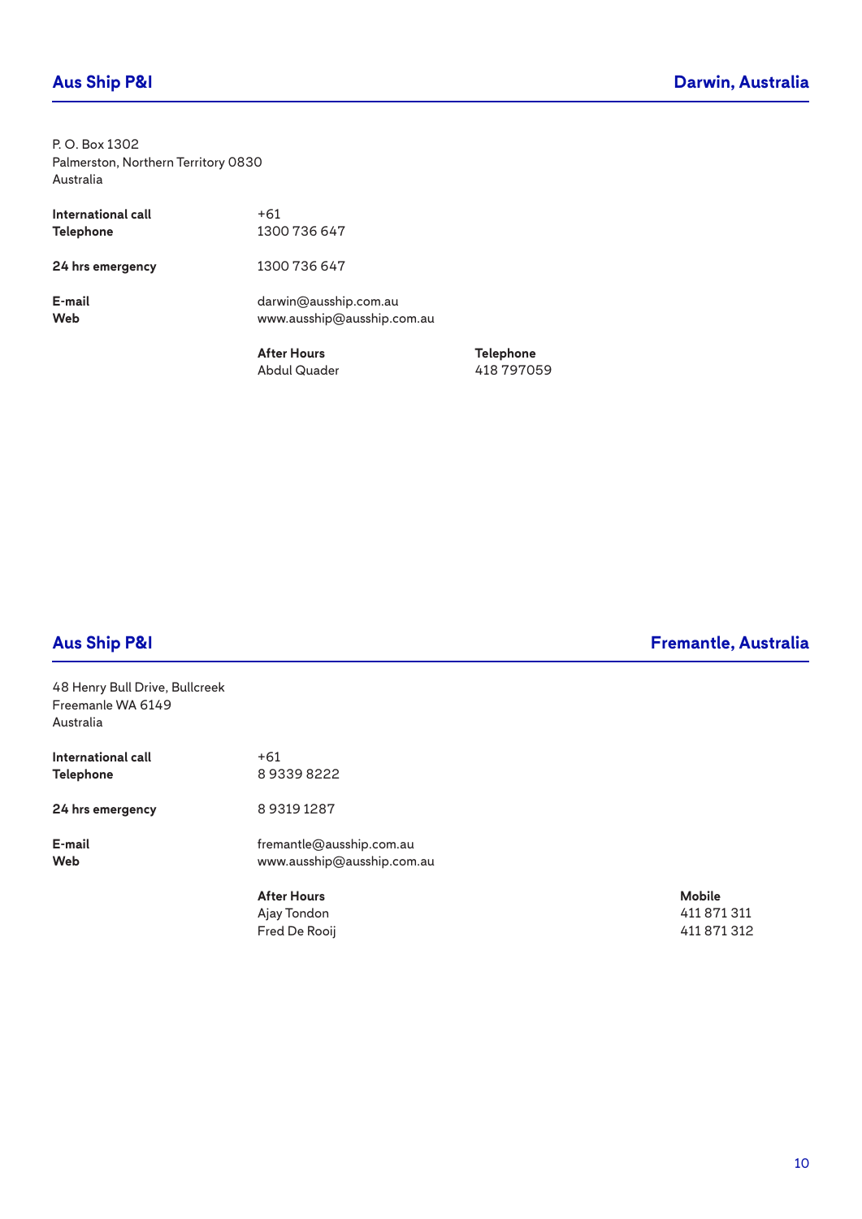## Aus Ship P&I — Darwin, Australia

P. O. Box 1302
Palmerston, Northern Territory 0830
Australia

| | | |
|---|---|---|
| **International call** | +61 | |
| **Telephone** | 1300 736 647 | |
| **24 hrs emergency** | 1300 736 647 | |
| **E-mail** | darwin@ausship.com.au | |
| **Web** | www.ausship@ausship.com.au | |
| | **After Hours** | **Telephone** |
| | Abdul Quader | 418 797059 |

## Aus Ship P&I — Fremantle, Australia

48 Henry Bull Drive, Bullcreek
Freemanle WA 6149
Australia

| | | |
|---|---|---|
| **International call** | +61 | |
| **Telephone** | 8 9339 8222 | |
| **24 hrs emergency** | 8 9319 1287 | |
| **E-mail** | fremantle@ausship.com.au | |
| **Web** | www.ausship@ausship.com.au | |
| | **After Hours** | **Mobile** |
| | Ajay Tondon | 411 871 311 |
| | Fred De Rooij | 411 871 312 |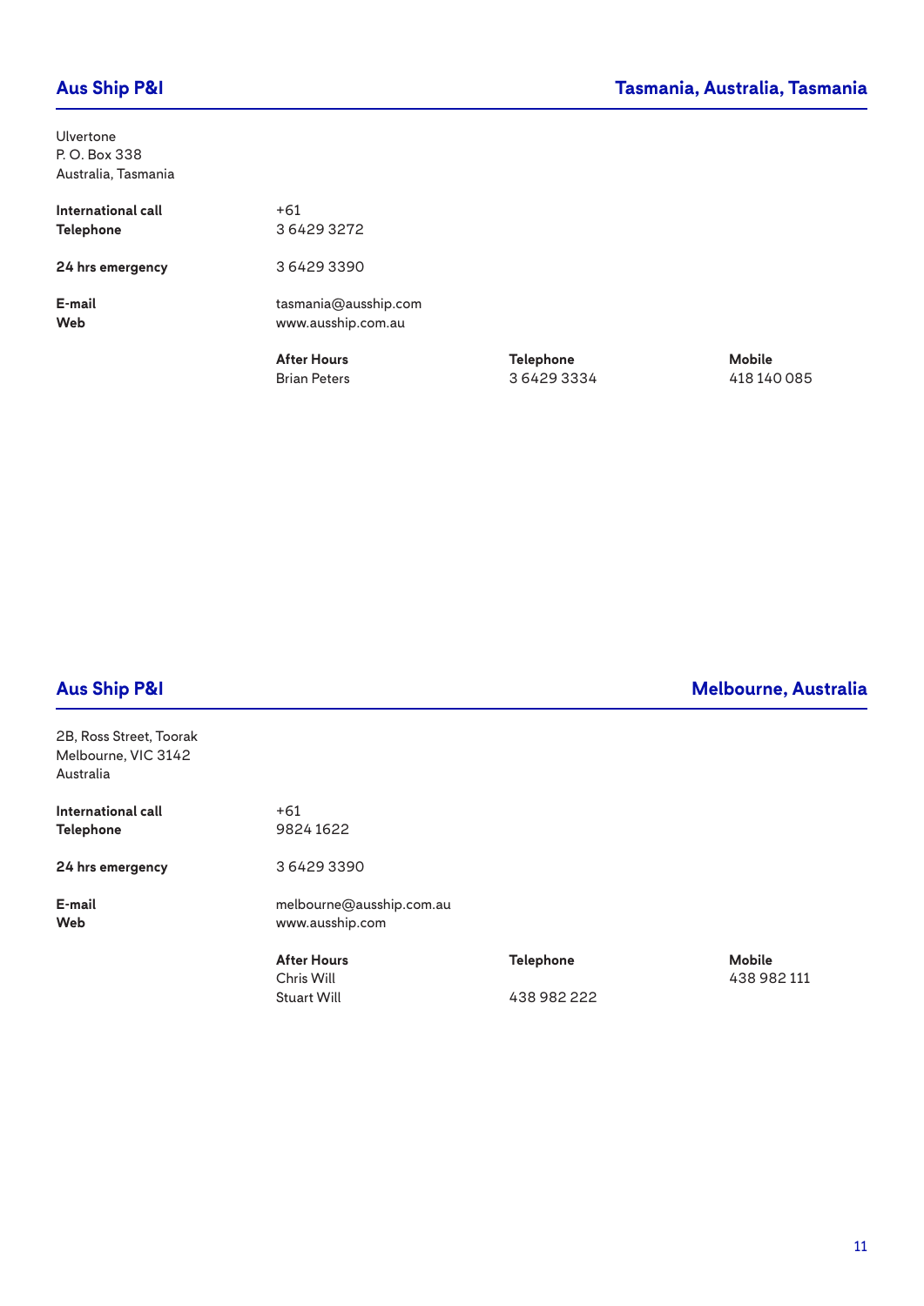## Aus Ship P&I

**Tasmania, Australia, Tasmania**

Ulvertone
P. O. Box 338
Australia, Tasmania

| | |
|---|---|
| **International call** | +61 |
| **Telephone** | 3 6429 3272 |
| **24 hrs emergency** | 3 6429 3390 |
| **E-mail** | tasmania@ausship.com |
| **Web** | www.ausship.com.au |

| After Hours | Telephone | Mobile |
|---|---|---|
| Brian Peters | 3 6429 3334 | 418 140 085 |

## Aus Ship P&I

**Melbourne, Australia**

2B, Ross Street, Toorak
Melbourne, VIC 3142
Australia

| | |
|---|---|
| **International call** | +61 |
| **Telephone** | 9824 1622 |
| **24 hrs emergency** | 3 6429 3390 |
| **E-mail** | melbourne@ausship.com.au |
| **Web** | www.ausship.com |

| After Hours | Telephone | Mobile |
|---|---|---|
| Chris Will | | 438 982 111 |
| Stuart Will | 438 982 222 | |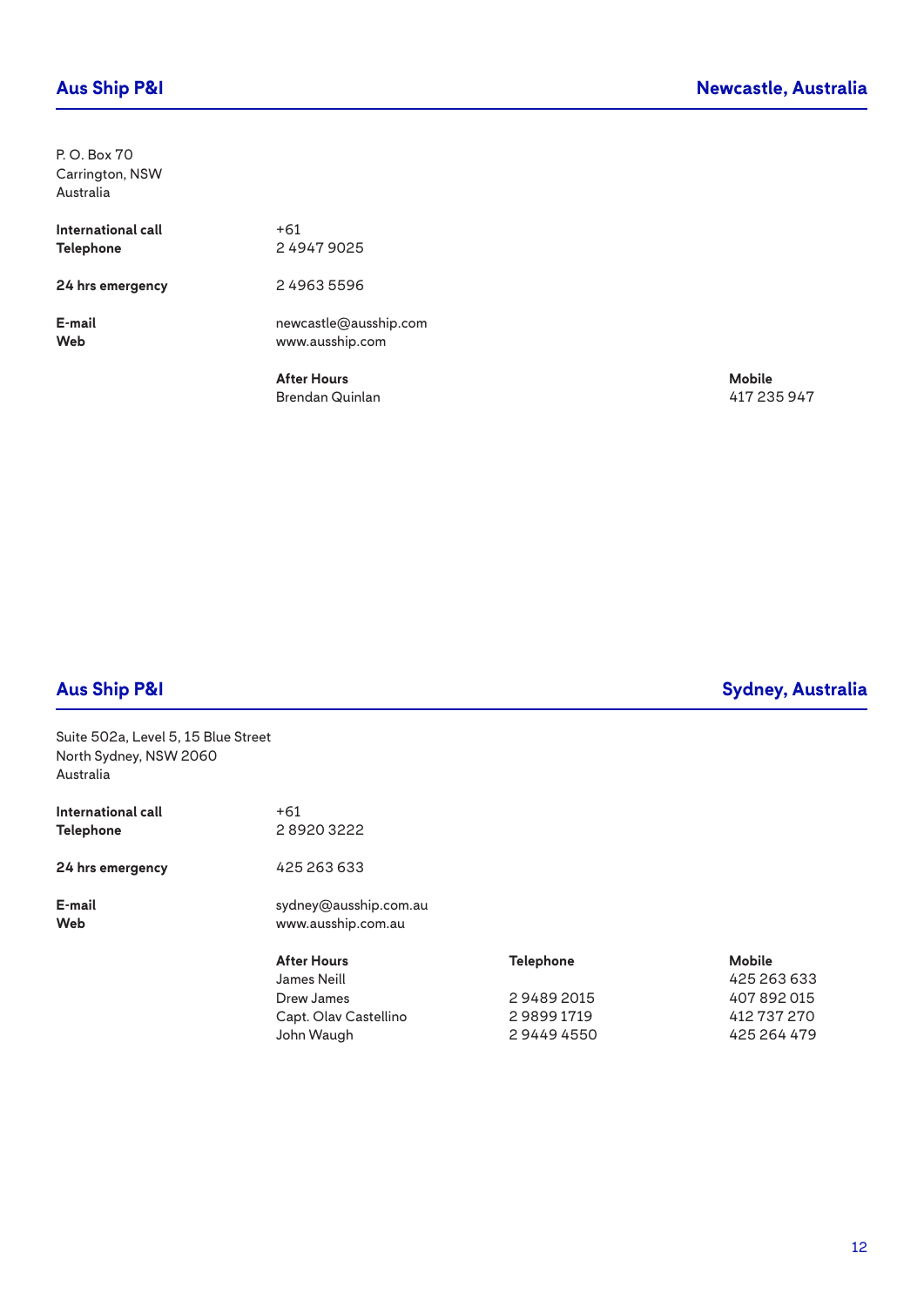## Aus Ship P&I — Newcastle, Australia

P. O. Box 70
Carrington, NSW
Australia

| | |
|---|---|
| **International call** | +61 |
| **Telephone** | 2 4947 9025 |
| **24 hrs emergency** | 2 4963 5596 |
| **E-mail** | newcastle@ausship.com |
| **Web** | www.ausship.com |

| After Hours | Mobile |
|---|---|
| Brendan Quinlan | 417 235 947 |

## Aus Ship P&I — Sydney, Australia

Suite 502a, Level 5, 15 Blue Street
North Sydney, NSW 2060
Australia

| | |
|---|---|
| **International call** | +61 |
| **Telephone** | 2 8920 3222 |
| **24 hrs emergency** | 425 263 633 |
| **E-mail** | sydney@ausship.com.au |
| **Web** | www.ausship.com.au |

| After Hours | Telephone | Mobile |
|---|---|---|
| James Neill | | 425 263 633 |
| Drew James | 2 9489 2015 | 407 892 015 |
| Capt. Olav Castellino | 2 9899 1719 | 412 737 270 |
| John Waugh | 2 9449 4550 | 425 264 479 |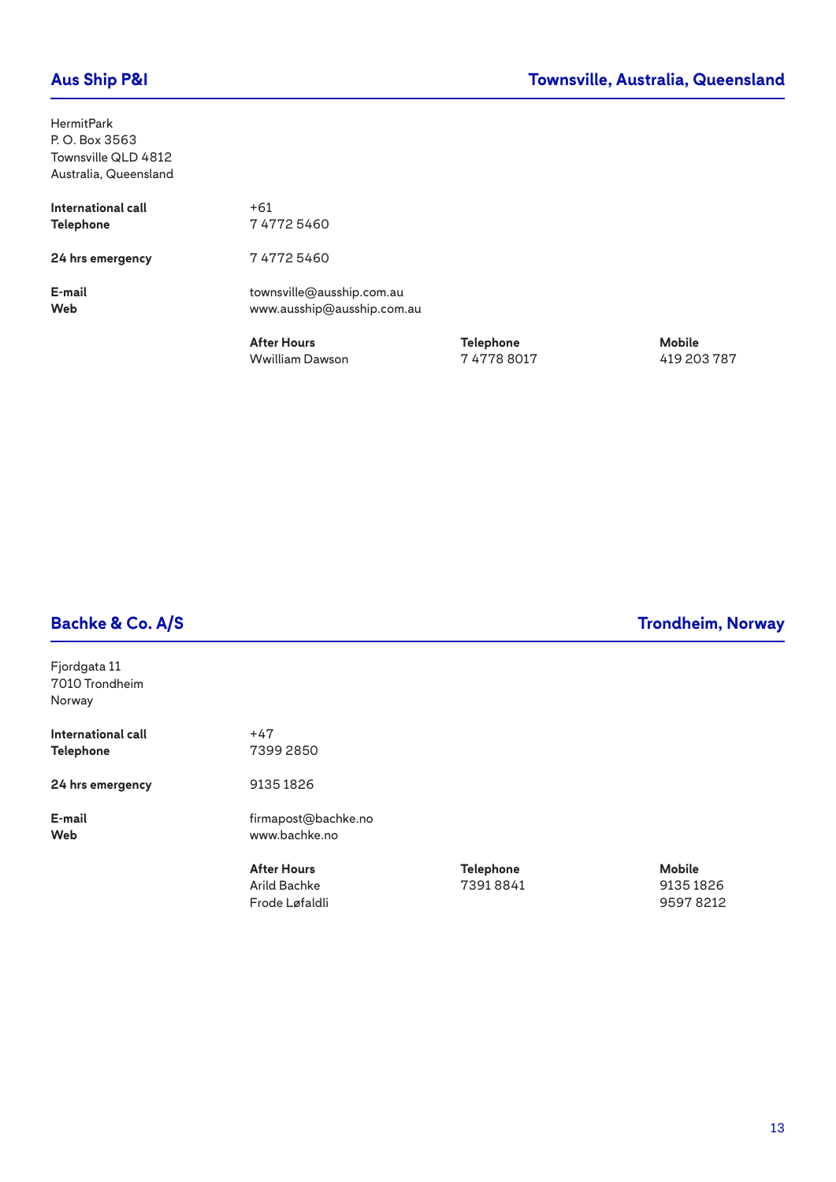## Aus Ship P&I

**Townsville, Australia, Queensland**

HermitPark
P. O. Box 3563
Townsville QLD 4812
Australia, Queensland

| | |
|---|---|
| **International call** | +61 |
| **Telephone** | 7 4772 5460 |
| **24 hrs emergency** | 7 4772 5460 |
| **E-mail** | townsville@ausship.com.au |
| **Web** | www.ausship@ausship.com.au |

| After Hours | Telephone | Mobile |
|---|---|---|
| Wwilliam Dawson | 7 4778 8017 | 419 203 787 |

## Bachke & Co. A/S

**Trondheim, Norway**

Fjordgata 11
7010 Trondheim
Norway

| | |
|---|---|
| **International call** | +47 |
| **Telephone** | 7399 2850 |
| **24 hrs emergency** | 9135 1826 |
| **E-mail** | firmapost@bachke.no |
| **Web** | www.bachke.no |

| After Hours | Telephone | Mobile |
|---|---|---|
| Arild Bachke | 7391 8841 | 9135 1826 |
| Frode Løfaldli | | 9597 8212 |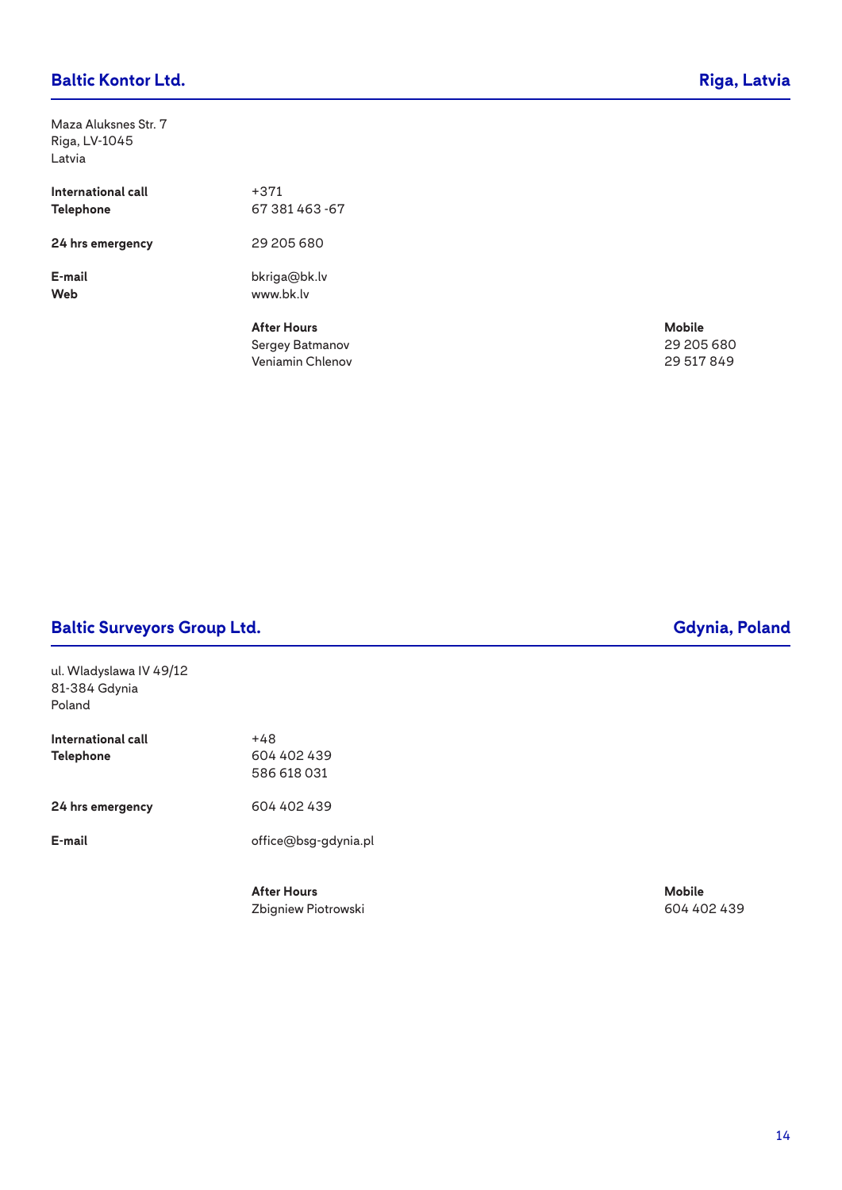## Baltic Kontor Ltd. — Riga, Latvia

Maza Aluksnes Str. 7
Riga, LV-1045
Latvia

| | |
|---|---|
| **International call** | +371 |
| **Telephone** | 67 381 463 -67 |
| **24 hrs emergency** | 29 205 680 |
| **E-mail** | bkriga@bk.lv |
| **Web** | www.bk.lv |

| After Hours | Mobile |
|---|---|
| Sergey Batmanov | 29 205 680 |
| Veniamin Chlenov | 29 517 849 |

## Baltic Surveyors Group Ltd. — Gdynia, Poland

ul. Wladyslawa IV 49/12
81-384 Gdynia
Poland

| | |
|---|---|
| **International call** | +48 |
| **Telephone** | 604 402 439<br>586 618 031 |
| **24 hrs emergency** | 604 402 439 |
| **E-mail** | office@bsg-gdynia.pl |

| After Hours | Mobile |
|---|---|
| Zbigniew Piotrowski | 604 402 439 |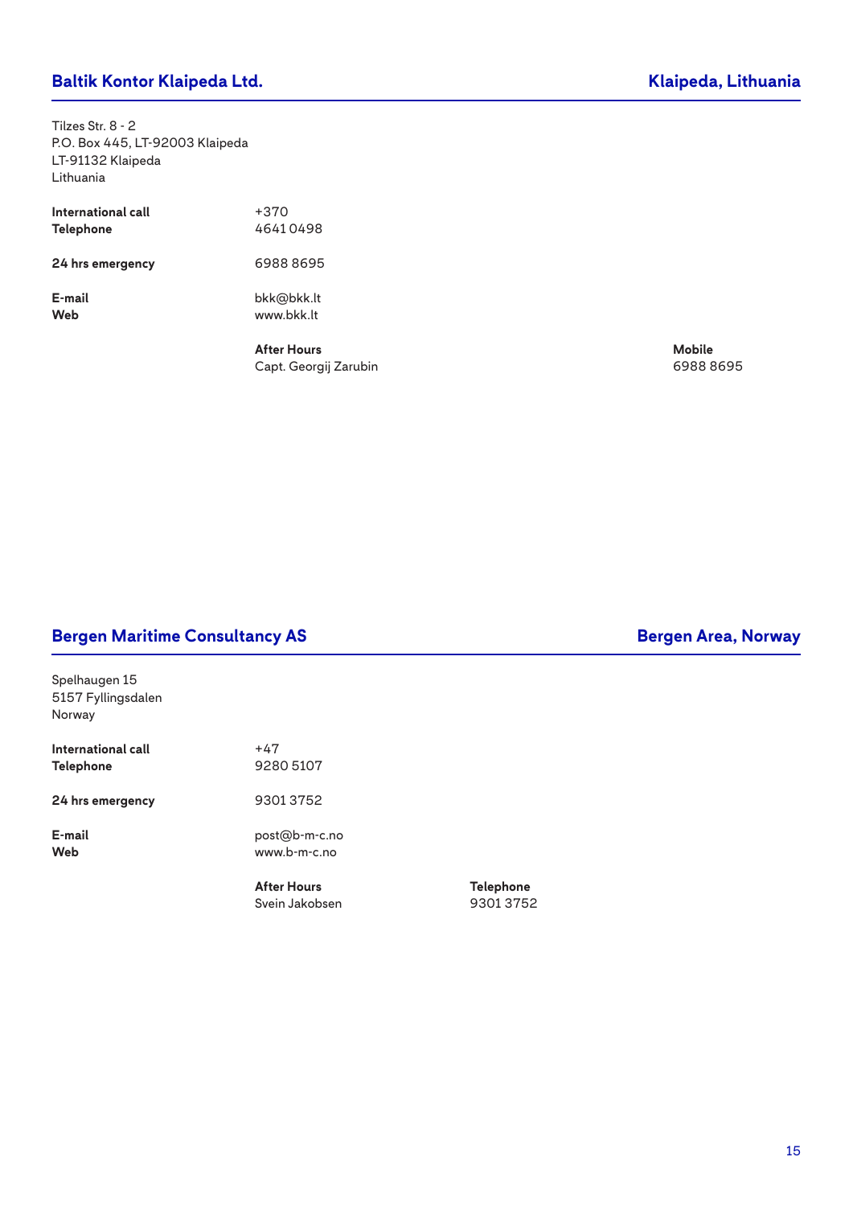## Baltik Kontor Klaipeda Ltd. — Klaipeda, Lithuania

Tilzes Str. 8 - 2
P.O. Box 445, LT-92003 Klaipeda
LT-91132 Klaipeda
Lithuania

| | |
|---|---|
| **International call** | +370 |
| **Telephone** | 4641 0498 |
| **24 hrs emergency** | 6988 8695 |
| **E-mail** | bkk@bkk.lt |
| **Web** | www.bkk.lt |

| After Hours | Mobile |
|---|---|
| Capt. Georgij Zarubin | 6988 8695 |

## Bergen Maritime Consultancy AS — Bergen Area, Norway

Spelhaugen 15
5157 Fyllingsdalen
Norway

| | |
|---|---|
| **International call** | +47 |
| **Telephone** | 9280 5107 |
| **24 hrs emergency** | 9301 3752 |
| **E-mail** | post@b-m-c.no |
| **Web** | www.b-m-c.no |

| After Hours | Telephone |
|---|---|
| Svein Jakobsen | 9301 3752 |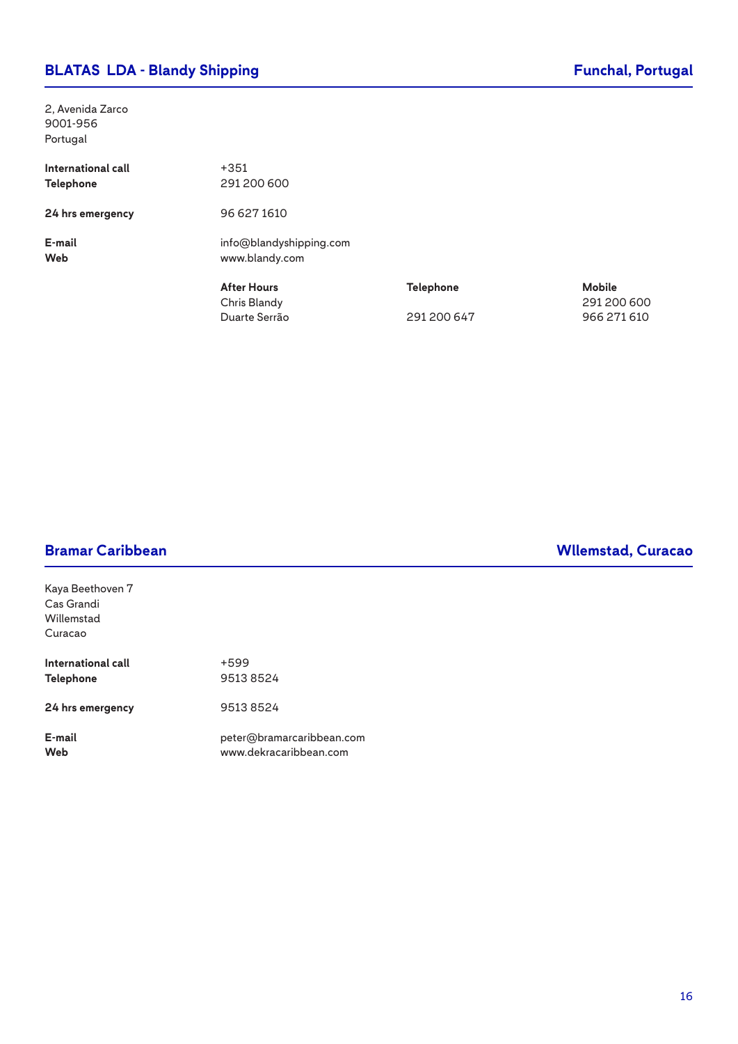## BLATAS LDA - Blandy Shipping — Funchal, Portugal

2, Avenida Zarco
9001-956
Portugal

**International call** +351
**Telephone** 291 200 600

**24 hrs emergency** 96 627 1610

**E-mail** info@blandyshipping.com
**Web** www.blandy.com

| After Hours | Telephone | Mobile |
|---|---|---|
| Chris Blandy | | 291 200 600 |
| Duarte Serrão | 291 200 647 | 966 271 610 |

## Bramar Caribbean — Wllemstad, Curacao

Kaya Beethoven 7
Cas Grandi
Willemstad
Curacao

**International call** +599
**Telephone** 9513 8524

**24 hrs emergency** 9513 8524

**E-mail** peter@bramarcaribbean.com
**Web** www.dekracaribbean.com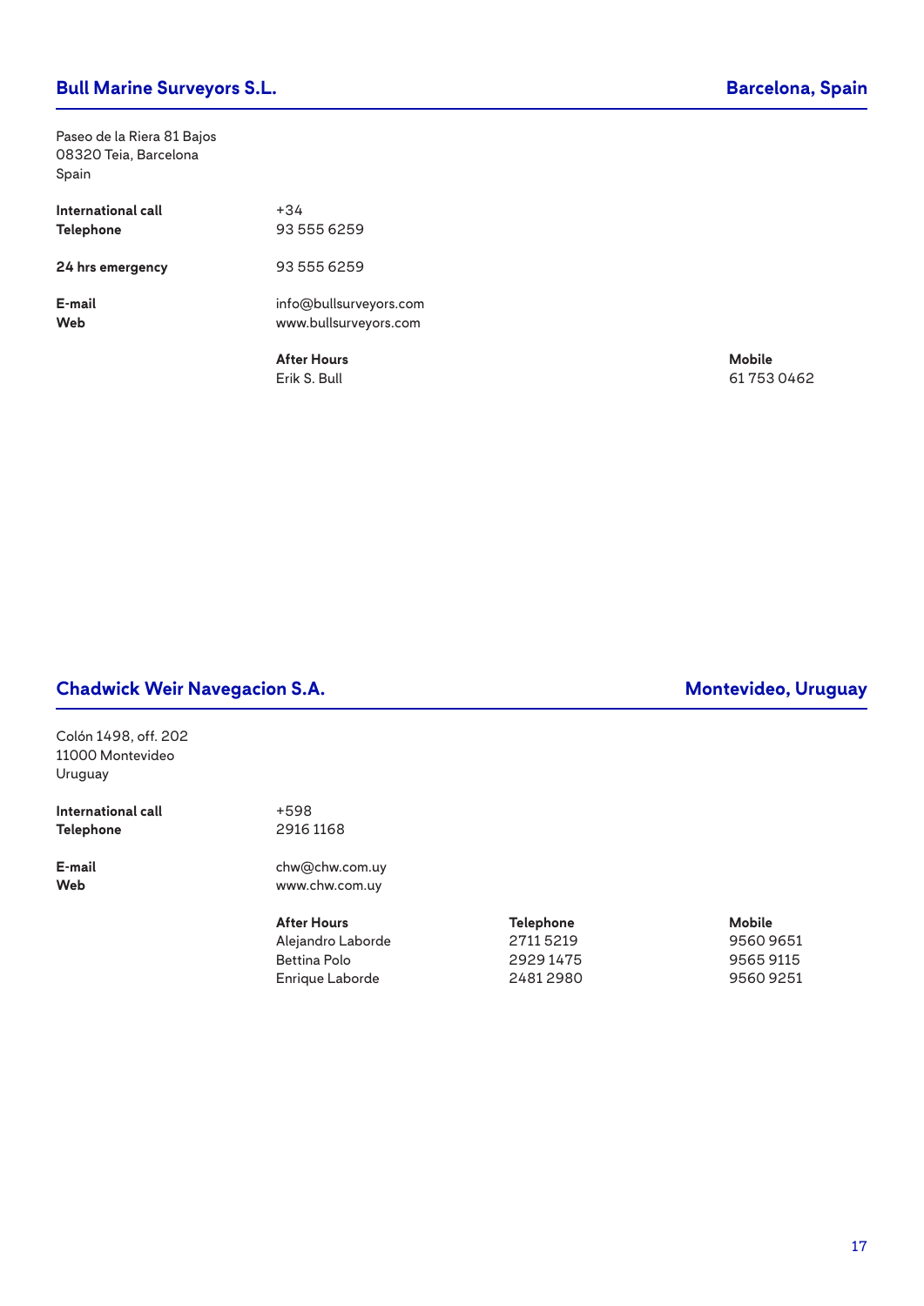## Bull Marine Surveyors S.L. — Barcelona, Spain

Paseo de la Riera 81 Bajos
08320 Teia, Barcelona
Spain

| | |
|---|---|
| **International call** | +34 |
| **Telephone** | 93 555 6259 |
| **24 hrs emergency** | 93 555 6259 |
| **E-mail** | info@bullsurveyors.com |
| **Web** | www.bullsurveyors.com |

| After Hours | Mobile |
|---|---|
| Erik S. Bull | 61 753 0462 |

## Chadwick Weir Navegacion S.A. — Montevideo, Uruguay

Colón 1498, off. 202
11000 Montevideo
Uruguay

| | |
|---|---|
| **International call** | +598 |
| **Telephone** | 2916 1168 |
| **E-mail** | chw@chw.com.uy |
| **Web** | www.chw.com.uy |

| After Hours | Telephone | Mobile |
|---|---|---|
| Alejandro Laborde | 2711 5219 | 9560 9651 |
| Bettina Polo | 2929 1475 | 9565 9115 |
| Enrique Laborde | 2481 2980 | 9560 9251 |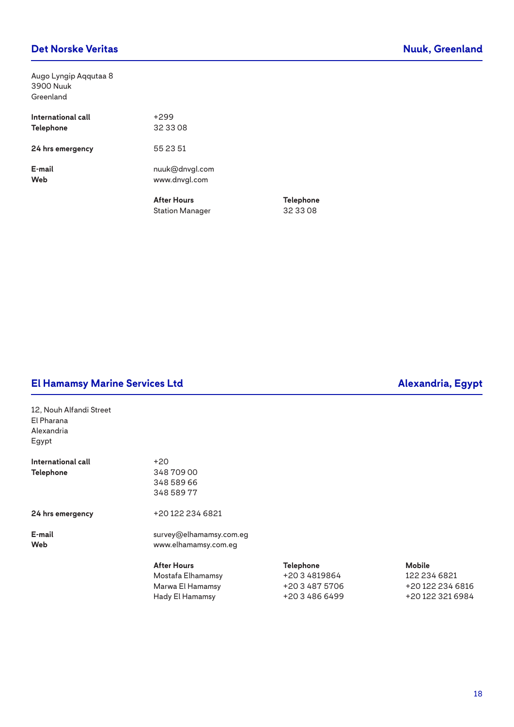## Det Norske Veritas — Nuuk, Greenland

Augo Lyngip Aqqutaa 8
3900 Nuuk
Greenland

| | |
|---|---|
| **International call** | +299 |
| **Telephone** | 32 33 08 |
| **24 hrs emergency** | 55 23 51 |
| **E-mail** | nuuk@dnvgl.com |
| **Web** | www.dnvgl.com |

| **After Hours** | **Telephone** |
|---|---|
| Station Manager | 32 33 08 |

## El Hamamsy Marine Services Ltd — Alexandria, Egypt

12, Nouh Alfandi Street
El Pharana
Alexandria
Egypt

| | |
|---|---|
| **International call** | +20 |
| **Telephone** | 348 709 00<br>348 589 66<br>348 589 77 |
| **24 hrs emergency** | +20 122 234 6821 |
| **E-mail** | survey@elhamamsy.com.eg |
| **Web** | www.elhamamsy.com.eg |

| **After Hours** | **Telephone** | **Mobile** |
|---|---|---|
| Mostafa Elhamamsy | +20 3 4819864 | 122 234 6821 |
| Marwa El Hamamsy | +20 3 487 5706 | +20 122 234 6816 |
| Hady El Hamamsy | +20 3 486 6499 | +20 122 321 6984 |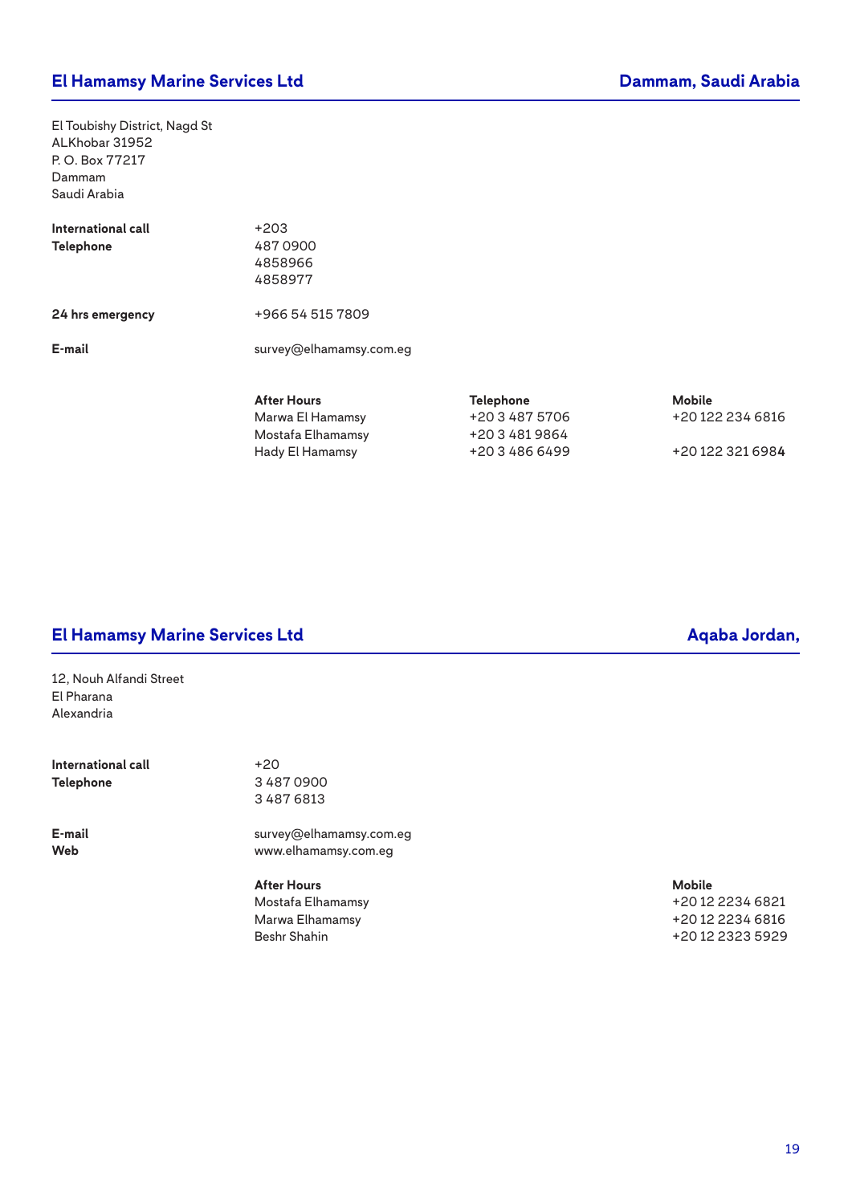## El Hamamsy Marine Services Ltd — Dammam, Saudi Arabia

El Toubishy District, Nagd St
ALKhobar 31952
P. O. Box 77217
Dammam
Saudi Arabia

| | |
|---|---|
| **International call** | +203 |
| **Telephone** | 487 0900 |
| | 4858966 |
| | 4858977 |
| **24 hrs emergency** | +966 54 515 7809 |
| **E-mail** | survey@elhamamsy.com.eg |

| After Hours | Telephone | Mobile |
|---|---|---|
| Marwa El Hamamsy | +20 3 487 5706 | +20 122 234 6816 |
| Mostafa Elhamamsy | +20 3 481 9864 | |
| Hady El Hamamsy | +20 3 486 6499 | +20 122 321 6984 |

## El Hamamsy Marine Services Ltd — Aqaba Jordan,

12, Nouh Alfandi Street
El Pharana
Alexandria

| | |
|---|---|
| **International call** | +20 |
| **Telephone** | 3 487 0900 |
| | 3 487 6813 |
| **E-mail** | survey@elhamamsy.com.eg |
| **Web** | www.elhamamsy.com.eg |

| After Hours | Mobile |
|---|---|
| Mostafa Elhamamsy | +20 12 2234 6821 |
| Marwa Elhamamsy | +20 12 2234 6816 |
| Beshr Shahin | +20 12 2323 5929 |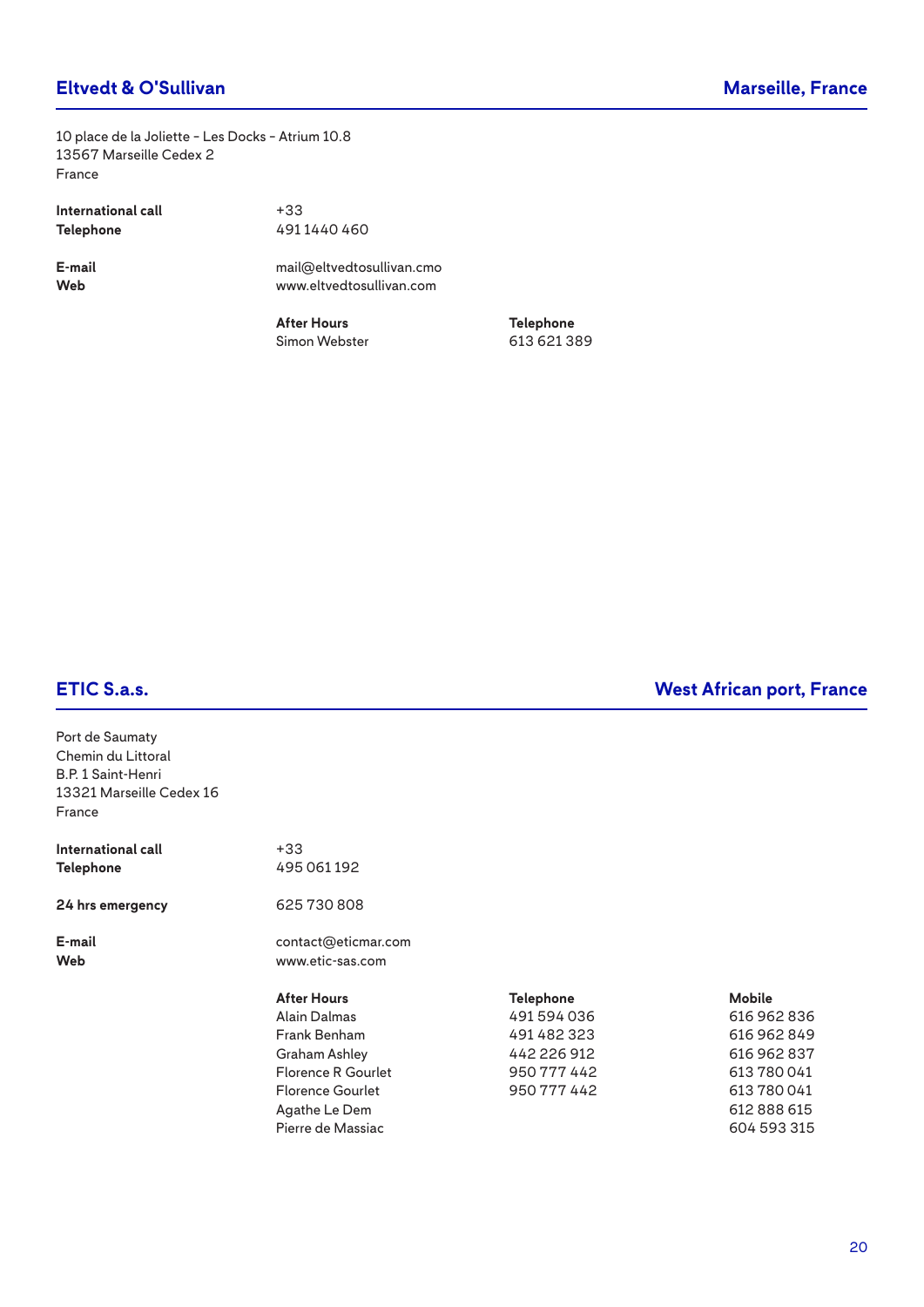## Eltvedt & O'Sullivan

**Marseille, France**

10 place de la Joliette - Les Docks - Atrium 10.8
13567 Marseille Cedex 2
France

| | |
|---|---|
| **International call** | +33 |
| **Telephone** | 491 1440 460 |
| **E-mail** | mail@eltvedtosullivan.cmo |
| **Web** | www.eltvedtosullivan.com |

| After Hours | Telephone |
|---|---|
| Simon Webster | 613 621 389 |

## ETIC S.a.s.

**West African port, France**

Port de Saumaty
Chemin du Littoral
B.P. 1 Saint-Henri
13321 Marseille Cedex 16
France

| | |
|---|---|
| **International call** | +33 |
| **Telephone** | 495 061 192 |
| **24 hrs emergency** | 625 730 808 |
| **E-mail** | contact@eticmar.com |
| **Web** | www.etic-sas.com |

| After Hours | Telephone | Mobile |
|---|---|---|
| Alain Dalmas | 491 594 036 | 616 962 836 |
| Frank Benham | 491 482 323 | 616 962 849 |
| Graham Ashley | 442 226 912 | 616 962 837 |
| Florence R Gourlet | 950 777 442 | 613 780 041 |
| Florence Gourlet | 950 777 442 | 613 780 041 |
| Agathe Le Dem | | 612 888 615 |
| Pierre de Massiac | | 604 593 315 |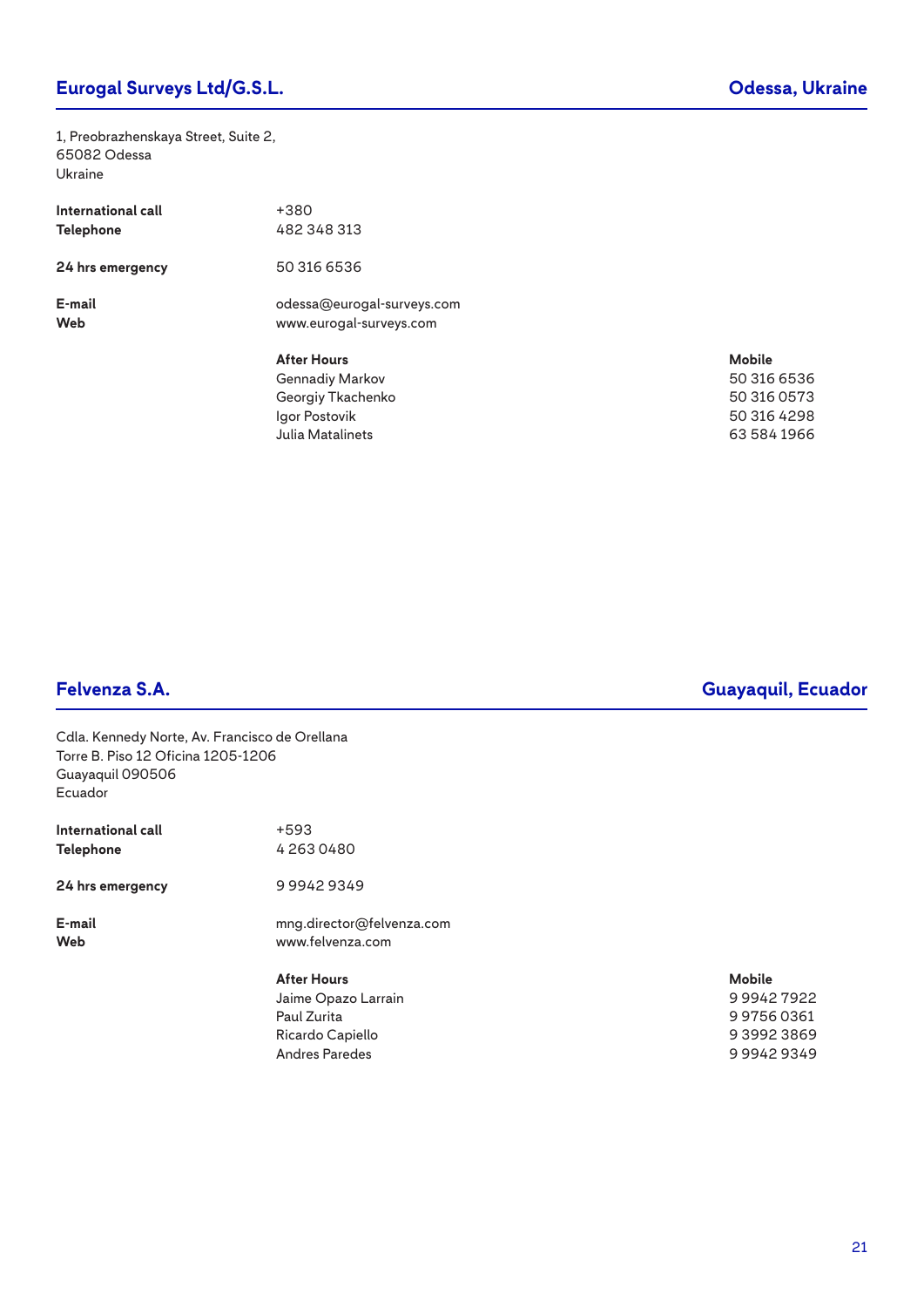## Eurogal Surveys Ltd/G.S.L. — Odessa, Ukraine

1, Preobrazhenskaya Street, Suite 2,
65082 Odessa
Ukraine

**International call** +380
**Telephone** 482 348 313

**24 hrs emergency** 50 316 6536

**E-mail** odessa@eurogal-surveys.com
**Web** www.eurogal-surveys.com

| After Hours | Mobile |
|---|---|
| Gennadiy Markov | 50 316 6536 |
| Georgiy Tkachenko | 50 316 0573 |
| Igor Postovik | 50 316 4298 |
| Julia Matalinets | 63 584 1966 |

## Felvenza S.A. — Guayaquil, Ecuador

Cdla. Kennedy Norte, Av. Francisco de Orellana
Torre B. Piso 12 Oficina 1205-1206
Guayaquil 090506
Ecuador

**International call** +593
**Telephone** 4 263 0480

**24 hrs emergency** 9 9942 9349

**E-mail** mng.director@felvenza.com
**Web** www.felvenza.com

| After Hours | Mobile |
|---|---|
| Jaime Opazo Larrain | 9 9942 7922 |
| Paul Zurita | 9 9756 0361 |
| Ricardo Capiello | 9 3992 3869 |
| Andres Paredes | 9 9942 9349 |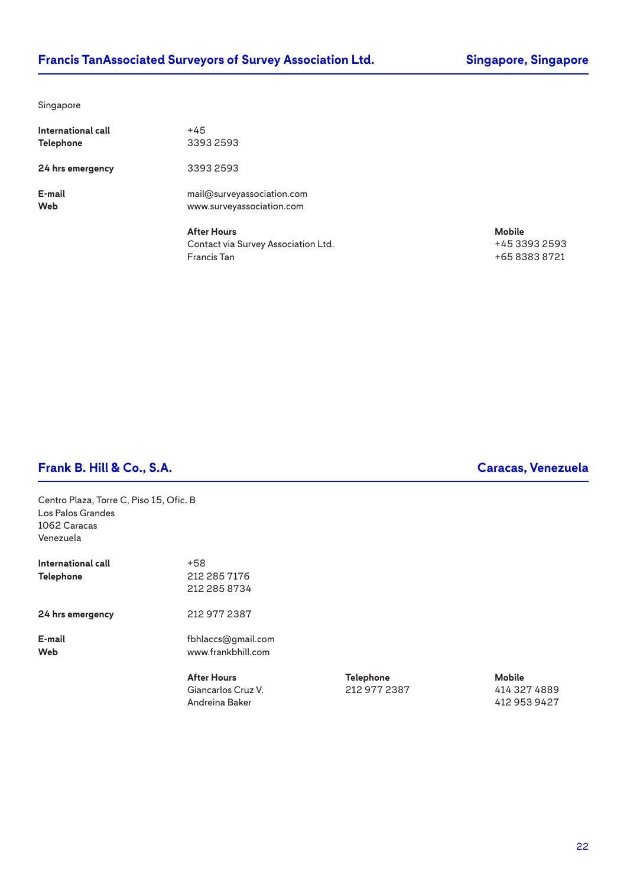## Francis TanAssociated Surveyors of Survey Association Ltd. — Singapore, Singapore

Singapore

| | |
|---|---|
| **International call** | +45 |
| **Telephone** | 3393 2593 |
| **24 hrs emergency** | 3393 2593 |
| **E-mail** | mail@surveyassociation.com |
| **Web** | www.surveyassociation.com |

| After Hours | Mobile |
|---|---|
| Contact via Survey Association Ltd. | +45 3393 2593 |
| Francis Tan | +65 8383 8721 |

## Frank B. Hill & Co., S.A. — Caracas, Venezuela

Centro Plaza, Torre C, Piso 15, Ofic. B
Los Palos Grandes
1062 Caracas
Venezuela

| | |
|---|---|
| **International call** | +58 |
| **Telephone** | 212 285 7176<br>212 285 8734 |
| **24 hrs emergency** | 212 977 2387 |
| **E-mail** | fbhlaccs@gmail.com |
| **Web** | www.frankbhill.com |

| After Hours | Telephone | Mobile |
|---|---|---|
| Giancarlos Cruz V. | 212 977 2387 | 414 327 4889 |
| Andreina Baker | | 412 953 9427 |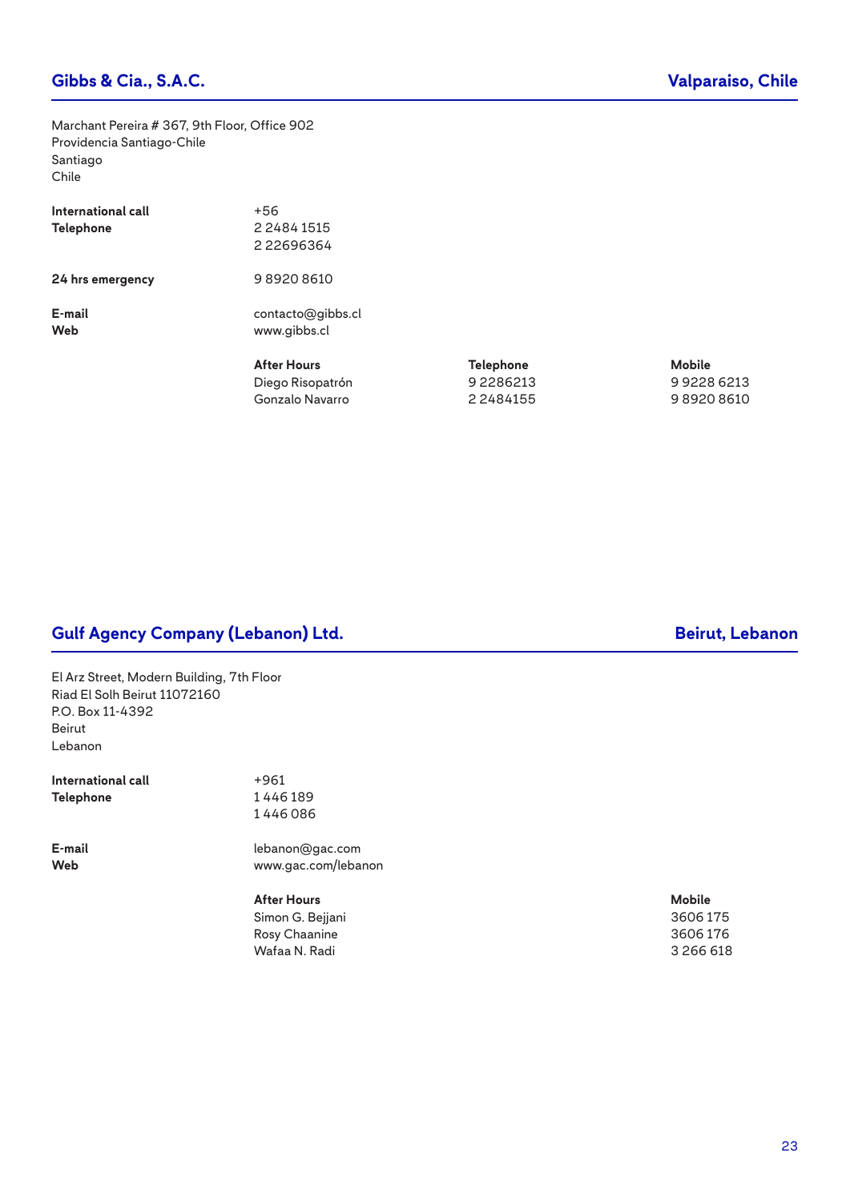## Gibbs & Cia., S.A.C. — Valparaiso, Chile

Marchant Pereira # 367, 9th Floor, Office 902
Providencia Santiago-Chile
Santiago
Chile

| | |
|---|---|
| **International call** | +56 |
| **Telephone** | 2 2484 1515 |
| | 2 22696364 |
| **24 hrs emergency** | 9 8920 8610 |
| **E-mail** | contacto@gibbs.cl |
| **Web** | www.gibbs.cl |

| After Hours | Telephone | Mobile |
|---|---|---|
| Diego Risopatrón | 9 2286213 | 9 9228 6213 |
| Gonzalo Navarro | 2 2484155 | 9 8920 8610 |

## Gulf Agency Company (Lebanon) Ltd. — Beirut, Lebanon

El Arz Street, Modern Building, 7th Floor
Riad El Solh Beirut 11072160
P.O. Box 11-4392
Beirut
Lebanon

| | |
|---|---|
| **International call** | +961 |
| **Telephone** | 1 446 189 |
| | 1 446 086 |
| **E-mail** | lebanon@gac.com |
| **Web** | www.gac.com/lebanon |

| After Hours | Mobile |
|---|---|
| Simon G. Bejjani | 3606 175 |
| Rosy Chaanine | 3606 176 |
| Wafaa N. Radi | 3 266 618 |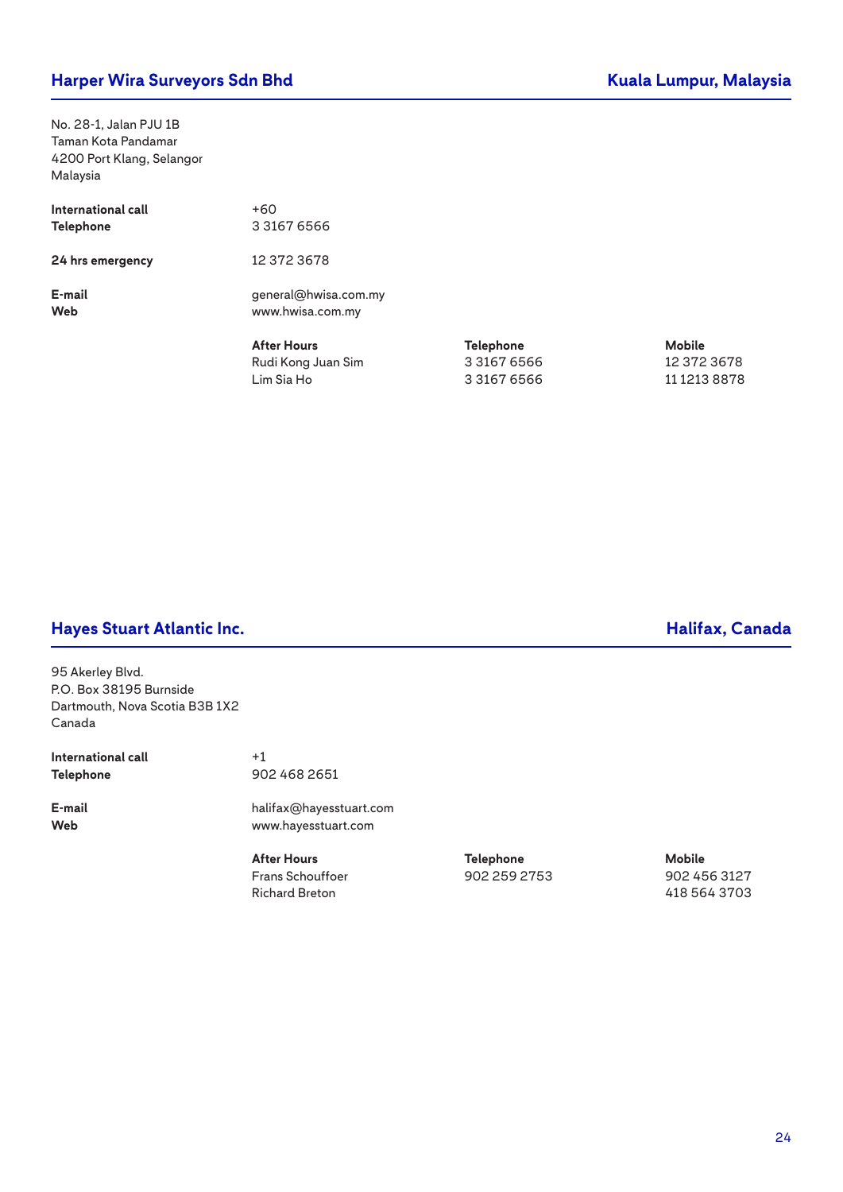## Harper Wira Surveyors Sdn Bhd — Kuala Lumpur, Malaysia

No. 28-1, Jalan PJU 1B
Taman Kota Pandamar
4200 Port Klang, Selangor
Malaysia

**International call** +60
**Telephone** 3 3167 6566

**24 hrs emergency** 12 372 3678

**E-mail** general@hwisa.com.my
**Web** www.hwisa.com.my

| After Hours | Telephone | Mobile |
|---|---|---|
| Rudi Kong Juan Sim | 3 3167 6566 | 12 372 3678 |
| Lim Sia Ho | 3 3167 6566 | 11 1213 8878 |

## Hayes Stuart Atlantic Inc. — Halifax, Canada

95 Akerley Blvd.
P.O. Box 38195 Burnside
Dartmouth, Nova Scotia B3B 1X2
Canada

**International call** +1
**Telephone** 902 468 2651

**E-mail** halifax@hayesstuart.com
**Web** www.hayesstuart.com

| After Hours | Telephone | Mobile |
|---|---|---|
| Frans Schouffoer | 902 259 2753 | 902 456 3127 |
| Richard Breton | | 418 564 3703 |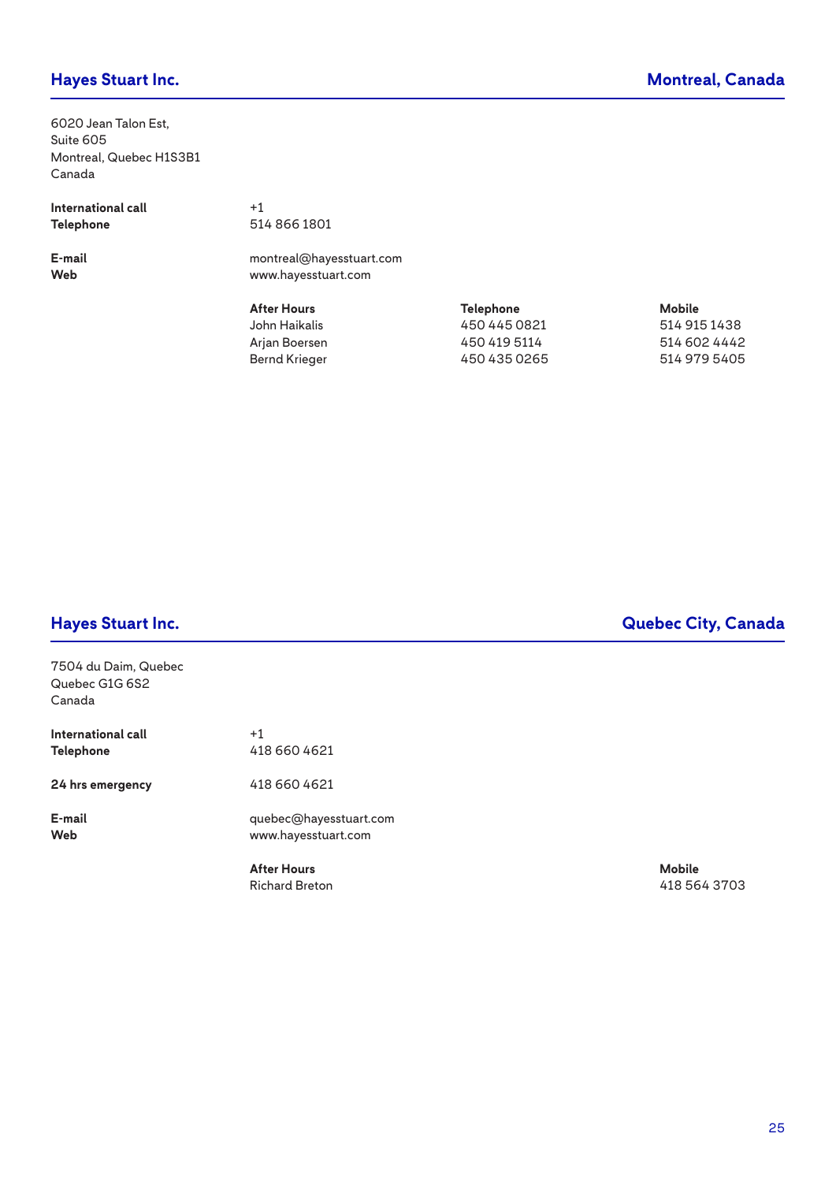## Hayes Stuart Inc. — Montreal, Canada

6020 Jean Talon Est,
Suite 605
Montreal, Quebec H1S3B1
Canada

**International call** +1
**Telephone** 514 866 1801

**E-mail** montreal@hayesstuart.com
**Web** www.hayesstuart.com

| After Hours | Telephone | Mobile |
|---|---|---|
| John Haikalis | 450 445 0821 | 514 915 1438 |
| Arjan Boersen | 450 419 5114 | 514 602 4442 |
| Bernd Krieger | 450 435 0265 | 514 979 5405 |

## Hayes Stuart Inc. — Quebec City, Canada

7504 du Daim, Quebec
Quebec G1G 6S2
Canada

**International call** +1
**Telephone** 418 660 4621

**24 hrs emergency** 418 660 4621

**E-mail** quebec@hayesstuart.com
**Web** www.hayesstuart.com

| After Hours | Mobile |
|---|---|
| Richard Breton | 418 564 3703 |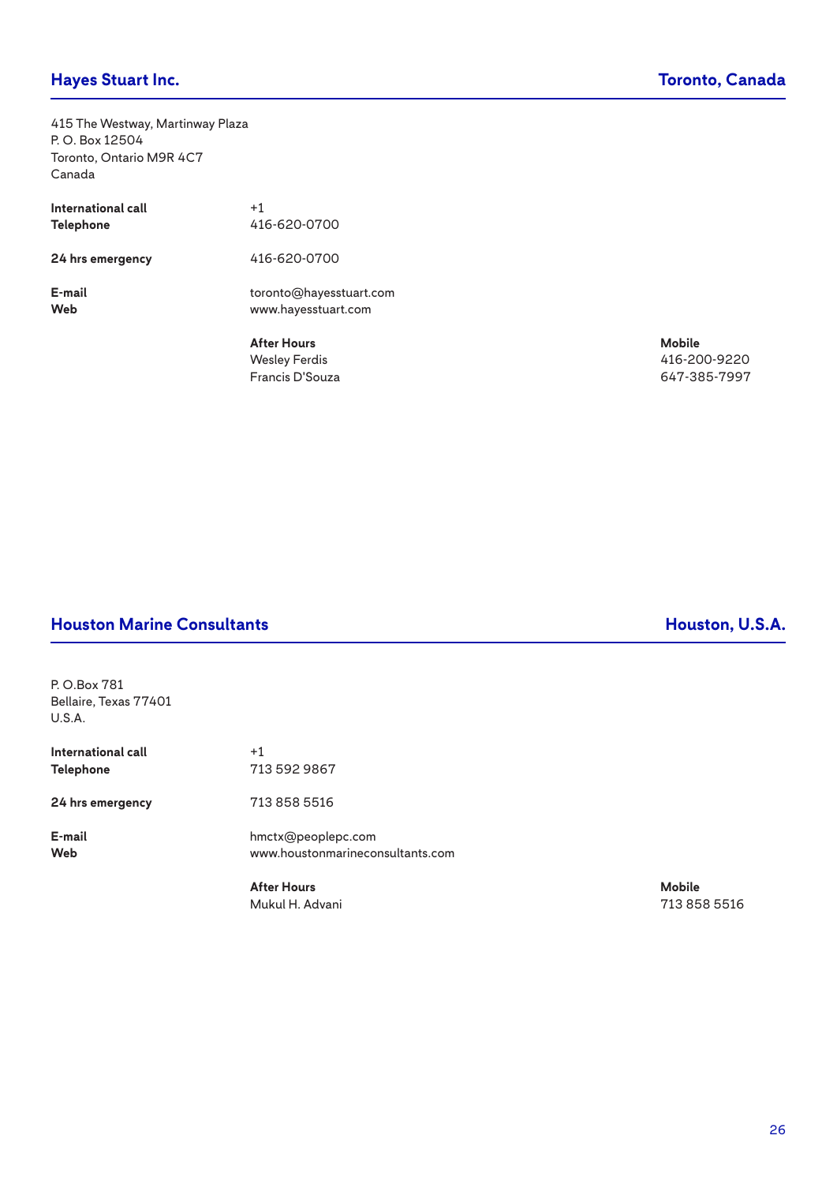## Hayes Stuart Inc. — Toronto, Canada

415 The Westway, Martinway Plaza
P. O. Box 12504
Toronto, Ontario M9R 4C7
Canada

**International call** +1
**Telephone** 416-620-0700

**24 hrs emergency** 416-620-0700

**E-mail** toronto@hayesstuart.com
**Web** www.hayesstuart.com

| After Hours | Mobile |
|---|---|
| Wesley Ferdis | 416-200-9220 |
| Francis D'Souza | 647-385-7997 |

## Houston Marine Consultants — Houston, U.S.A.

P. O.Box 781
Bellaire, Texas 77401
U.S.A.

**International call** +1
**Telephone** 713 592 9867

**24 hrs emergency** 713 858 5516

**E-mail** hmctx@peoplepc.com
**Web** www.houstonmarineconsultants.com

| After Hours | Mobile |
|---|---|
| Mukul H. Advani | 713 858 5516 |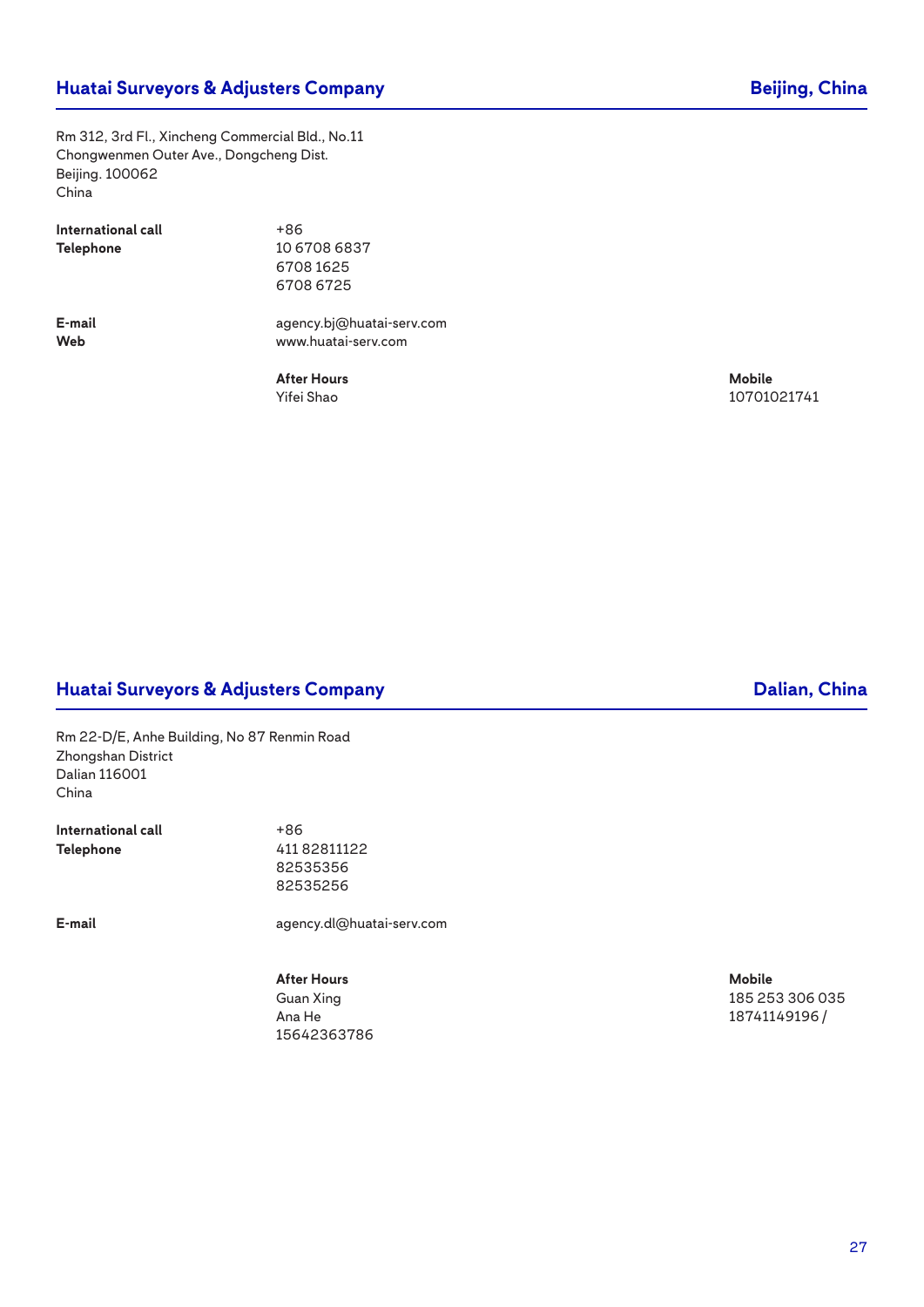## Huatai Surveyors & Adjusters Company — Beijing, China

Rm 312, 3rd Fl., Xincheng Commercial Bld., No.11
Chongwenmen Outer Ave., Dongcheng Dist.
Beijing. 100062
China

**International call** +86
**Telephone** 10 6708 6837
6708 1625
6708 6725

**E-mail** agency.bj@huatai-serv.com
**Web** www.huatai-serv.com

| After Hours | Mobile |
|---|---|
| Yifei Shao | 10701021741 |

## Huatai Surveyors & Adjusters Company — Dalian, China

Rm 22-D/E, Anhe Building, No 87 Renmin Road
Zhongshan District
Dalian 116001
China

**International call** +86
**Telephone** 411 82811122
82535356
82535256

**E-mail** agency.dl@huatai-serv.com

| After Hours | Mobile |
|---|---|
| Guan Xing | 185 253 306 035 |
| Ana He | 18741149196 / |
| 15642363786 | |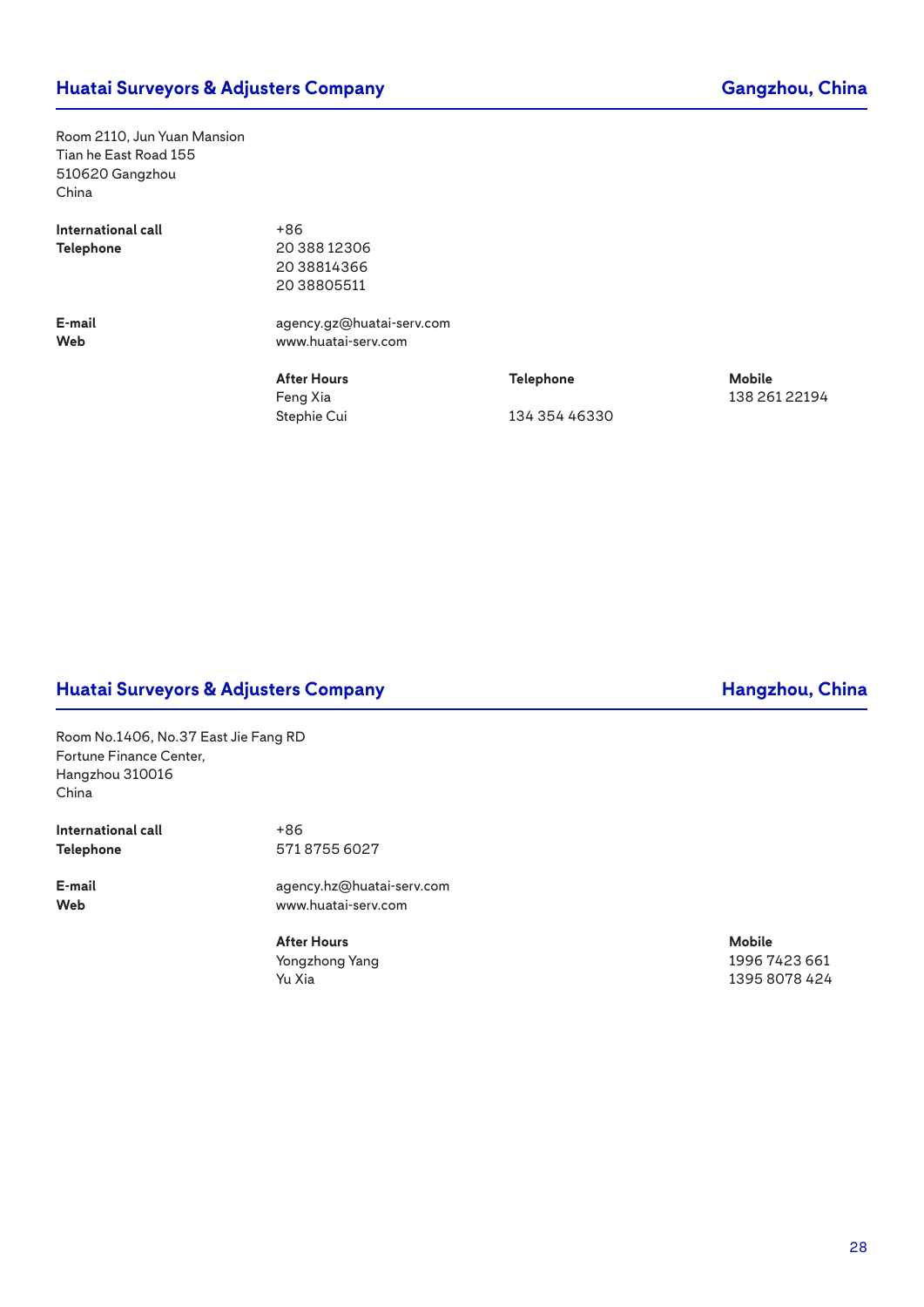## Huatai Surveyors & Adjusters Company — Gangzhou, China

Room 2110, Jun Yuan Mansion
Tian he East Road 155
510620 Gangzhou
China

| | |
|---|---|
| **International call** | +86 |
| **Telephone** | 20 388 12306<br>20 38814366<br>20 38805511 |
| **E-mail** | agency.gz@huatai-serv.com |
| **Web** | www.huatai-serv.com |

| After Hours | Telephone | Mobile |
|---|---|---|
| Feng Xia | | 138 261 22194 |
| Stephie Cui | 134 354 46330 | |

## Huatai Surveyors & Adjusters Company — Hangzhou, China

Room No.1406, No.37 East Jie Fang RD
Fortune Finance Center,
Hangzhou 310016
China

| | |
|---|---|
| **International call** | +86 |
| **Telephone** | 571 8755 6027 |
| **E-mail** | agency.hz@huatai-serv.com |
| **Web** | www.huatai-serv.com |

| After Hours | Mobile |
|---|---|
| Yongzhong Yang | 1996 7423 661 |
| Yu Xia | 1395 8078 424 |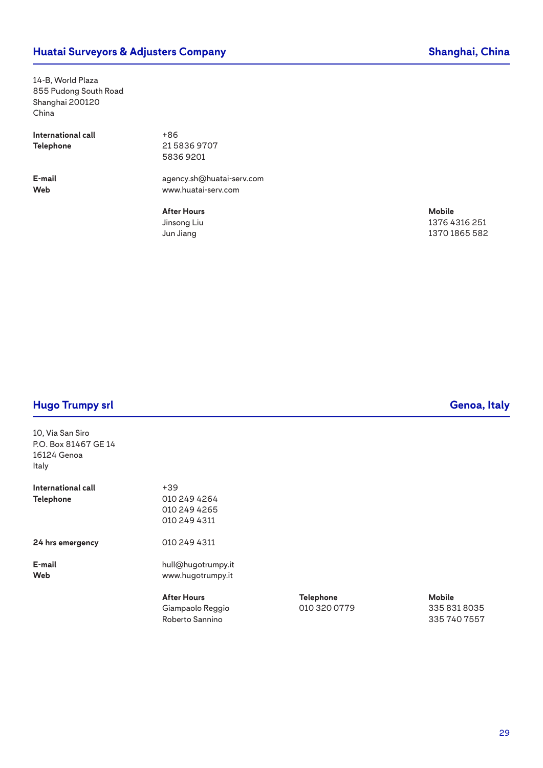## Huatai Surveyors & Adjusters Company — Shanghai, China

14-B, World Plaza
855 Pudong South Road
Shanghai 200120
China

| | |
|---|---|
| **International call** | +86 |
| **Telephone** | 21 5836 9707 |
| | 5836 9201 |
| **E-mail** | agency.sh@huatai-serv.com |
| **Web** | www.huatai-serv.com |

| **After Hours** | **Mobile** |
|---|---|
| Jinsong Liu | 1376 4316 251 |
| Jun Jiang | 1370 1865 582 |

## Hugo Trumpy srl — Genoa, Italy

10, Via San Siro
P.O. Box 81467 GE 14
16124 Genoa
Italy

| | |
|---|---|
| **International call** | +39 |
| **Telephone** | 010 249 4264 |
| | 010 249 4265 |
| | 010 249 4311 |
| **24 hrs emergency** | 010 249 4311 |
| **E-mail** | hull@hugotrumpy.it |
| **Web** | www.hugotrumpy.it |

| **After Hours** | **Telephone** | **Mobile** |
|---|---|---|
| Giampaolo Reggio | 010 320 0779 | 335 831 8035 |
| Roberto Sannino | | 335 740 7557 |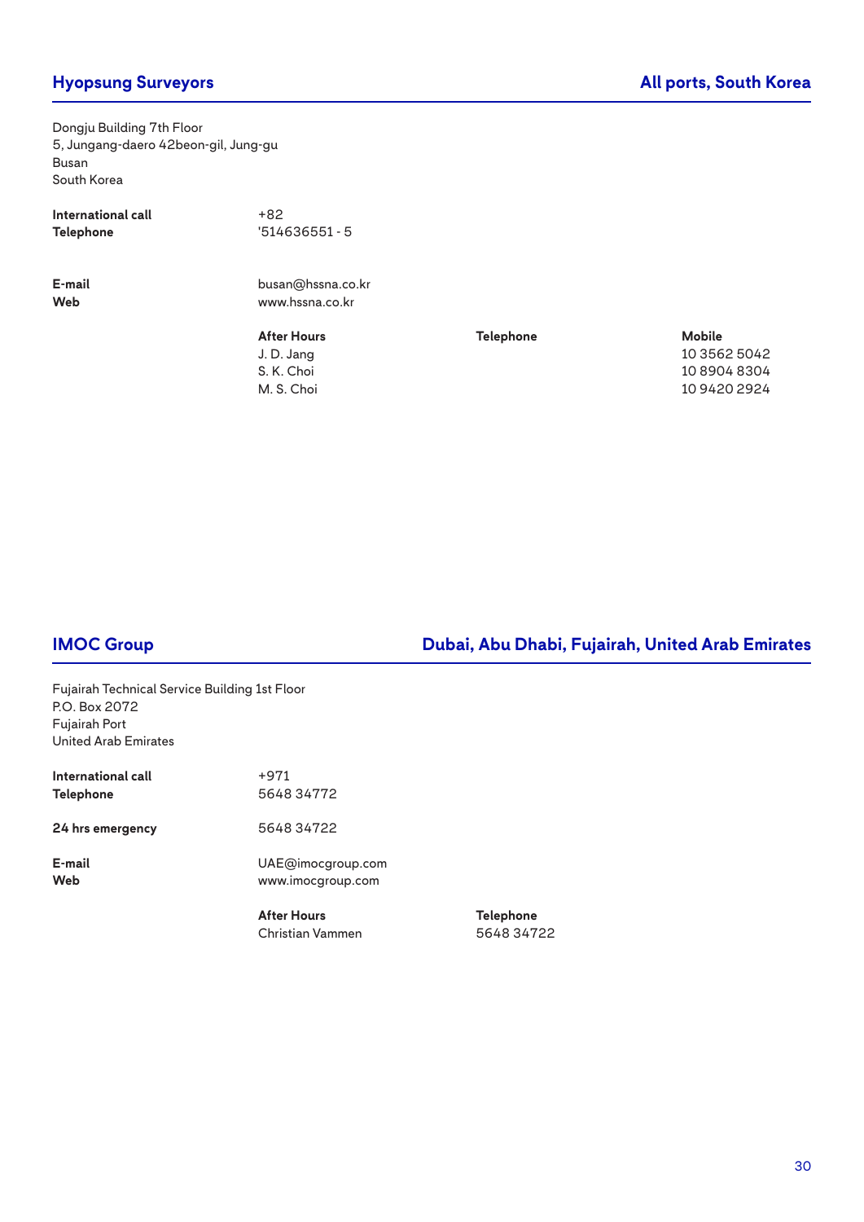## Hyopsung Surveyors — All ports, South Korea

Dongju Building 7th Floor
5, Jungang-daero 42beon-gil, Jung-gu
Busan
South Korea

**International call** +82
**Telephone** '514636551 - 5

**E-mail** busan@hssna.co.kr
**Web** www.hssna.co.kr

| After Hours | Telephone | Mobile |
|---|---|---|
| J. D. Jang | | 10 3562 5042 |
| S. K. Choi | | 10 8904 8304 |
| M. S. Choi | | 10 9420 2924 |

## IMOC Group — Dubai, Abu Dhabi, Fujairah, United Arab Emirates

Fujairah Technical Service Building 1st Floor
P.O. Box 2072
Fujairah Port
United Arab Emirates

**International call** +971
**Telephone** 5648 34772

**24 hrs emergency** 5648 34722

**E-mail** UAE@imocgroup.com
**Web** www.imocgroup.com

| After Hours | Telephone |
|---|---|
| Christian Vammen | 5648 34722 |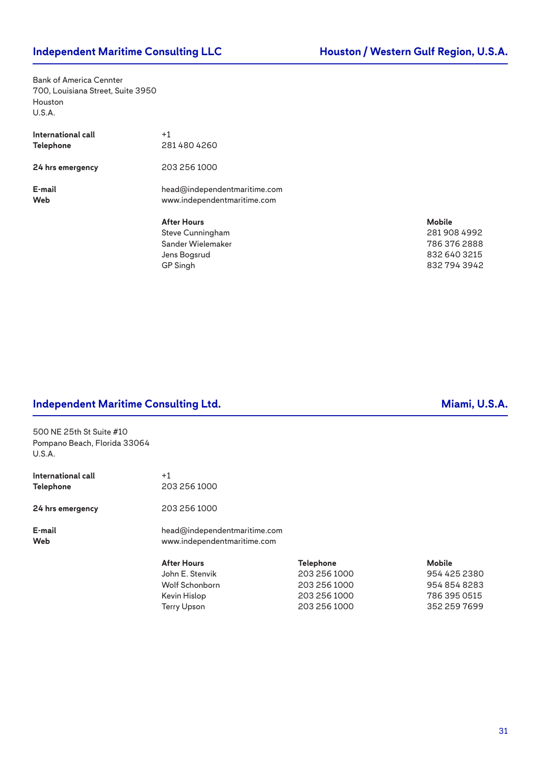## Independent Maritime Consulting LLC — Houston / Western Gulf Region, U.S.A.

Bank of America Cennter
700, Louisiana Street, Suite 3950
Houston
U.S.A.

| | |
|---|---|
| **International call** | +1 |
| **Telephone** | 281 480 4260 |
| **24 hrs emergency** | 203 256 1000 |
| **E-mail** | head@independentmaritime.com |
| **Web** | www.independentmaritime.com |

| After Hours | Mobile |
|---|---|
| Steve Cunningham | 281 908 4992 |
| Sander Wielemaker | 786 376 2888 |
| Jens Bogsrud | 832 640 3215 |
| GP Singh | 832 794 3942 |

## Independent Maritime Consulting Ltd. — Miami, U.S.A.

500 NE 25th St Suite #10
Pompano Beach, Florida 33064
U.S.A.

| | |
|---|---|
| **International call** | +1 |
| **Telephone** | 203 256 1000 |
| **24 hrs emergency** | 203 256 1000 |
| **E-mail** | head@independentmaritime.com |
| **Web** | www.independentmaritime.com |

| After Hours | Telephone | Mobile |
|---|---|---|
| John E. Stenvik | 203 256 1000 | 954 425 2380 |
| Wolf Schonborn | 203 256 1000 | 954 854 8283 |
| Kevin Hislop | 203 256 1000 | 786 395 0515 |
| Terry Upson | 203 256 1000 | 352 259 7699 |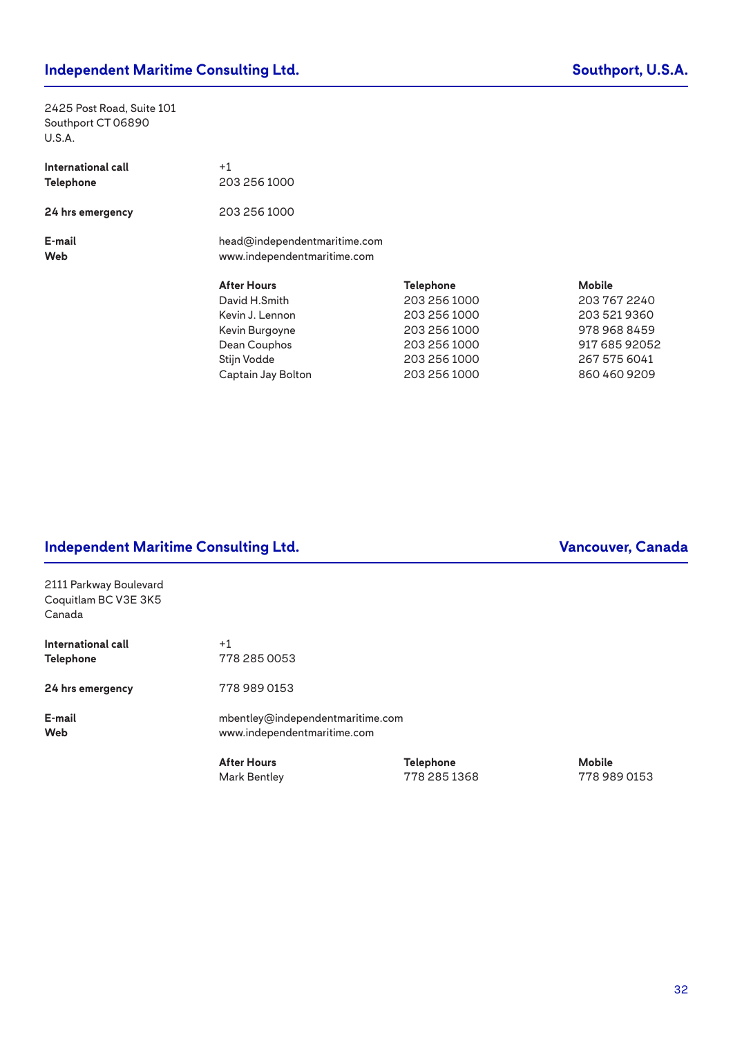## Independent Maritime Consulting Ltd. — Southport, U.S.A.

2425 Post Road, Suite 101
Southport CT 06890
U.S.A.

**International call** +1
**Telephone** 203 256 1000

**24 hrs emergency** 203 256 1000

**E-mail** head@independentmaritime.com
**Web** www.independentmaritime.com

| After Hours | Telephone | Mobile |
|---|---|---|
| David H.Smith | 203 256 1000 | 203 767 2240 |
| Kevin J. Lennon | 203 256 1000 | 203 521 9360 |
| Kevin Burgoyne | 203 256 1000 | 978 968 8459 |
| Dean Couphos | 203 256 1000 | 917 685 92052 |
| Stijn Vodde | 203 256 1000 | 267 575 6041 |
| Captain Jay Bolton | 203 256 1000 | 860 460 9209 |

## Independent Maritime Consulting Ltd. — Vancouver, Canada

2111 Parkway Boulevard
Coquitlam BC V3E 3K5
Canada

**International call** +1
**Telephone** 778 285 0053

**24 hrs emergency** 778 989 0153

**E-mail** mbentley@independentmaritime.com
**Web** www.independentmaritime.com

| After Hours | Telephone | Mobile |
|---|---|---|
| Mark Bentley | 778 285 1368 | 778 989 0153 |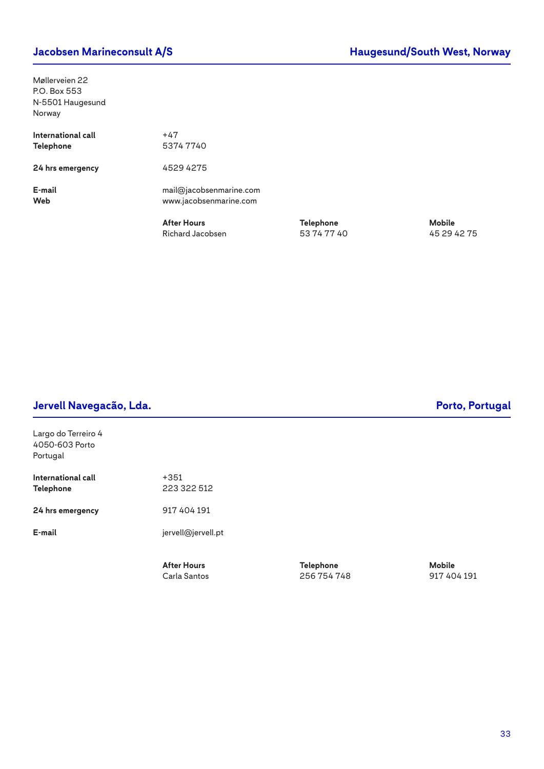## Jacobsen Marineconsult A/S — Haugesund/South West, Norway

Møllerveien 22
P.O. Box 553
N-5501 Haugesund
Norway

**International call** +47
**Telephone** 5374 7740

**24 hrs emergency** 4529 4275

**E-mail** mail@jacobsenmarine.com
**Web** www.jacobsenmarine.com

| After Hours | Telephone | Mobile |
|---|---|---|
| Richard Jacobsen | 53 74 77 40 | 45 29 42 75 |

## Jervell Navegacão, Lda. — Porto, Portugal

Largo do Terreiro 4
4050-603 Porto
Portugal

**International call** +351
**Telephone** 223 322 512

**24 hrs emergency** 917 404 191

**E-mail** jervell@jervell.pt

| After Hours | Telephone | Mobile |
|---|---|---|
| Carla Santos | 256 754 748 | 917 404 191 |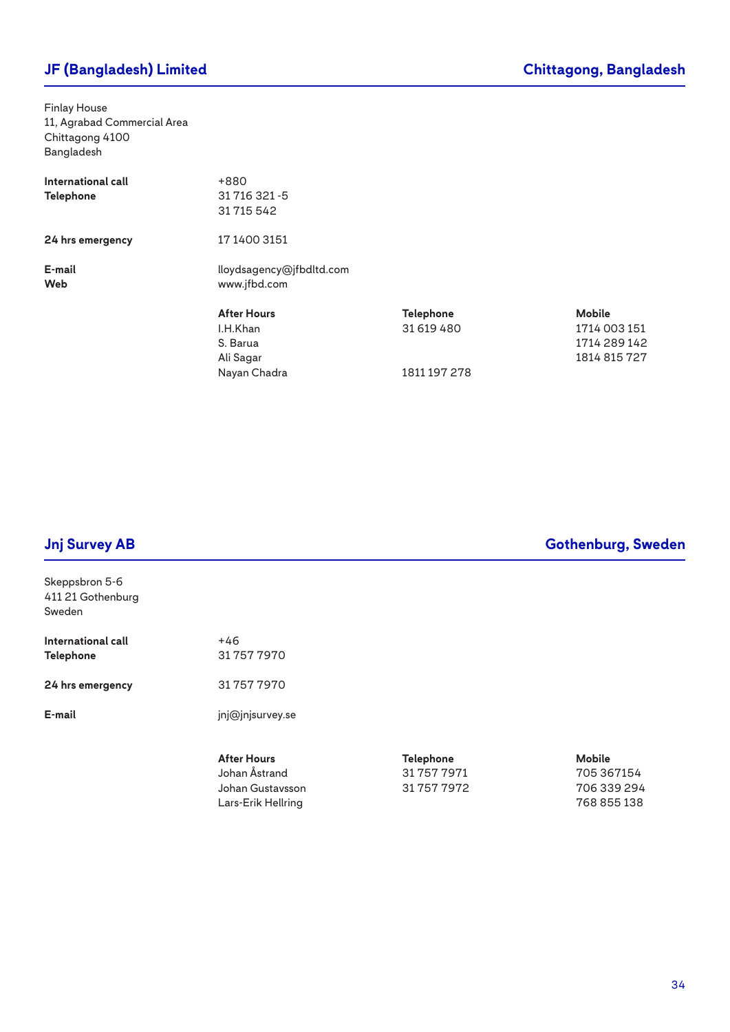## JF (Bangladesh) Limited

**Chittagong, Bangladesh**

Finlay House
11, Agrabad Commercial Area
Chittagong 4100
Bangladesh

| | |
|---|---|
| **International call** | +880 |
| **Telephone** | 31 716 321 -5<br>31 715 542 |
| **24 hrs emergency** | 17 1400 3151 |
| **E-mail** | lloydsagency@jfbdltd.com |
| **Web** | www.jfbd.com |

| After Hours | Telephone | Mobile |
|---|---|---|
| I.H.Khan | 31 619 480 | 1714 003 151 |
| S. Barua | | 1714 289 142 |
| Ali Sagar | | 1814 815 727 |
| Nayan Chadra | 1811 197 278 | |

## Jnj Survey AB

**Gothenburg, Sweden**

Skeppsbron 5-6
411 21 Gothenburg
Sweden

| | |
|---|---|
| **International call** | +46 |
| **Telephone** | 31 757 7970 |
| **24 hrs emergency** | 31 757 7970 |
| **E-mail** | jnj@jnjsurvey.se |

| After Hours | Telephone | Mobile |
|---|---|---|
| Johan Åstrand | 31 757 7971 | 705 367154 |
| Johan Gustavsson | 31 757 7972 | 706 339 294 |
| Lars-Erik Hellring | | 768 855 138 |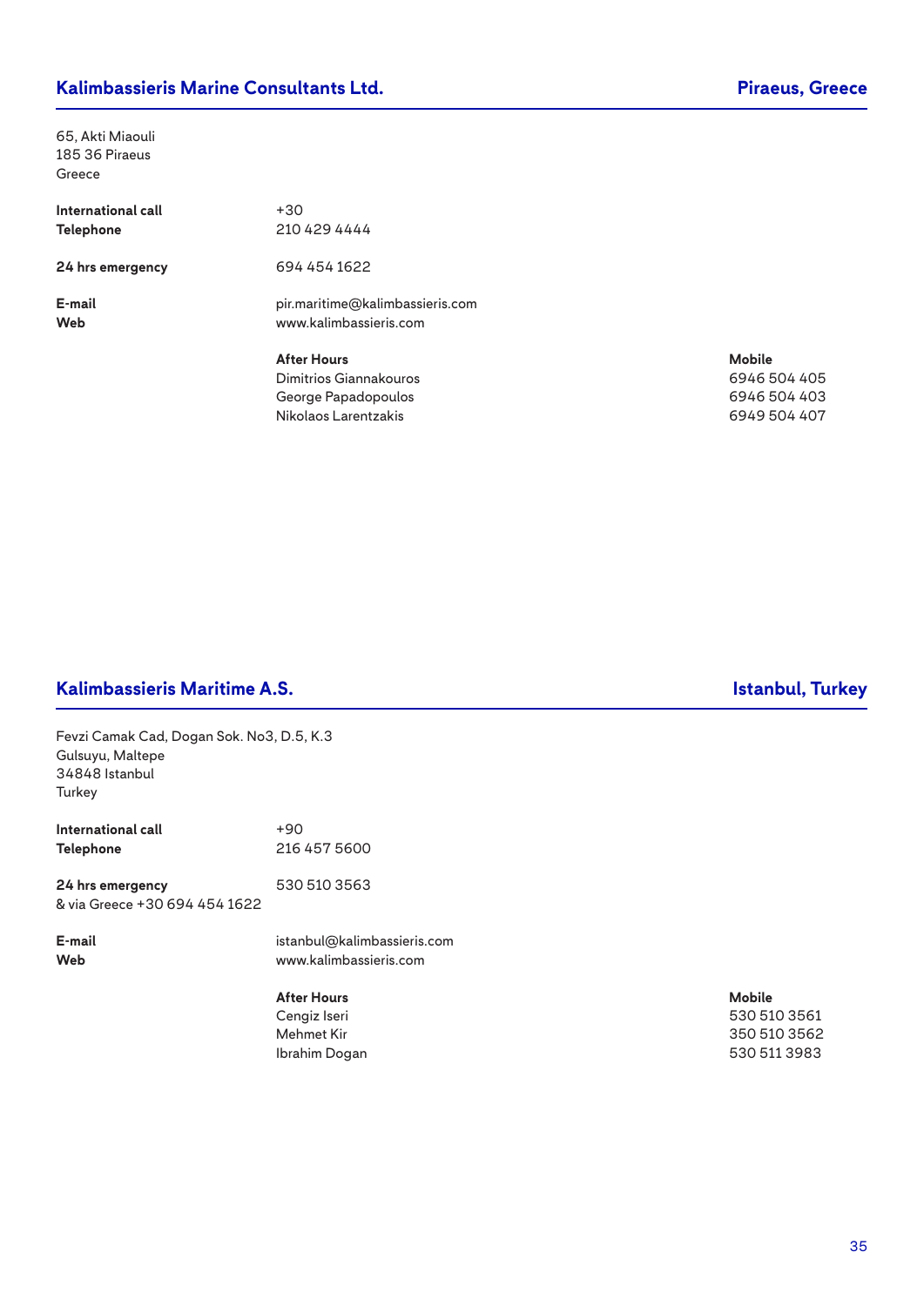## Kalimbassieris Marine Consultants Ltd. — Piraeus, Greece

65, Akti Miaouli
185 36 Piraeus
Greece

**International call** +30
**Telephone** 210 429 4444

**24 hrs emergency** 694 454 1622

**E-mail** pir.maritime@kalimbassieris.com
**Web** www.kalimbassieris.com

| After Hours | Mobile |
| --- | --- |
| Dimitrios Giannakouros | 6946 504 405 |
| George Papadopoulos | 6946 504 403 |
| Nikolaos Larentzakis | 6949 504 407 |

## Kalimbassieris Maritime A.S. — Istanbul, Turkey

Fevzi Camak Cad, Dogan Sok. No3, D.5, K.3
Gulsuyu, Maltepe
34848 Istanbul
Turkey

**International call** +90
**Telephone** 216 457 5600

**24 hrs emergency** 530 510 3563
& via Greece +30 694 454 1622

**E-mail** istanbul@kalimbassieris.com
**Web** www.kalimbassieris.com

| After Hours | Mobile |
| --- | --- |
| Cengiz Iseri | 530 510 3561 |
| Mehmet Kir | 350 510 3562 |
| Ibrahim Dogan | 530 511 3983 |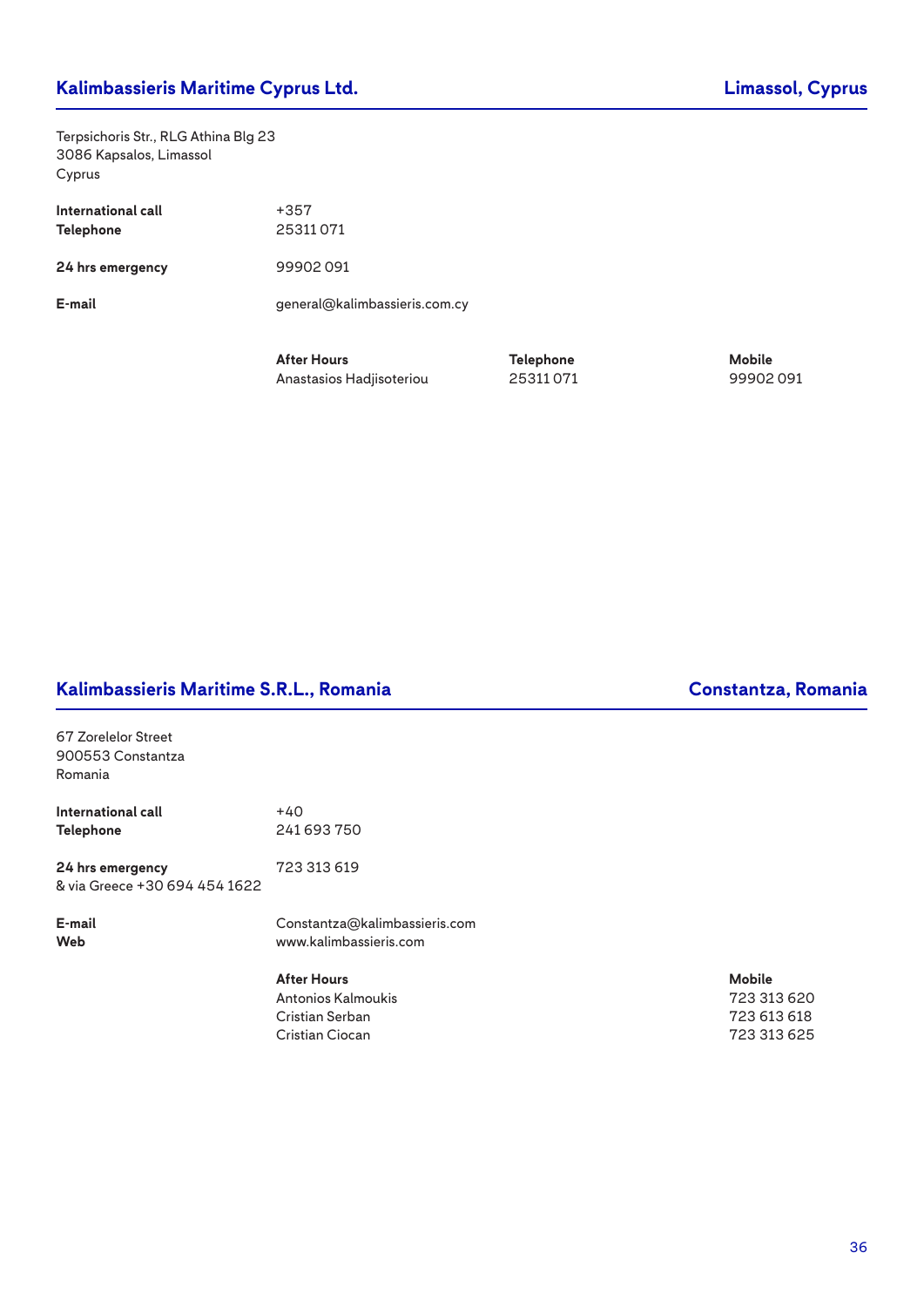## Kalimbassieris Maritime Cyprus Ltd. — Limassol, Cyprus

Terpsichoris Str., RLG Athina Blg 23
3086 Kapsalos, Limassol
Cyprus

**International call** +357
**Telephone** 25311 071

**24 hrs emergency** 99902 091

**E-mail** general@kalimbassieris.com.cy

| After Hours | Telephone | Mobile |
|---|---|---|
| Anastasios Hadjisoteriou | 25311 071 | 99902 091 |

## Kalimbassieris Maritime S.R.L., Romania — Constantza, Romania

67 Zorelelor Street
900553 Constantza
Romania

**International call** +40
**Telephone** 241 693 750

**24 hrs emergency** 723 313 619
& via Greece +30 694 454 1622

**E-mail** Constantza@kalimbassieris.com
**Web** www.kalimbassieris.com

| After Hours | Mobile |
|---|---|
| Antonios Kalmoukis | 723 313 620 |
| Cristian Serban | 723 613 618 |
| Cristian Ciocan | 723 313 625 |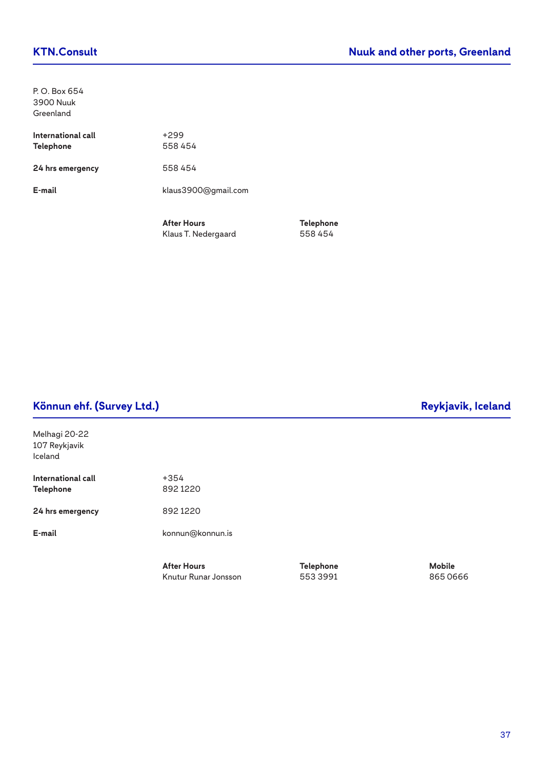## KTN.Consult — Nuuk and other ports, Greenland

P. O. Box 654
3900 Nuuk
Greenland

| | |
|---|---|
| **International call** | +299 |
| **Telephone** | 558 454 |
| **24 hrs emergency** | 558 454 |
| **E-mail** | klaus3900@gmail.com |

| **After Hours** | **Telephone** |
|---|---|
| Klaus T. Nedergaard | 558 454 |

## Könnun ehf. (Survey Ltd.) — Reykjavik, Iceland

Melhagi 20-22
107 Reykjavik
Iceland

| | |
|---|---|
| **International call** | +354 |
| **Telephone** | 892 1220 |
| **24 hrs emergency** | 892 1220 |
| **E-mail** | konnun@konnun.is |

| **After Hours** | **Telephone** | **Mobile** |
|---|---|---|
| Knutur Runar Jonsson | 553 3991 | 865 0666 |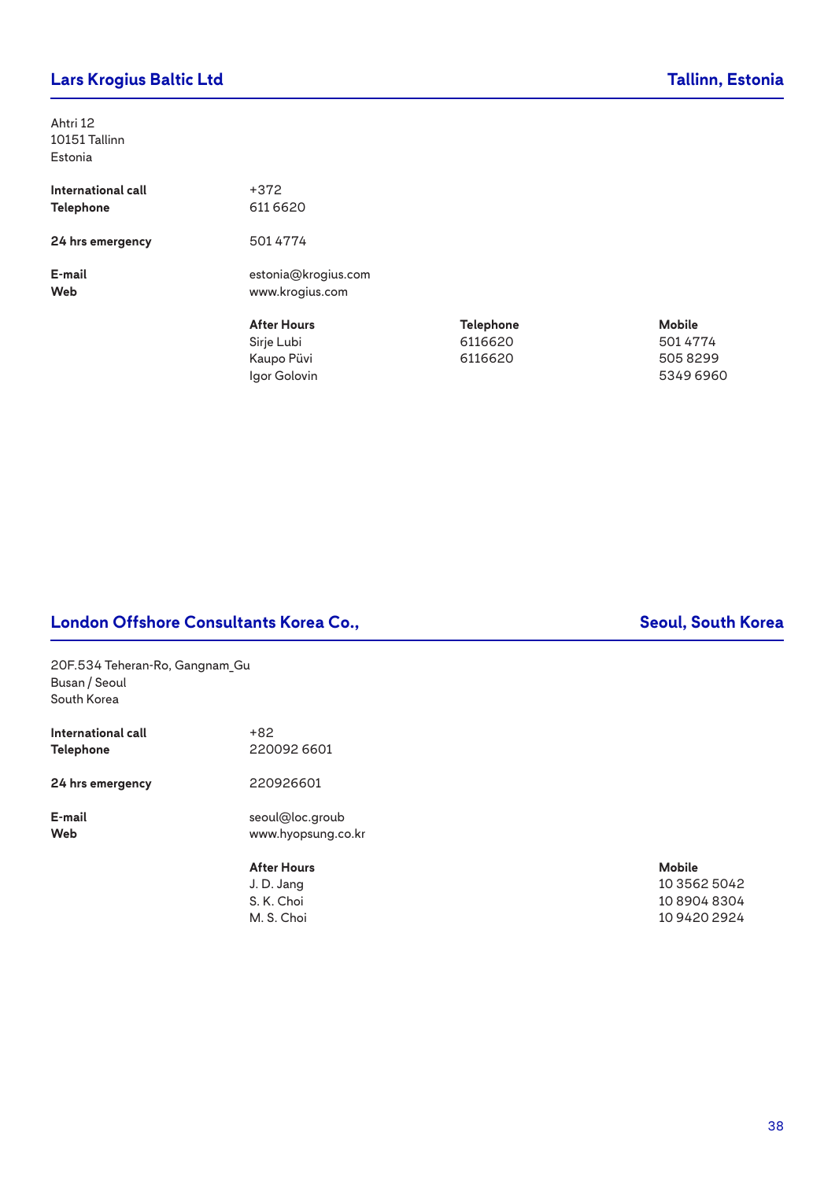## Lars Krogius Baltic Ltd — Tallinn, Estonia

Ahtri 12
10151 Tallinn
Estonia

**International call** +372
**Telephone** 611 6620

**24 hrs emergency** 501 4774

**E-mail** estonia@krogius.com
**Web** www.krogius.com

| After Hours | Telephone | Mobile |
|---|---|---|
| Sirje Lubi | 6116620 | 501 4774 |
| Kaupo Püvi | 6116620 | 505 8299 |
| Igor Golovin | | 5349 6960 |

## London Offshore Consultants Korea Co., — Seoul, South Korea

20F.534 Teheran-Ro, Gangnam_Gu
Busan / Seoul
South Korea

**International call** +82
**Telephone** 220092 6601

**24 hrs emergency** 220926601

**E-mail** seoul@loc.groub
**Web** www.hyopsung.co.kr

| After Hours | Mobile |
|---|---|
| J. D. Jang | 10 3562 5042 |
| S. K. Choi | 10 8904 8304 |
| M. S. Choi | 10 9420 2924 |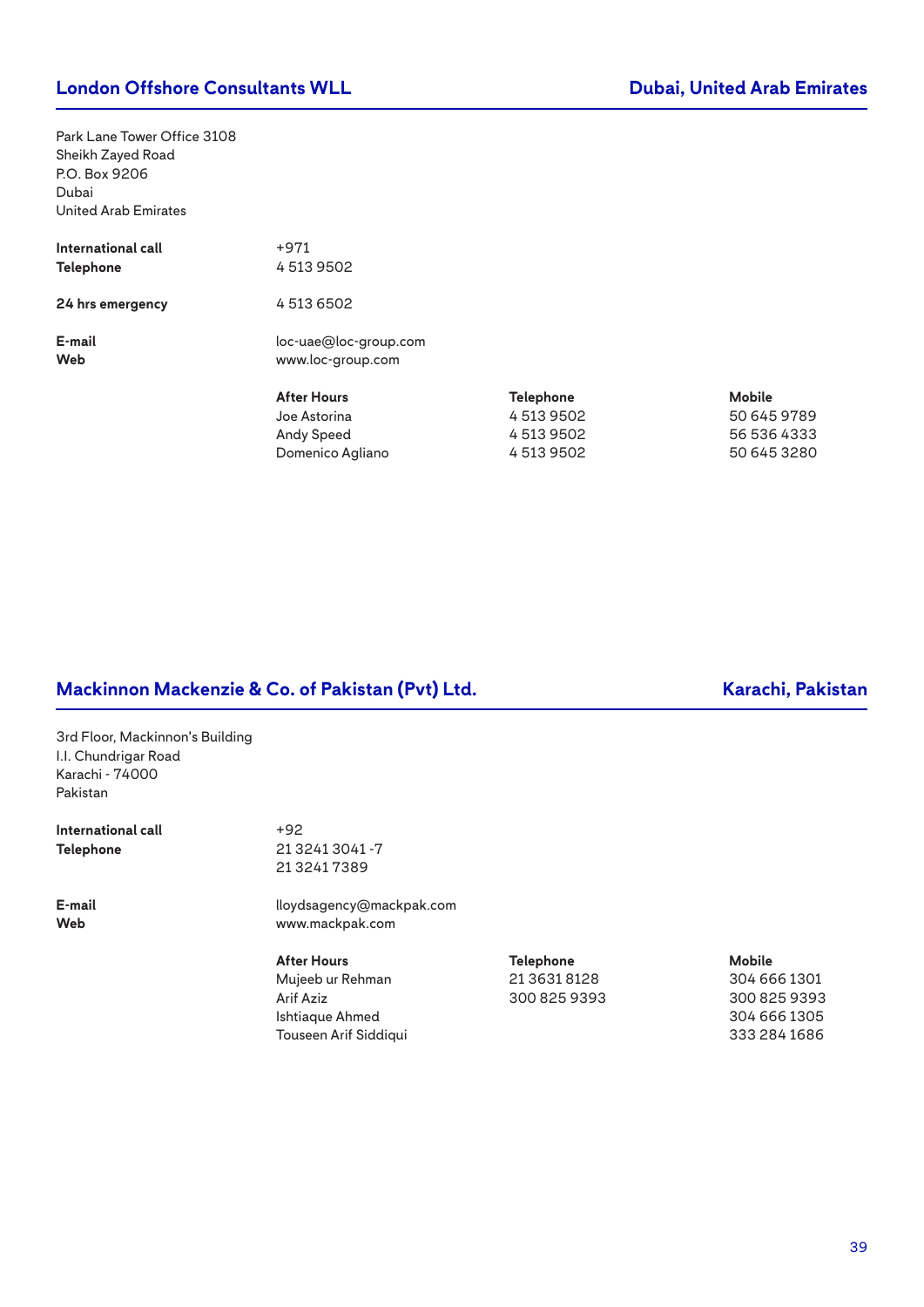## London Offshore Consultants WLL — Dubai, United Arab Emirates

Park Lane Tower Office 3108
Sheikh Zayed Road
P.O. Box 9206
Dubai
United Arab Emirates

**International call** +971
**Telephone** 4 513 9502

**24 hrs emergency** 4 513 6502

**E-mail** loc-uae@loc-group.com
**Web** www.loc-group.com

| After Hours | Telephone | Mobile |
|---|---|---|
| Joe Astorina | 4 513 9502 | 50 645 9789 |
| Andy Speed | 4 513 9502 | 56 536 4333 |
| Domenico Agliano | 4 513 9502 | 50 645 3280 |

## Mackinnon Mackenzie & Co. of Pakistan (Pvt) Ltd. — Karachi, Pakistan

3rd Floor, Mackinnon's Building
I.I. Chundrigar Road
Karachi - 74000
Pakistan

**International call** +92
**Telephone** 21 3241 3041 -7
21 3241 7389

**E-mail** lloydsagency@mackpak.com
**Web** www.mackpak.com

| After Hours | Telephone | Mobile |
|---|---|---|
| Mujeeb ur Rehman | 21 3631 8128 | 304 666 1301 |
| Arif Aziz | 300 825 9393 | 300 825 9393 |
| Ishtiaque Ahmed | | 304 666 1305 |
| Touseen Arif Siddiqui | | 333 284 1686 |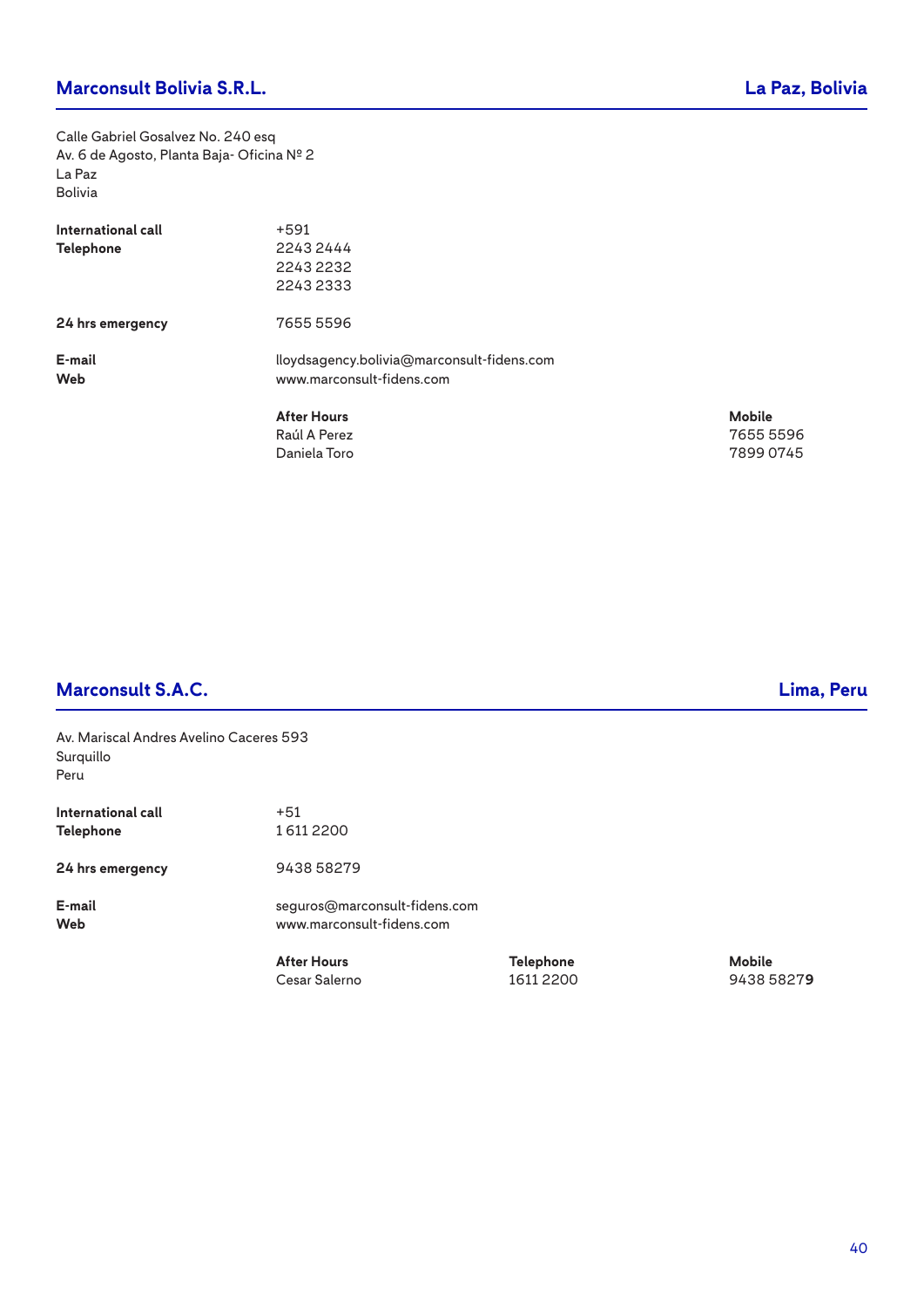## Marconsult Bolivia S.R.L. — La Paz, Bolivia

Calle Gabriel Gosalvez No. 240 esq
Av. 6 de Agosto, Planta Baja- Oficina Nº 2
La Paz
Bolivia

| | |
|---|---|
| **International call** | +591 |
| **Telephone** | 2243 2444<br>2243 2232<br>2243 2333 |
| **24 hrs emergency** | 7655 5596 |
| **E-mail** | lloydsagency.bolivia@marconsult-fidens.com |
| **Web** | www.marconsult-fidens.com |

| After Hours | Mobile |
|---|---|
| Raúl A Perez | 7655 5596 |
| Daniela Toro | 7899 0745 |

## Marconsult S.A.C. — Lima, Peru

Av. Mariscal Andres Avelino Caceres 593
Surquillo
Peru

| | |
|---|---|
| **International call** | +51 |
| **Telephone** | 1 611 2200 |
| **24 hrs emergency** | 9438 58279 |
| **E-mail** | seguros@marconsult-fidens.com |
| **Web** | www.marconsult-fidens.com |

| After Hours | Telephone | Mobile |
|---|---|---|
| Cesar Salerno | 1611 2200 | 9438 58279 |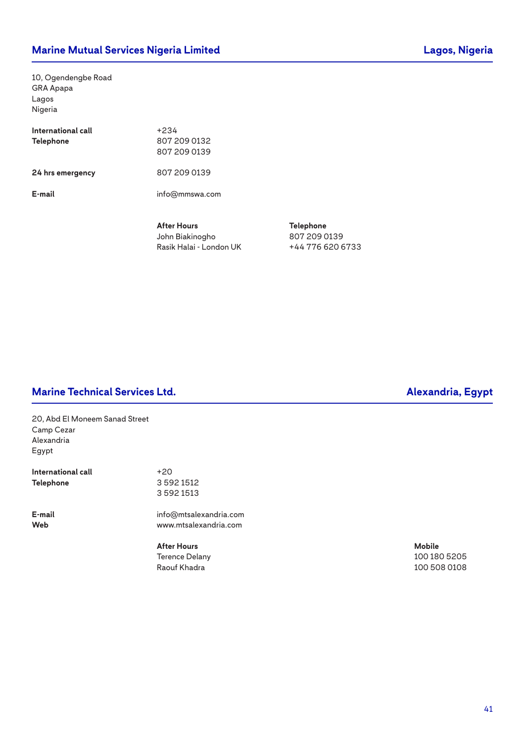## Marine Mutual Services Nigeria Limited — Lagos, Nigeria

10, Ogendengbe Road
GRA Apapa
Lagos
Nigeria

| | |
|---|---|
| **International call** | +234 |
| **Telephone** | 807 209 0132<br>807 209 0139 |
| **24 hrs emergency** | 807 209 0139 |
| **E-mail** | info@mmswa.com |

| **After Hours** | **Telephone** |
|---|---|
| John Biakinogho | 807 209 0139 |
| Rasik Halai - London UK | +44 776 620 6733 |

## Marine Technical Services Ltd. — Alexandria, Egypt

20, Abd El Moneem Sanad Street
Camp Cezar
Alexandria
Egypt

| | |
|---|---|
| **International call** | +20 |
| **Telephone** | 3 592 1512<br>3 592 1513 |
| **E-mail** | info@mtsalexandria.com |
| **Web** | www.mtsalexandria.com |

| **After Hours** | **Mobile** |
|---|---|
| Terence Delany | 100 180 5205 |
| Raouf Khadra | 100 508 0108 |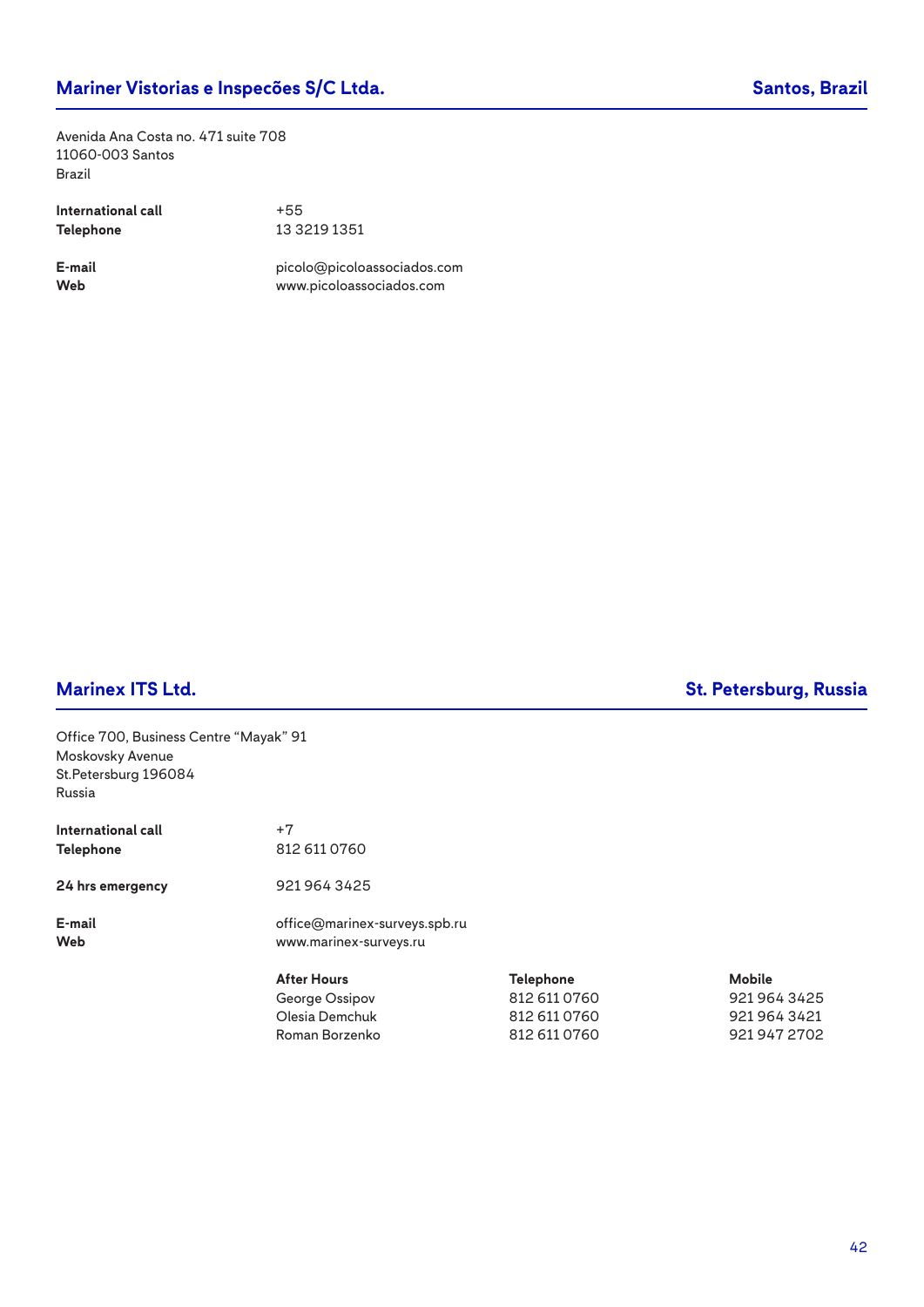## Mariner Vistorias e Inspecões S/C Ltda. — Santos, Brazil

Avenida Ana Costa no. 471 suite 708
11060-003 Santos
Brazil

**International call** +55
**Telephone** 13 3219 1351

**E-mail** picolo@picoloassociados.com
**Web** www.picoloassociados.com

## Marinex ITS Ltd. — St. Petersburg, Russia

Office 700, Business Centre "Mayak" 91
Moskovsky Avenue
St.Petersburg 196084
Russia

**International call** +7
**Telephone** 812 611 0760

**24 hrs emergency** 921 964 3425

**E-mail** office@marinex-surveys.spb.ru
**Web** www.marinex-surveys.ru

| After Hours | Telephone | Mobile |
|---|---|---|
| George Ossipov | 812 611 0760 | 921 964 3425 |
| Olesia Demchuk | 812 611 0760 | 921 964 3421 |
| Roman Borzenko | 812 611 0760 | 921 947 2702 |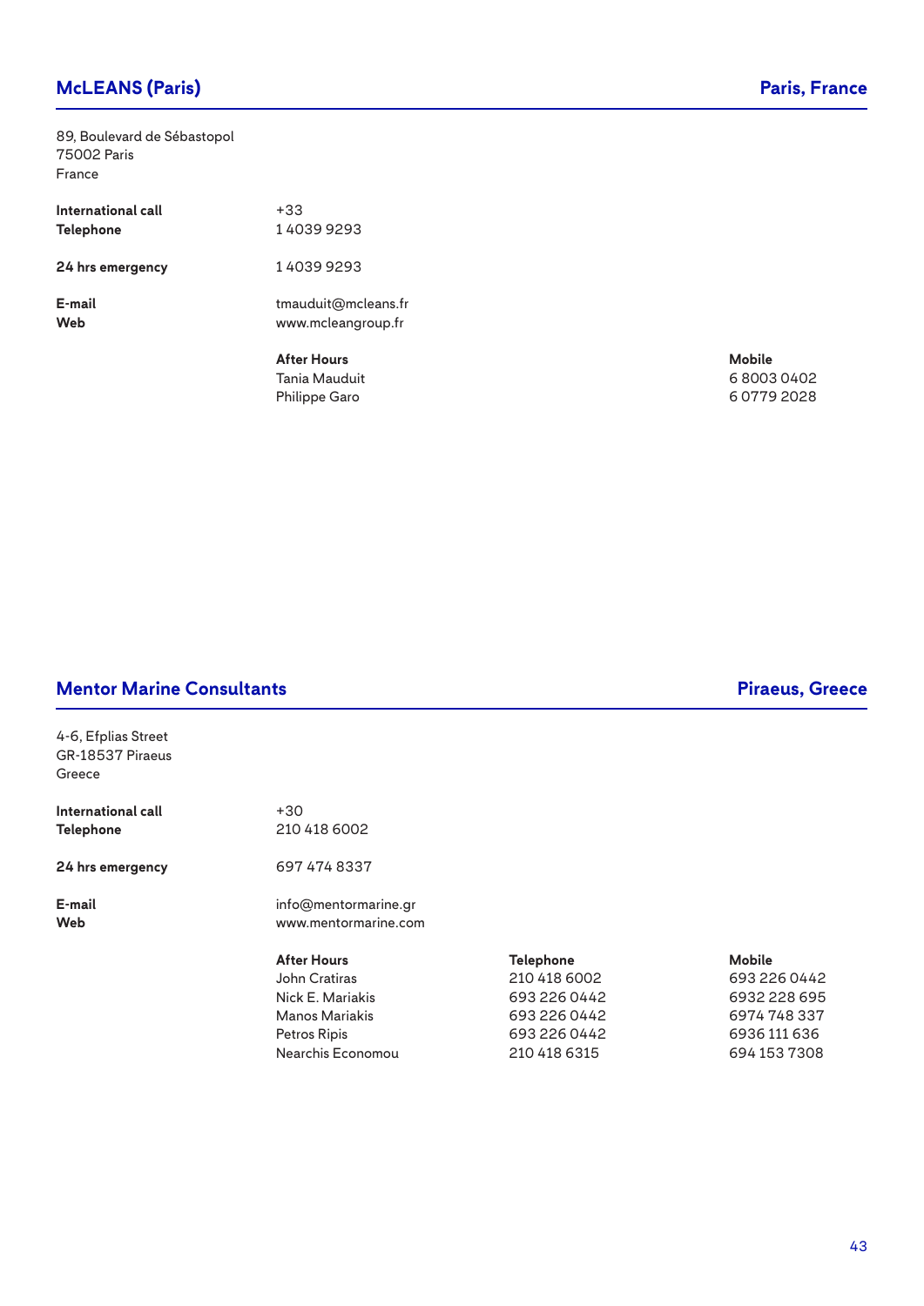## McLEANS (Paris) — Paris, France

89, Boulevard de Sébastopol
75002 Paris
France

| | |
|---|---|
| **International call** | +33 |
| **Telephone** | 1 4039 9293 |
| **24 hrs emergency** | 1 4039 9293 |
| **E-mail** | tmauduit@mcleans.fr |
| **Web** | www.mcleangroup.fr |

| After Hours | Mobile |
|---|---|
| Tania Mauduit | 6 8003 0402 |
| Philippe Garo | 6 0779 2028 |

## Mentor Marine Consultants — Piraeus, Greece

4-6, Efplias Street
GR-18537 Piraeus
Greece

| | |
|---|---|
| **International call** | +30 |
| **Telephone** | 210 418 6002 |
| **24 hrs emergency** | 697 474 8337 |
| **E-mail** | info@mentormarine.gr |
| **Web** | www.mentormarine.com |

| After Hours | Telephone | Mobile |
|---|---|---|
| John Cratiras | 210 418 6002 | 693 226 0442 |
| Nick E. Mariakis | 693 226 0442 | 6932 228 695 |
| Manos Mariakis | 693 226 0442 | 6974 748 337 |
| Petros Ripis | 693 226 0442 | 6936 111 636 |
| Nearchis Economou | 210 418 6315 | 694 153 7308 |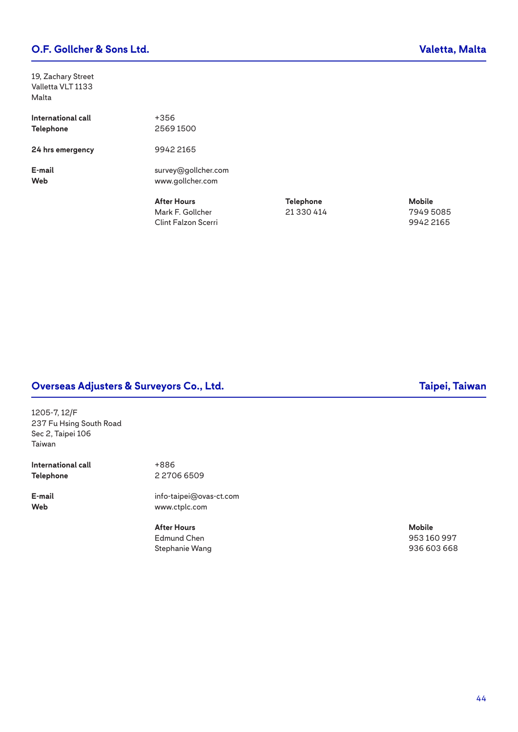## O.F. Gollcher & Sons Ltd. — Valetta, Malta

19, Zachary Street
Valletta VLT 1133
Malta

**International call** +356
**Telephone** 2569 1500

**24 hrs emergency** 9942 2165

**E-mail** survey@gollcher.com
**Web** www.gollcher.com

| After Hours | Telephone | Mobile |
|---|---|---|
| Mark F. Gollcher | 21 330 414 | 7949 5085 |
| Clint Falzon Scerri | | 9942 2165 |

## Overseas Adjusters & Surveyors Co., Ltd. — Taipei, Taiwan

1205-7, 12/F
237 Fu Hsing South Road
Sec 2, Taipei 106
Taiwan

**International call** +886
**Telephone** 2 2706 6509

**E-mail** info-taipei@ovas-ct.com
**Web** www.ctplc.com

| After Hours | Mobile |
|---|---|
| Edmund Chen | 953 160 997 |
| Stephanie Wang | 936 603 668 |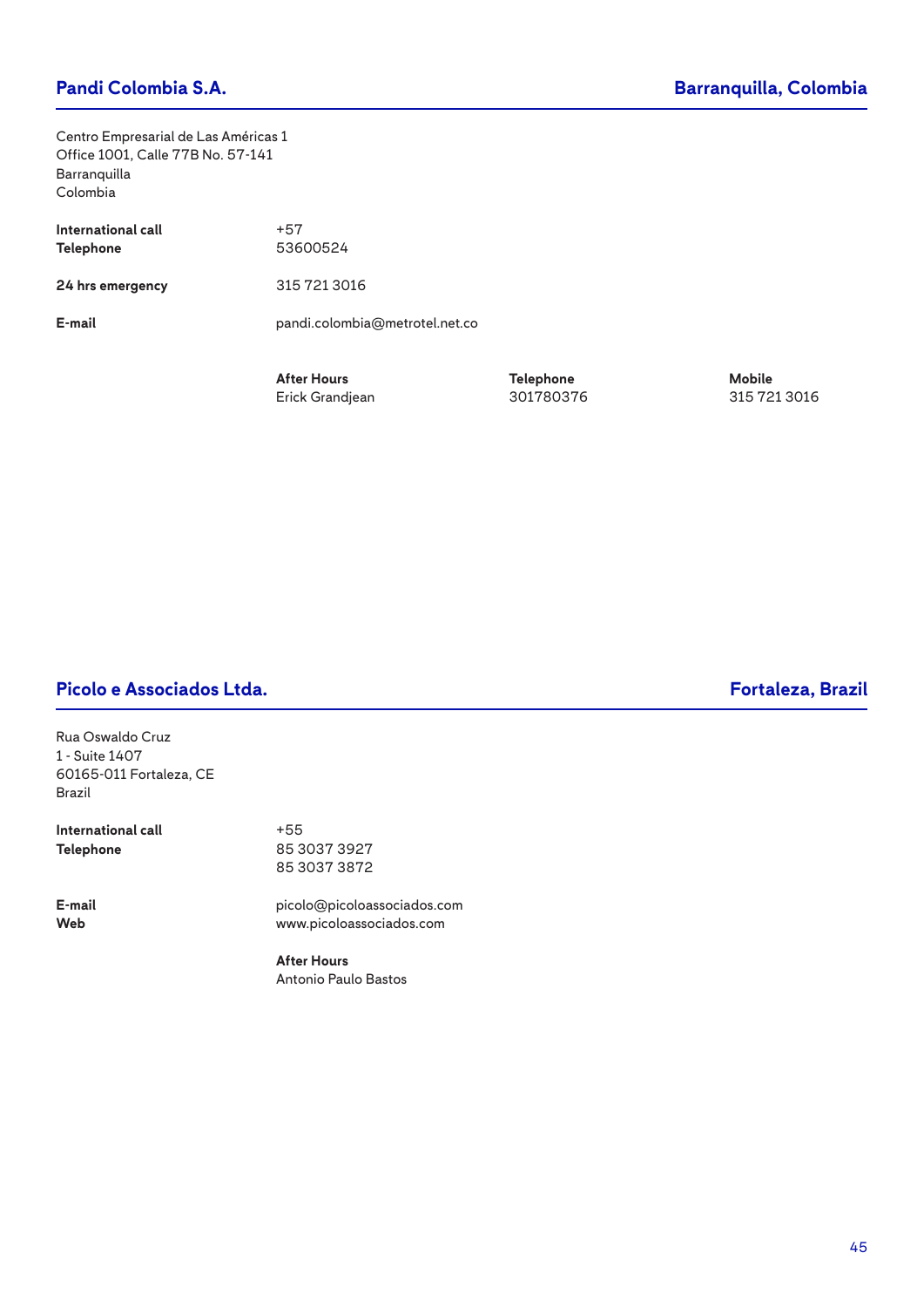## Pandi Colombia S.A. — Barranquilla, Colombia

Centro Empresarial de Las Américas 1
Office 1001, Calle 77B No. 57-141
Barranquilla
Colombia

| | |
|---|---|
| **International call** | +57 |
| **Telephone** | 53600524 |
| **24 hrs emergency** | 315 721 3016 |
| **E-mail** | pandi.colombia@metrotel.net.co |

| After Hours | Telephone | Mobile |
|---|---|---|
| Erick Grandjean | 301780376 | 315 721 3016 |

## Picolo e Associados Ltda. — Fortaleza, Brazil

Rua Oswaldo Cruz
1 - Suite 1407
60165-011 Fortaleza, CE
Brazil

| | |
|---|---|
| **International call** | +55 |
| **Telephone** | 85 3037 3927<br>85 3037 3872 |
| **E-mail** | picolo@picoloassociados.com |
| **Web** | www.picoloassociados.com |

**After Hours**
Antonio Paulo Bastos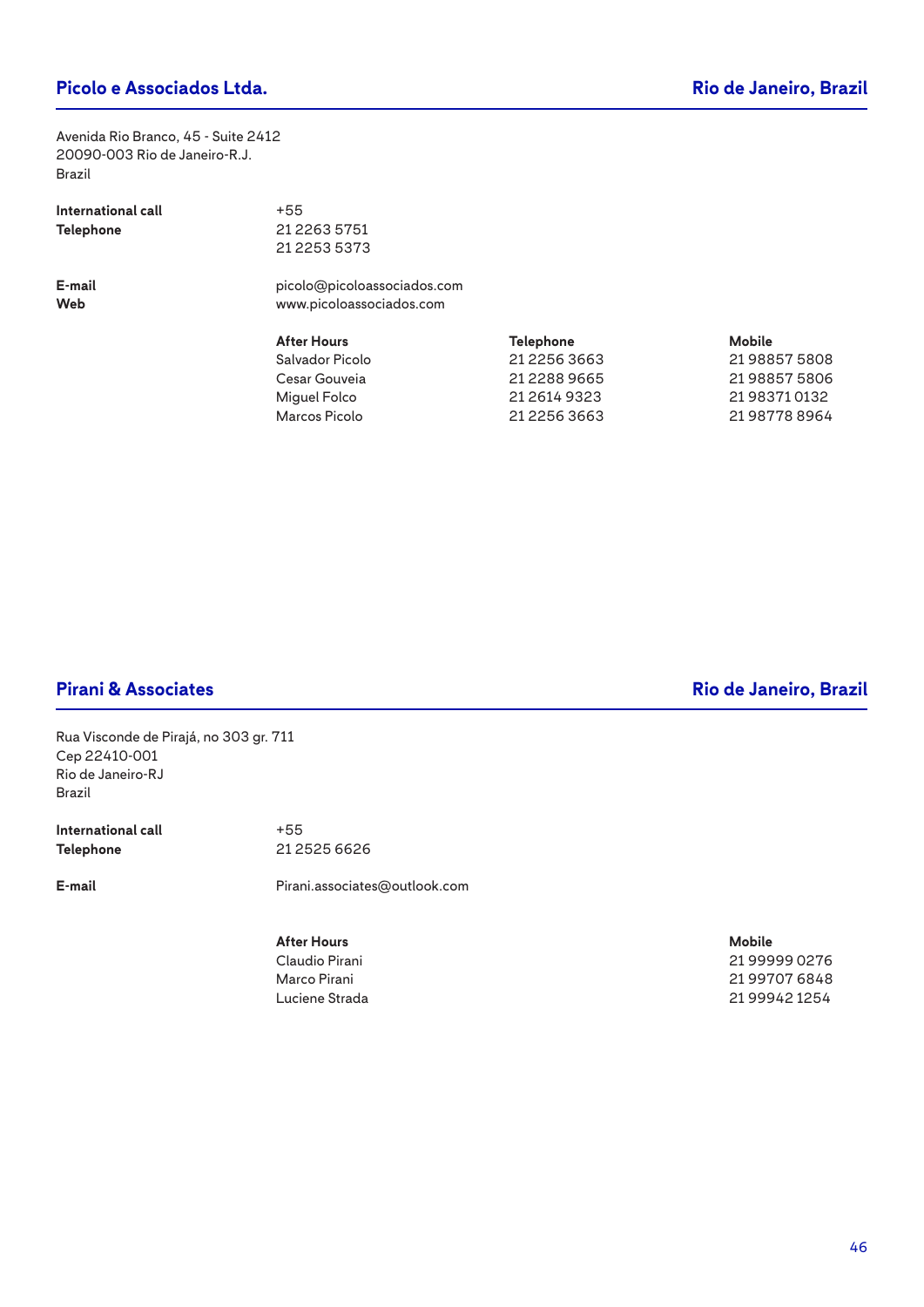## Picolo e Associados Ltda. — Rio de Janeiro, Brazil

Avenida Rio Branco, 45 - Suite 2412
20090-003 Rio de Janeiro-R.J.
Brazil

**International call** +55
**Telephone** 21 2263 5751
21 2253 5373

**E-mail** picolo@picoloassociados.com
**Web** www.picoloassociados.com

| After Hours | Telephone | Mobile |
|---|---|---|
| Salvador Picolo | 21 2256 3663 | 21 98857 5808 |
| Cesar Gouveia | 21 2288 9665 | 21 98857 5806 |
| Miguel Folco | 21 2614 9323 | 21 98371 0132 |
| Marcos Picolo | 21 2256 3663 | 21 98778 8964 |

## Pirani & Associates — Rio de Janeiro, Brazil

Rua Visconde de Pirajá, no 303 gr. 711
Cep 22410-001
Rio de Janeiro-RJ
Brazil

**International call** +55
**Telephone** 21 2525 6626

**E-mail** Pirani.associates@outlook.com

| After Hours | Mobile |
|---|---|
| Claudio Pirani | 21 99999 0276 |
| Marco Pirani | 21 99707 6848 |
| Luciene Strada | 21 99942 1254 |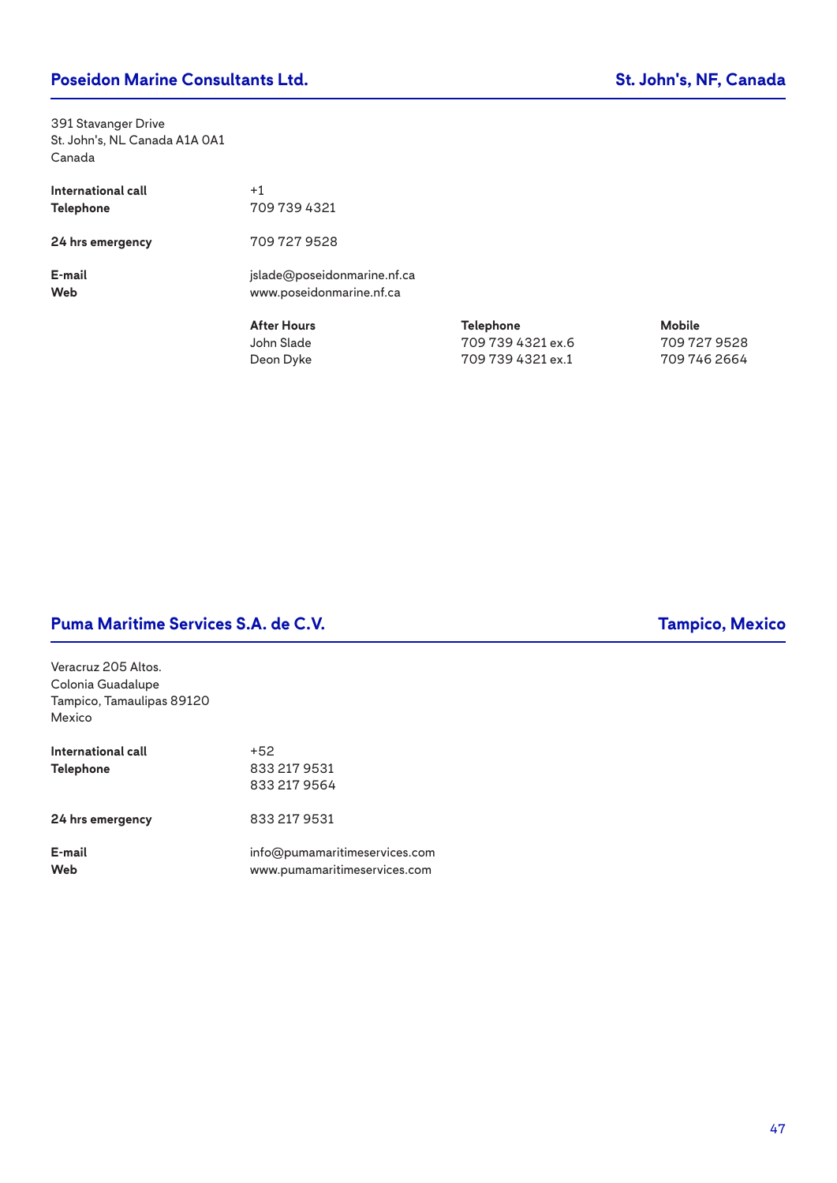## Poseidon Marine Consultants Ltd. — St. John's, NF, Canada

391 Stavanger Drive
St. John's, NL Canada A1A 0A1
Canada

| | |
|---|---|
| **International call** | +1 |
| **Telephone** | 709 739 4321 |
| **24 hrs emergency** | 709 727 9528 |
| **E-mail** | jslade@poseidonmarine.nf.ca |
| **Web** | www.poseidonmarine.nf.ca |

| After Hours | Telephone | Mobile |
|---|---|---|
| John Slade | 709 739 4321 ex.6 | 709 727 9528 |
| Deon Dyke | 709 739 4321 ex.1 | 709 746 2664 |

## Puma Maritime Services S.A. de C.V. — Tampico, Mexico

Veracruz 205 Altos.
Colonia Guadalupe
Tampico, Tamaulipas 89120
Mexico

| | |
|---|---|
| **International call** | +52 |
| **Telephone** | 833 217 9531<br>833 217 9564 |
| **24 hrs emergency** | 833 217 9531 |
| **E-mail** | info@pumamaritimeservices.com |
| **Web** | www.pumamaritimeservices.com |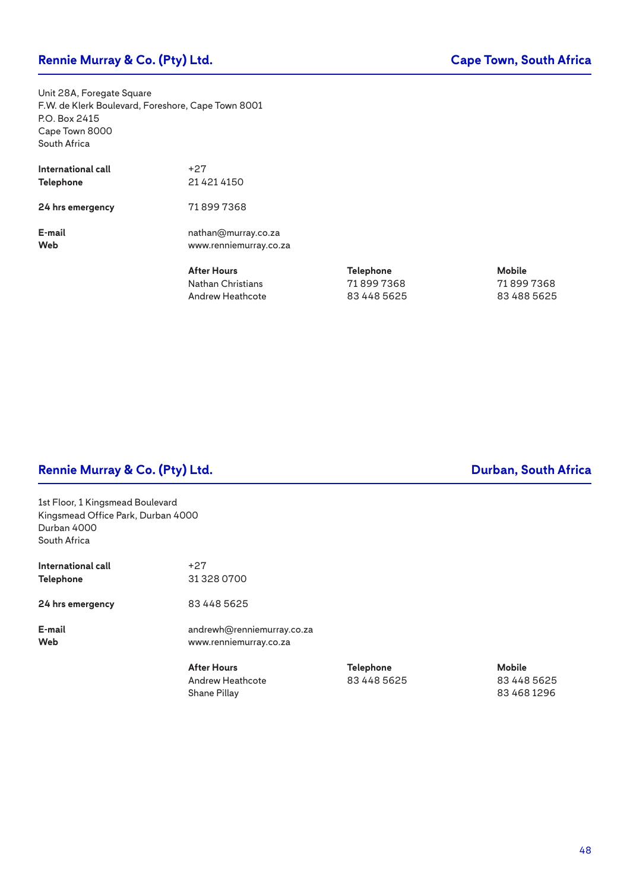## Rennie Murray & Co. (Pty) Ltd. — Cape Town, South Africa

Unit 28A, Foregate Square
F.W. de Klerk Boulevard, Foreshore, Cape Town 8001
P.O. Box 2415
Cape Town 8000
South Africa

**International call** +27
**Telephone** 21 421 4150

**24 hrs emergency** 71 899 7368

**E-mail** nathan@murray.co.za
**Web** www.renniemurray.co.za

| After Hours | Telephone | Mobile |
|---|---|---|
| Nathan Christians | 71 899 7368 | 71 899 7368 |
| Andrew Heathcote | 83 448 5625 | 83 488 5625 |

## Rennie Murray & Co. (Pty) Ltd. — Durban, South Africa

1st Floor, 1 Kingsmead Boulevard
Kingsmead Office Park, Durban 4000
Durban 4000
South Africa

**International call** +27
**Telephone** 31 328 0700

**24 hrs emergency** 83 448 5625

**E-mail** andrewh@renniemurray.co.za
**Web** www.renniemurray.co.za

| After Hours | Telephone | Mobile |
|---|---|---|
| Andrew Heathcote | 83 448 5625 | 83 448 5625 |
| Shane Pillay | | 83 468 1296 |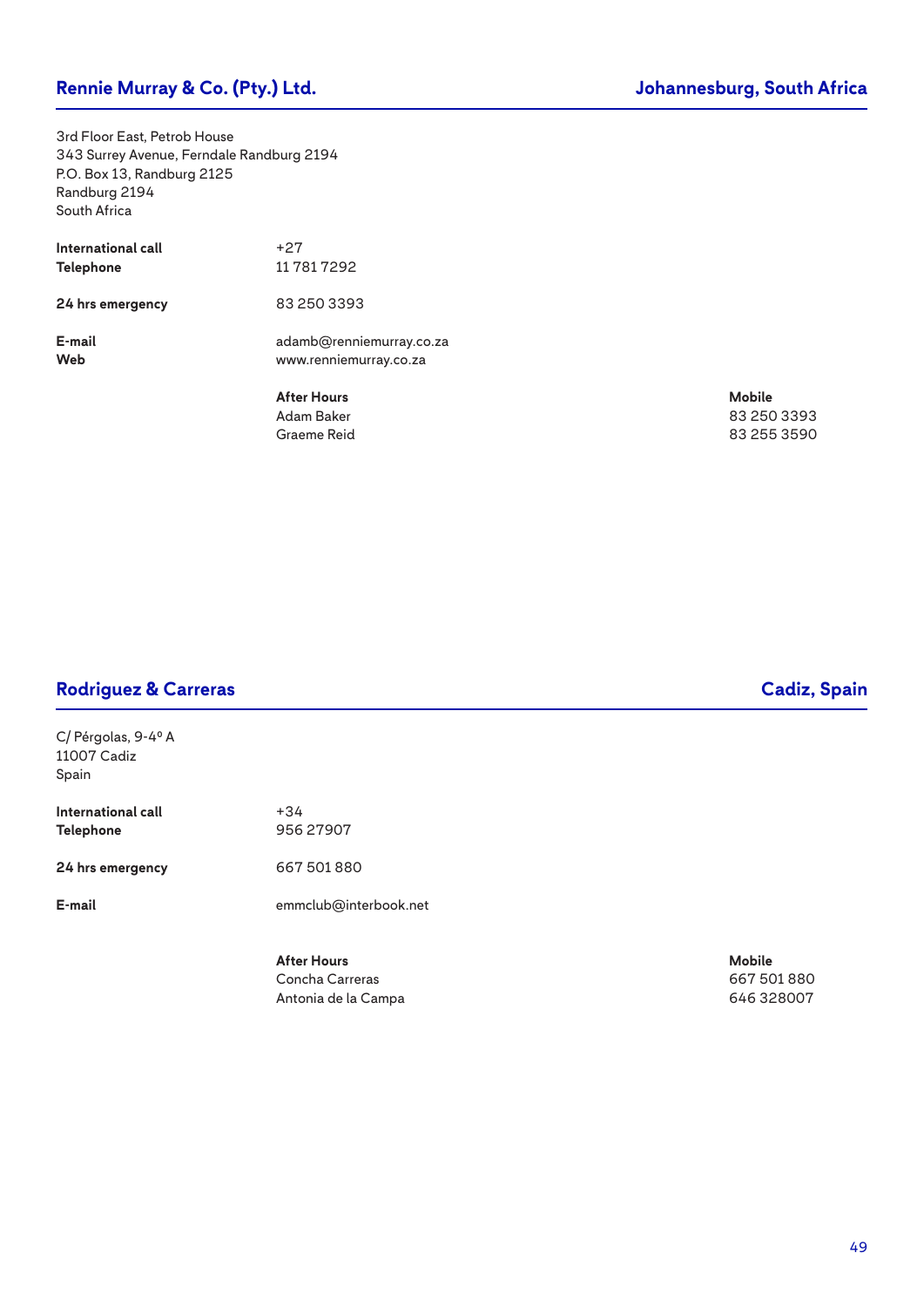## Rennie Murray & Co. (Pty.) Ltd. — Johannesburg, South Africa

3rd Floor East, Petrob House
343 Surrey Avenue, Ferndale Randburg 2194
P.O. Box 13, Randburg 2125
Randburg 2194
South Africa

| | |
|---|---|
| **International call** | +27 |
| **Telephone** | 11 781 7292 |
| **24 hrs emergency** | 83 250 3393 |
| **E-mail** | adamb@renniemurray.co.za |
| **Web** | www.renniemurray.co.za |

| After Hours | Mobile |
|---|---|
| Adam Baker | 83 250 3393 |
| Graeme Reid | 83 255 3590 |

## Rodriguez & Carreras — Cadiz, Spain

C/ Pérgolas, 9-4º A
11007 Cadiz
Spain

| | |
|---|---|
| **International call** | +34 |
| **Telephone** | 956 27907 |
| **24 hrs emergency** | 667 501 880 |
| **E-mail** | emmclub@interbook.net |

| After Hours | Mobile |
|---|---|
| Concha Carreras | 667 501 880 |
| Antonia de la Campa | 646 328007 |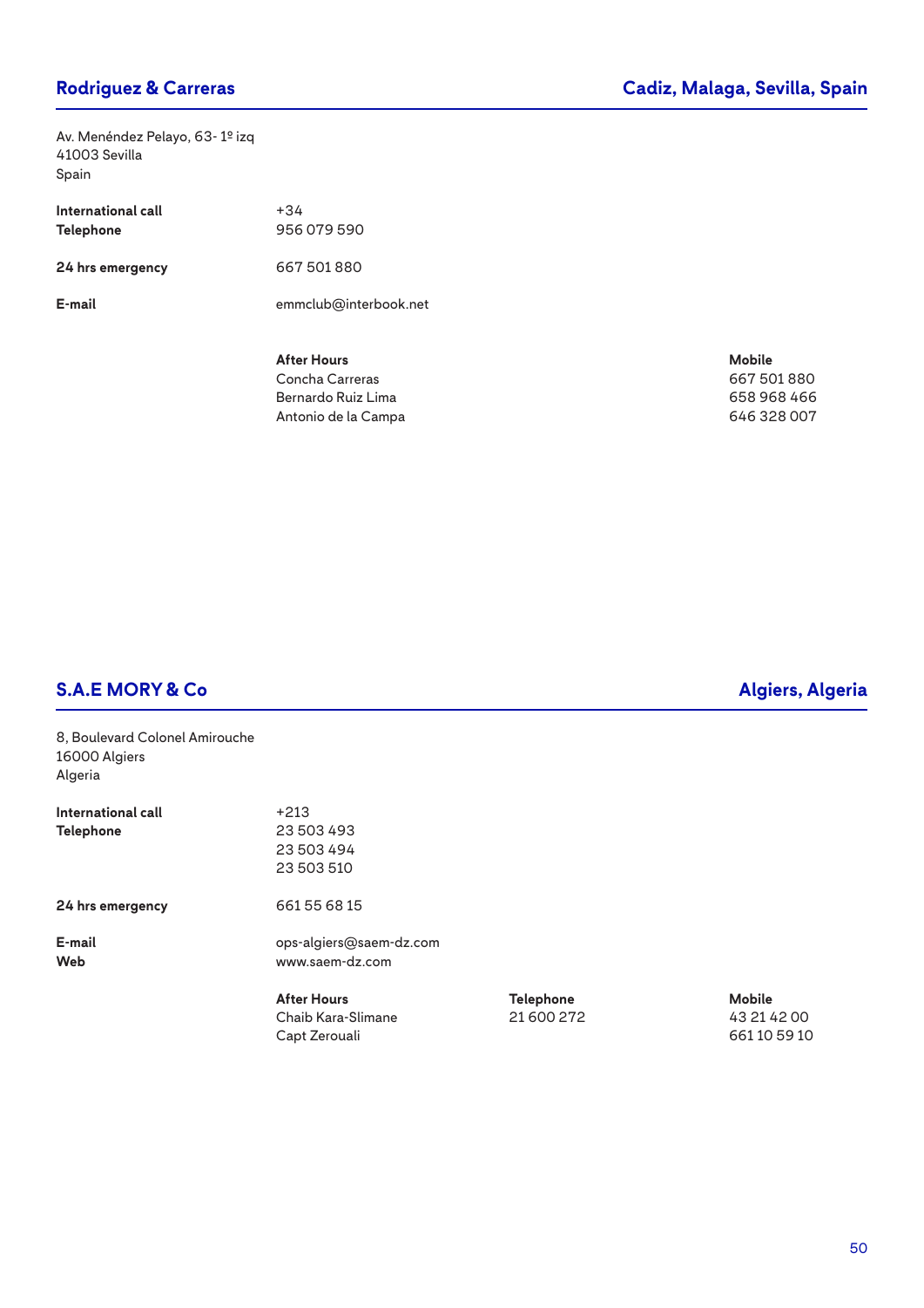## Rodriguez & Carreras

**Cadiz, Malaga, Sevilla, Spain**

Av. Menéndez Pelayo, 63- 1º izq
41003 Sevilla
Spain

| | |
|---|---|
| **International call** | +34 |
| **Telephone** | 956 079 590 |
| **24 hrs emergency** | 667 501 880 |
| **E-mail** | emmclub@interbook.net |

| After Hours | Mobile |
|---|---|
| Concha Carreras | 667 501 880 |
| Bernardo Ruiz Lima | 658 968 466 |
| Antonio de la Campa | 646 328 007 |

## S.A.E MORY & Co

**Algiers, Algeria**

8, Boulevard Colonel Amirouche
16000 Algiers
Algeria

| | |
|---|---|
| **International call** | +213 |
| **Telephone** | 23 503 493<br>23 503 494<br>23 503 510 |
| **24 hrs emergency** | 661 55 68 15 |
| **E-mail** | ops-algiers@saem-dz.com |
| **Web** | www.saem-dz.com |

| After Hours | Telephone | Mobile |
|---|---|---|
| Chaib Kara-Slimane | 21 600 272 | 43 21 42 00 |
| Capt Zerouali | | 661 10 59 10 |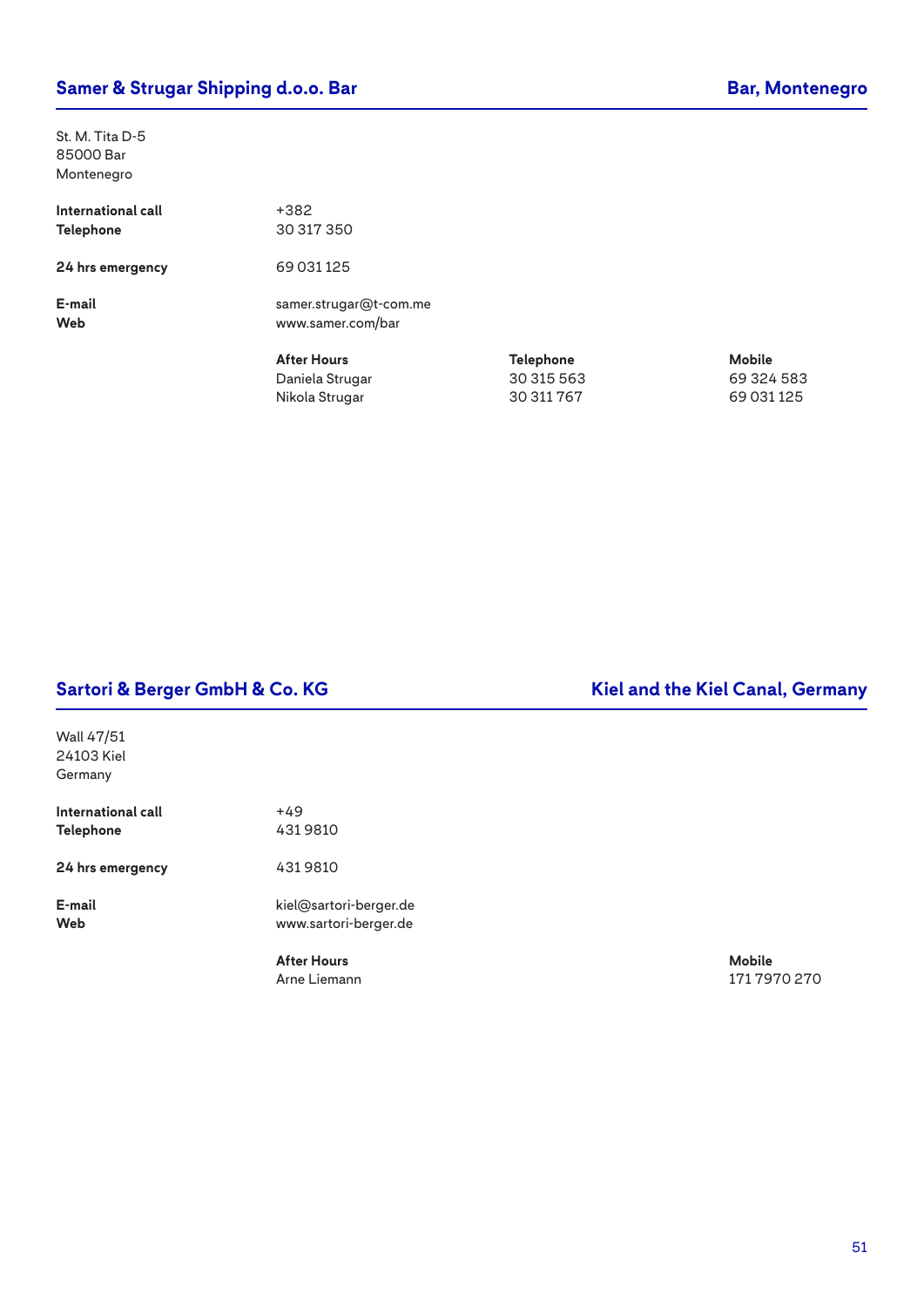## Samer & Strugar Shipping d.o.o. Bar — Bar, Montenegro

St. M. Tita D-5
85000 Bar
Montenegro

| | |
|---|---|
| **International call** | +382 |
| **Telephone** | 30 317 350 |
| **24 hrs emergency** | 69 031 125 |
| **E-mail** | samer.strugar@t-com.me |
| **Web** | www.samer.com/bar |

| After Hours | Telephone | Mobile |
|---|---|---|
| Daniela Strugar | 30 315 563 | 69 324 583 |
| Nikola Strugar | 30 311 767 | 69 031 125 |

## Sartori & Berger GmbH & Co. KG — Kiel and the Kiel Canal, Germany

Wall 47/51
24103 Kiel
Germany

| | |
|---|---|
| **International call** | +49 |
| **Telephone** | 431 9810 |
| **24 hrs emergency** | 431 9810 |
| **E-mail** | kiel@sartori-berger.de |
| **Web** | www.sartori-berger.de |

| After Hours | Mobile |
|---|---|
| Arne Liemann | 171 7970 270 |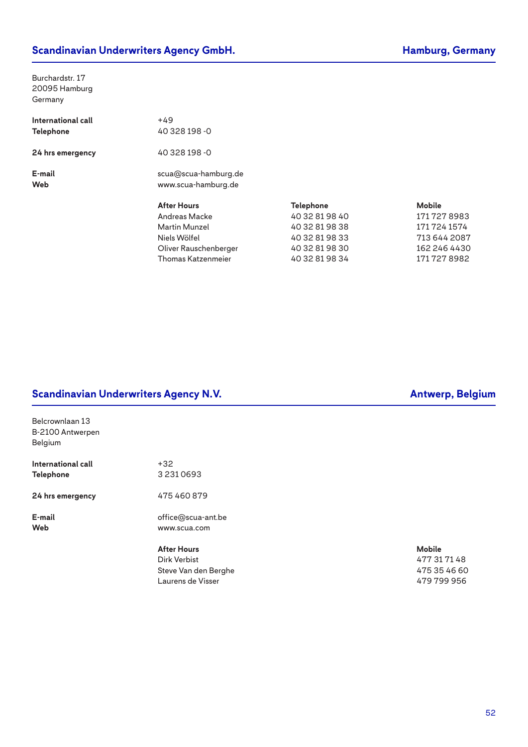## Scandinavian Underwriters Agency GmbH. — Hamburg, Germany

Burchardstr. 17
20095 Hamburg
Germany

**International call** +49
**Telephone** 40 328 198 -0

**24 hrs emergency** 40 328 198 -0

**E-mail** scua@scua-hamburg.de
**Web** www.scua-hamburg.de

| After Hours | Telephone | Mobile |
|---|---|---|
| Andreas Macke | 40 32 81 98 40 | 171 727 8983 |
| Martin Munzel | 40 32 81 98 38 | 171 724 1574 |
| Niels Wölfel | 40 32 81 98 33 | 713 644 2087 |
| Oliver Rauschenberger | 40 32 81 98 30 | 162 246 4430 |
| Thomas Katzenmeier | 40 32 81 98 34 | 171 727 8982 |

## Scandinavian Underwriters Agency N.V. — Antwerp, Belgium

Belcrownlaan 13
B-2100 Antwerpen
Belgium

**International call** +32
**Telephone** 3 231 0693

**24 hrs emergency** 475 460 879

**E-mail** office@scua-ant.be
**Web** www.scua.com

| After Hours | Mobile |
|---|---|
| Dirk Verbist | 477 31 71 48 |
| Steve Van den Berghe | 475 35 46 60 |
| Laurens de Visser | 479 799 956 |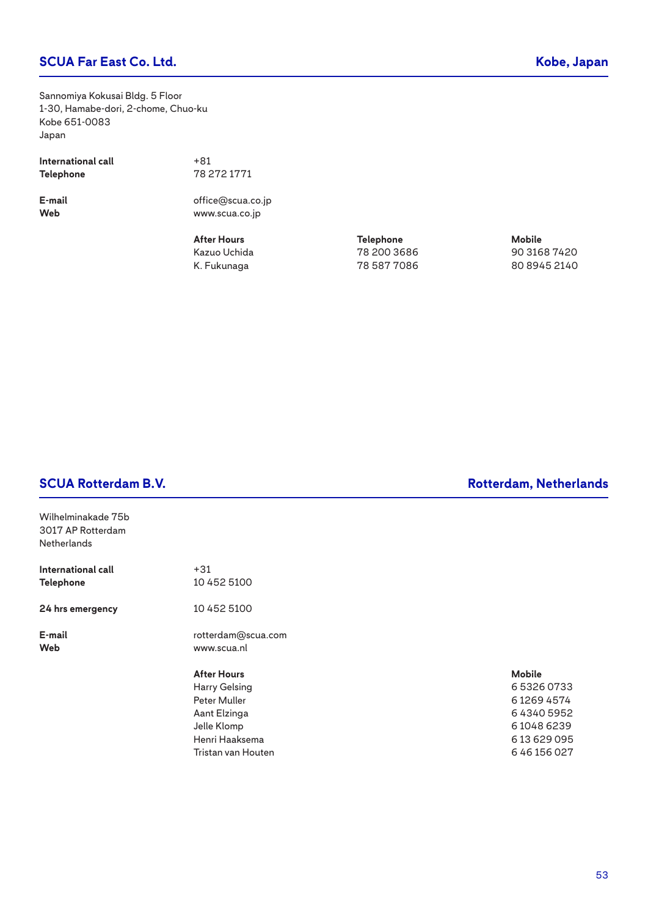## SCUA Far East Co. Ltd. — Kobe, Japan

Sannomiya Kokusai Bldg. 5 Floor
1-30, Hamabe-dori, 2-chome, Chuo-ku
Kobe 651-0083
Japan

**International call** +81
**Telephone** 78 272 1771

**E-mail** office@scua.co.jp
**Web** www.scua.co.jp

| After Hours | Telephone | Mobile |
|---|---|---|
| Kazuo Uchida | 78 200 3686 | 90 3168 7420 |
| K. Fukunaga | 78 587 7086 | 80 8945 2140 |

## SCUA Rotterdam B.V. — Rotterdam, Netherlands

Wilhelminakade 75b
3017 AP Rotterdam
Netherlands

**International call** +31
**Telephone** 10 452 5100

**24 hrs emergency** 10 452 5100

**E-mail** rotterdam@scua.com
**Web** www.scua.nl

| After Hours | Mobile |
|---|---|
| Harry Gelsing | 6 5326 0733 |
| Peter Muller | 6 1269 4574 |
| Aant Elzinga | 6 4340 5952 |
| Jelle Klomp | 6 1048 6239 |
| Henri Haaksema | 6 13 629 095 |
| Tristan van Houten | 6 46 156 027 |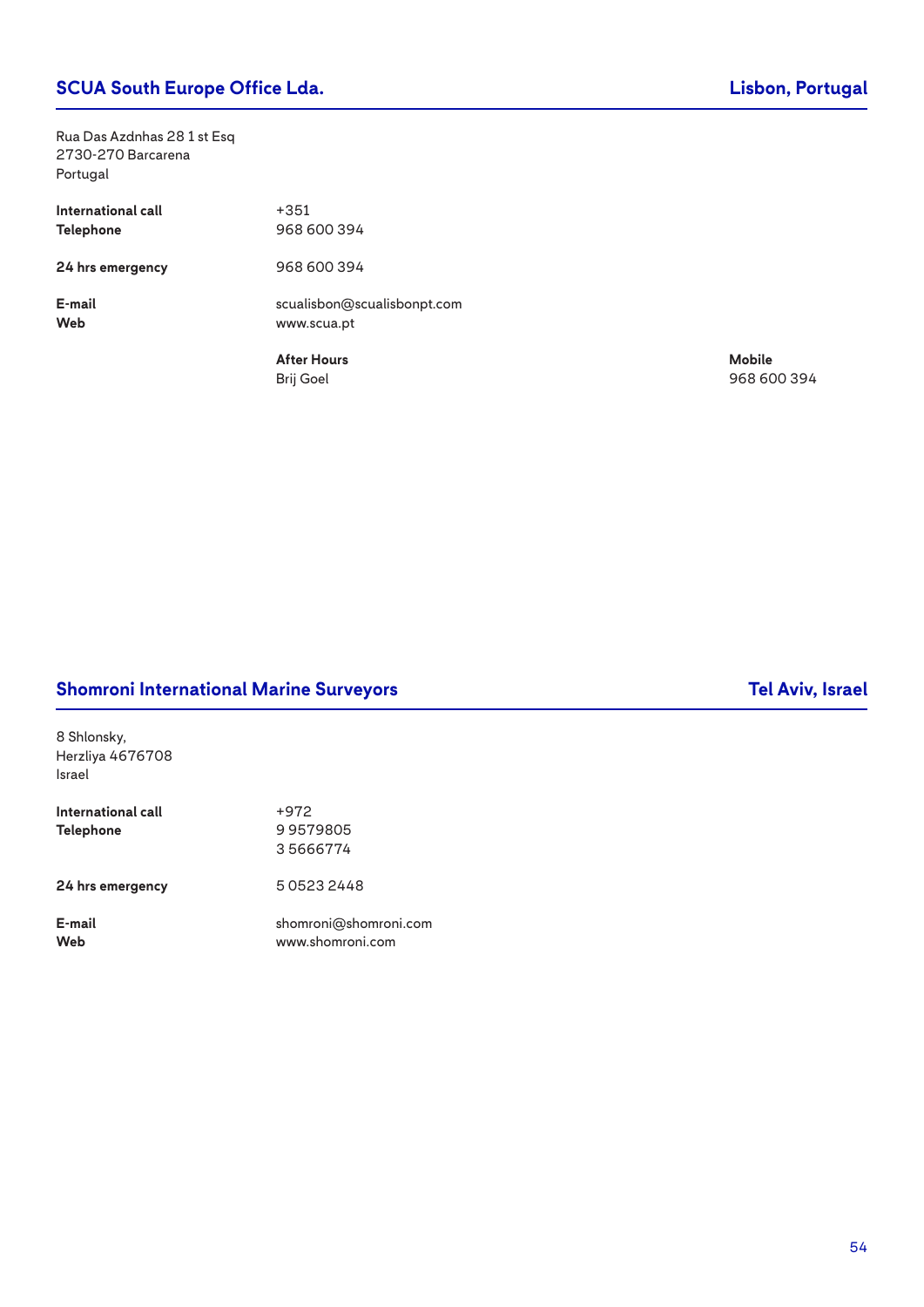## SCUA South Europe Office Lda. — Lisbon, Portugal

Rua Das Azdnhas 28 1 st Esq
2730-270 Barcarena
Portugal

| | |
|---|---|
| **International call** | +351 |
| **Telephone** | 968 600 394 |
| **24 hrs emergency** | 968 600 394 |
| **E-mail** | scualisbon@scualisbonpt.com |
| **Web** | www.scua.pt |

| **After Hours** | **Mobile** |
|---|---|
| Brij Goel | 968 600 394 |

## Shomroni International Marine Surveyors — Tel Aviv, Israel

8 Shlonsky,
Herzliya 4676708
Israel

| | |
|---|---|
| **International call** | +972 |
| **Telephone** | 9 9579805<br>3 5666774 |
| **24 hrs emergency** | 5 0523 2448 |
| **E-mail** | shomroni@shomroni.com |
| **Web** | www.shomroni.com |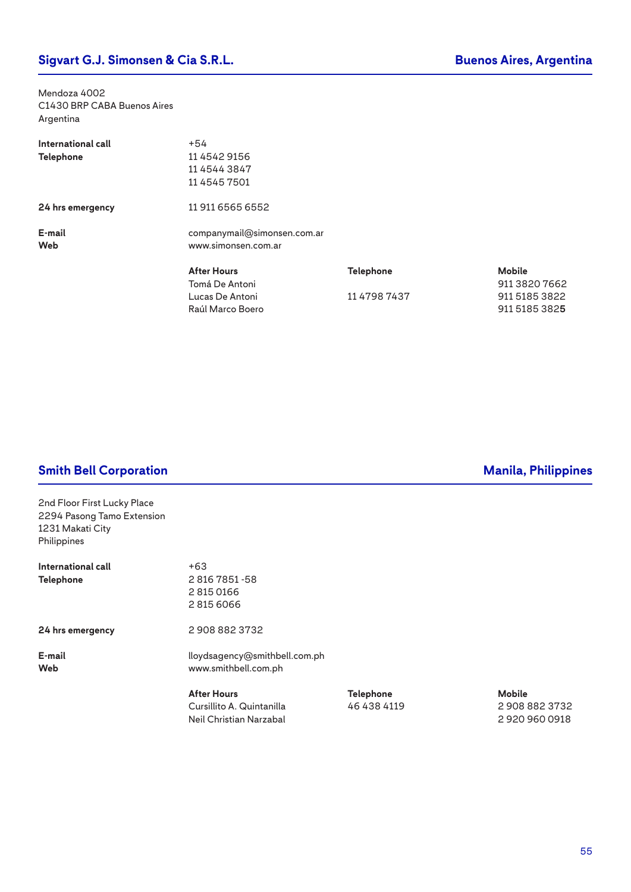## Sigvart G.J. Simonsen & Cia S.R.L.

**Buenos Aires, Argentina**

Mendoza 4002
C1430 BRP CABA Buenos Aires
Argentina

**International call** +54
**Telephone** 11 4542 9156
11 4544 3847
11 4545 7501

**24 hrs emergency** 11 911 6565 6552

**E-mail** companymail@simonsen.com.ar
**Web** www.simonsen.com.ar

| After Hours | Telephone | Mobile |
|---|---|---|
| Tomá De Antoni | | 911 3820 7662 |
| Lucas De Antoni | 11 4798 7437 | 911 5185 3822 |
| Raúl Marco Boero | | 911 5185 382**5** |

## Smith Bell Corporation

**Manila, Philippines**

2nd Floor First Lucky Place
2294 Pasong Tamo Extension
1231 Makati City
Philippines

**International call** +63
**Telephone** 2 816 7851 -58
2 815 0166
2 815 6066

**24 hrs emergency** 2 908 882 3732

**E-mail** lloydsagency@smithbell.com.ph
**Web** www.smithbell.com.ph

| After Hours | Telephone | Mobile |
|---|---|---|
| Cursillito A. Quintanilla | 46 438 4119 | 2 908 882 3732 |
| Neil Christian Narzabal | | 2 920 960 0918 |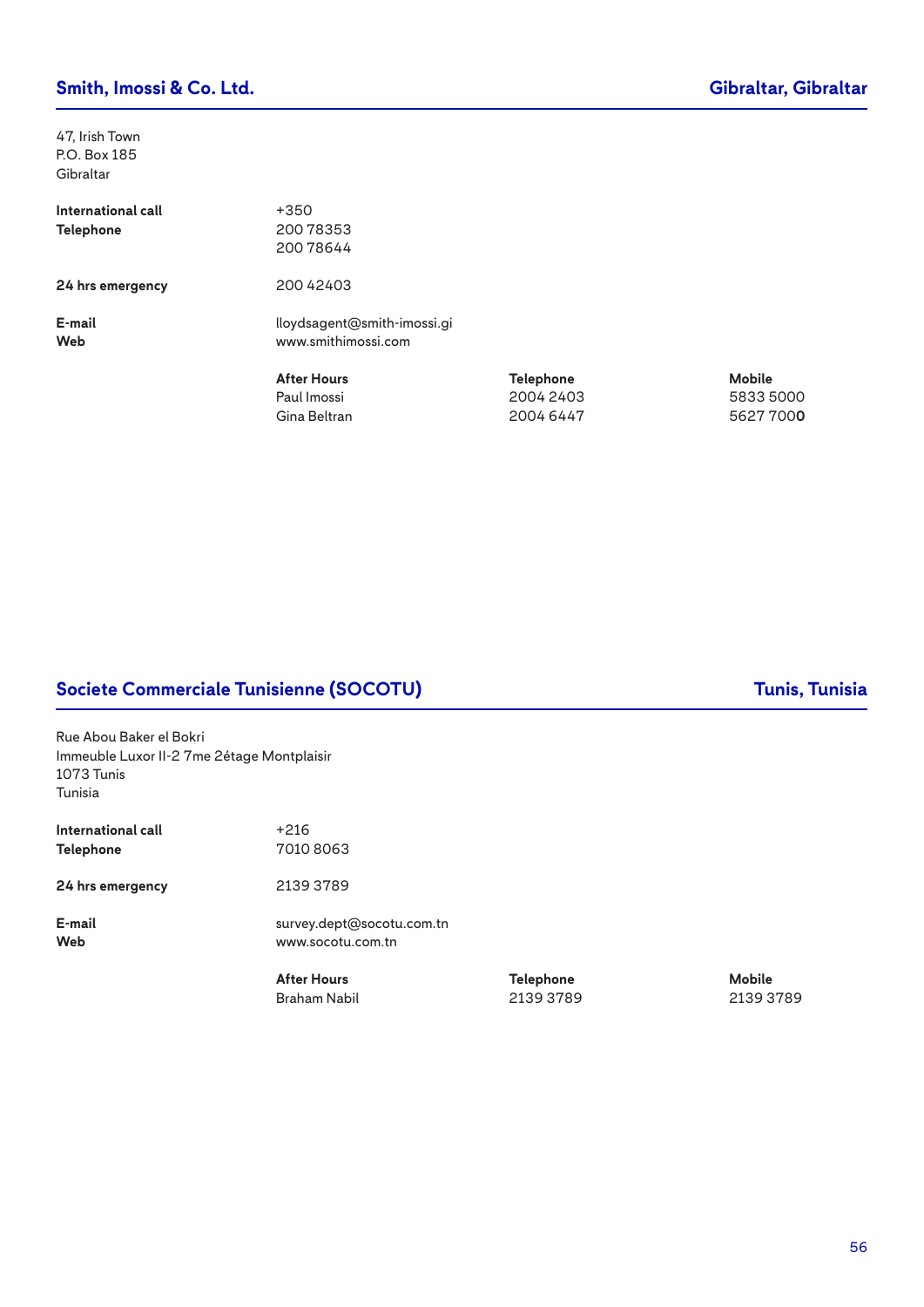## Smith, Imossi & Co. Ltd.

**Gibraltar, Gibraltar**

47, Irish Town
P.O. Box 185
Gibraltar

| | |
|---|---|
| **International call** | +350 |
| **Telephone** | 200 78353<br>200 78644 |
| **24 hrs emergency** | 200 42403 |
| **E-mail** | lloydsagent@smith-imossi.gi |
| **Web** | www.smithimossi.com |

| After Hours | Telephone | Mobile |
|---|---|---|
| Paul Imossi | 2004 2403 | 5833 5000 |
| Gina Beltran | 2004 6447 | 5627 7000 |

## Societe Commerciale Tunisienne (SOCOTU)

**Tunis, Tunisia**

Rue Abou Baker el Bokri
Immeuble Luxor II-2 7me 2étage Montplaisir
1073 Tunis
Tunisia

| | |
|---|---|
| **International call** | +216 |
| **Telephone** | 7010 8063 |
| **24 hrs emergency** | 2139 3789 |
| **E-mail** | survey.dept@socotu.com.tn |
| **Web** | www.socotu.com.tn |

| After Hours | Telephone | Mobile |
|---|---|---|
| Braham Nabil | 2139 3789 | 2139 3789 |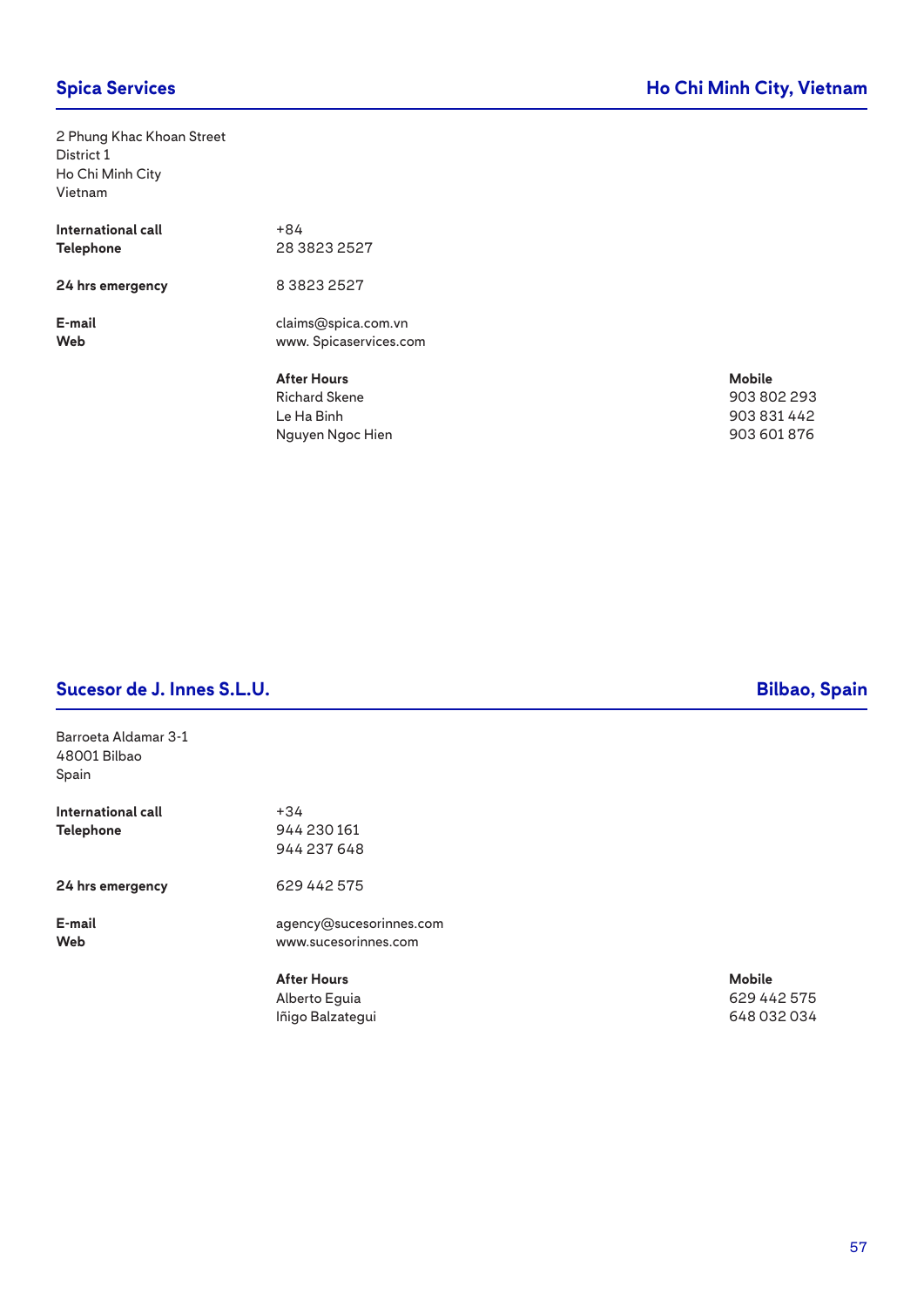## Spica Services — Ho Chi Minh City, Vietnam

2 Phung Khac Khoan Street
District 1
Ho Chi Minh City
Vietnam

| | |
|---|---|
| **International call** | +84 |
| **Telephone** | 28 3823 2527 |
| **24 hrs emergency** | 8 3823 2527 |
| **E-mail** | claims@spica.com.vn |
| **Web** | www. Spicaservices.com |

| After Hours | Mobile |
|---|---|
| Richard Skene | 903 802 293 |
| Le Ha Binh | 903 831 442 |
| Nguyen Ngoc Hien | 903 601 876 |

## Sucesor de J. Innes S.L.U. — Bilbao, Spain

Barroeta Aldamar 3-1
48001 Bilbao
Spain

| | |
|---|---|
| **International call** | +34 |
| **Telephone** | 944 230 161<br>944 237 648 |
| **24 hrs emergency** | 629 442 575 |
| **E-mail** | agency@sucesorinnes.com |
| **Web** | www.sucesorinnes.com |

| After Hours | Mobile |
|---|---|
| Alberto Eguia | 629 442 575 |
| Iñigo Balzategui | 648 032 034 |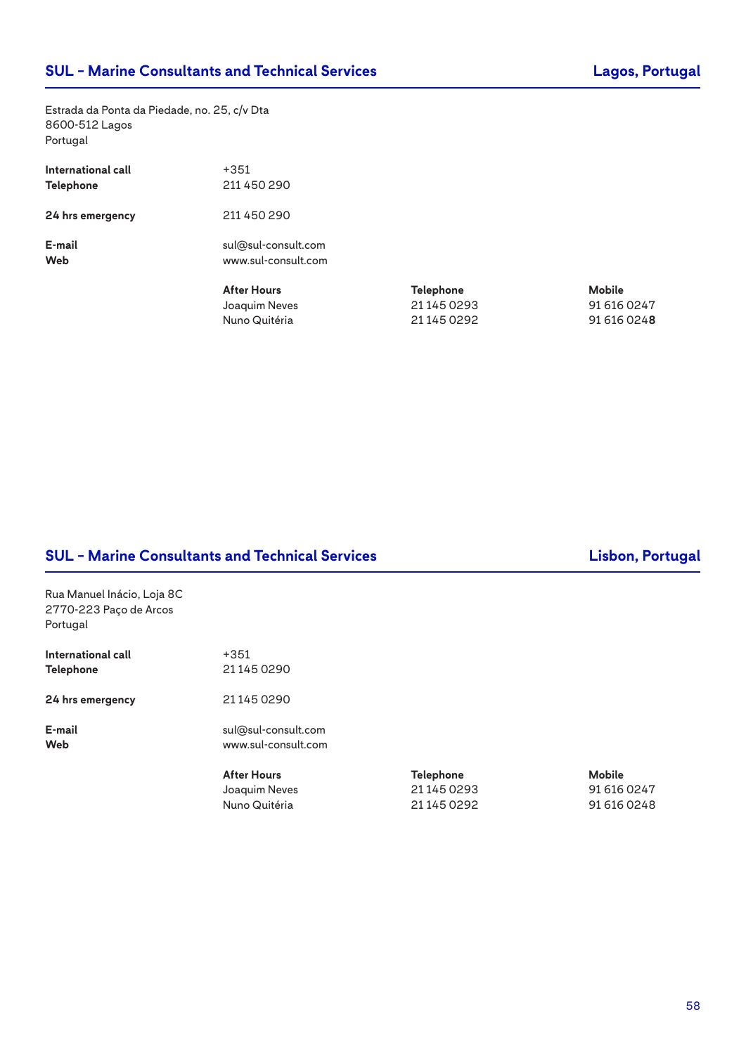## SUL – Marine Consultants and Technical Services — Lagos, Portugal

Estrada da Ponta da Piedade, no. 25, c/v Dta
8600-512 Lagos
Portugal

**International call** +351
**Telephone** 211 450 290

**24 hrs emergency** 211 450 290

**E-mail** sul@sul-consult.com
**Web** www.sul-consult.com

| After Hours | Telephone | Mobile |
|---|---|---|
| Joaquim Neves | 21 145 0293 | 91 616 0247 |
| Nuno Quitéria | 21 145 0292 | 91 616 0248 |

## SUL – Marine Consultants and Technical Services — Lisbon, Portugal

Rua Manuel Inácio, Loja 8C
2770-223 Paço de Arcos
Portugal

**International call** +351
**Telephone** 21 145 0290

**24 hrs emergency** 21 145 0290

**E-mail** sul@sul-consult.com
**Web** www.sul-consult.com

| After Hours | Telephone | Mobile |
|---|---|---|
| Joaquim Neves | 21 145 0293 | 91 616 0247 |
| Nuno Quitéria | 21 145 0292 | 91 616 0248 |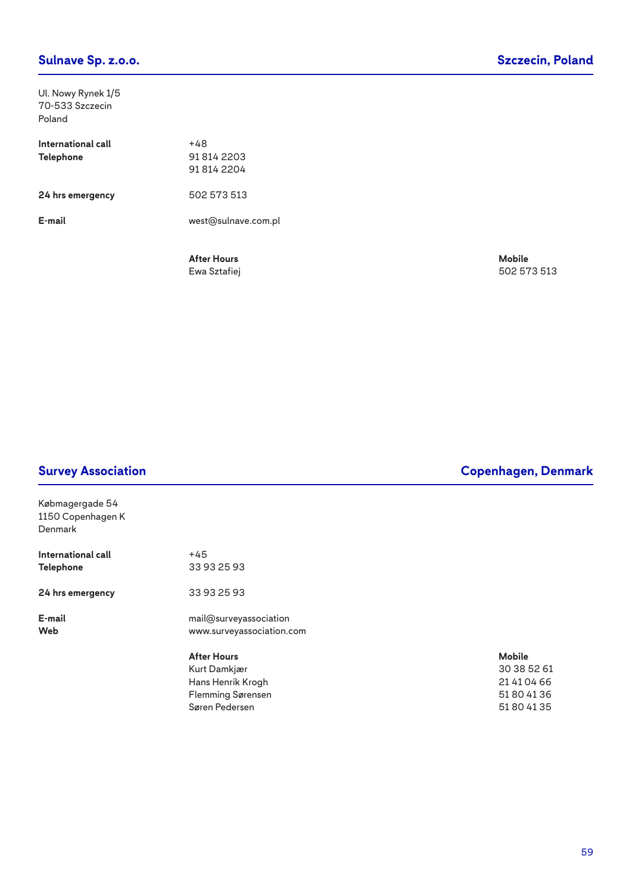## Sulnave Sp. z.o.o. — Szczecin, Poland

Ul. Nowy Rynek 1/5
70-533 Szczecin
Poland

**International call** +48
**Telephone** 91 814 2203
91 814 2204

**24 hrs emergency** 502 573 513

**E-mail** west@sulnave.com.pl

| After Hours | Mobile |
|---|---|
| Ewa Sztafiej | 502 573 513 |

## Survey Association — Copenhagen, Denmark

Købmagergade 54
1150 Copenhagen K
Denmark

**International call** +45
**Telephone** 33 93 25 93

**24 hrs emergency** 33 93 25 93

**E-mail** mail@surveyassociation
**Web** www.surveyassociation.com

| After Hours | Mobile |
|---|---|
| Kurt Damkjær | 30 38 52 61 |
| Hans Henrik Krogh | 21 41 04 66 |
| Flemming Sørensen | 51 80 41 36 |
| Søren Pedersen | 51 80 41 35 |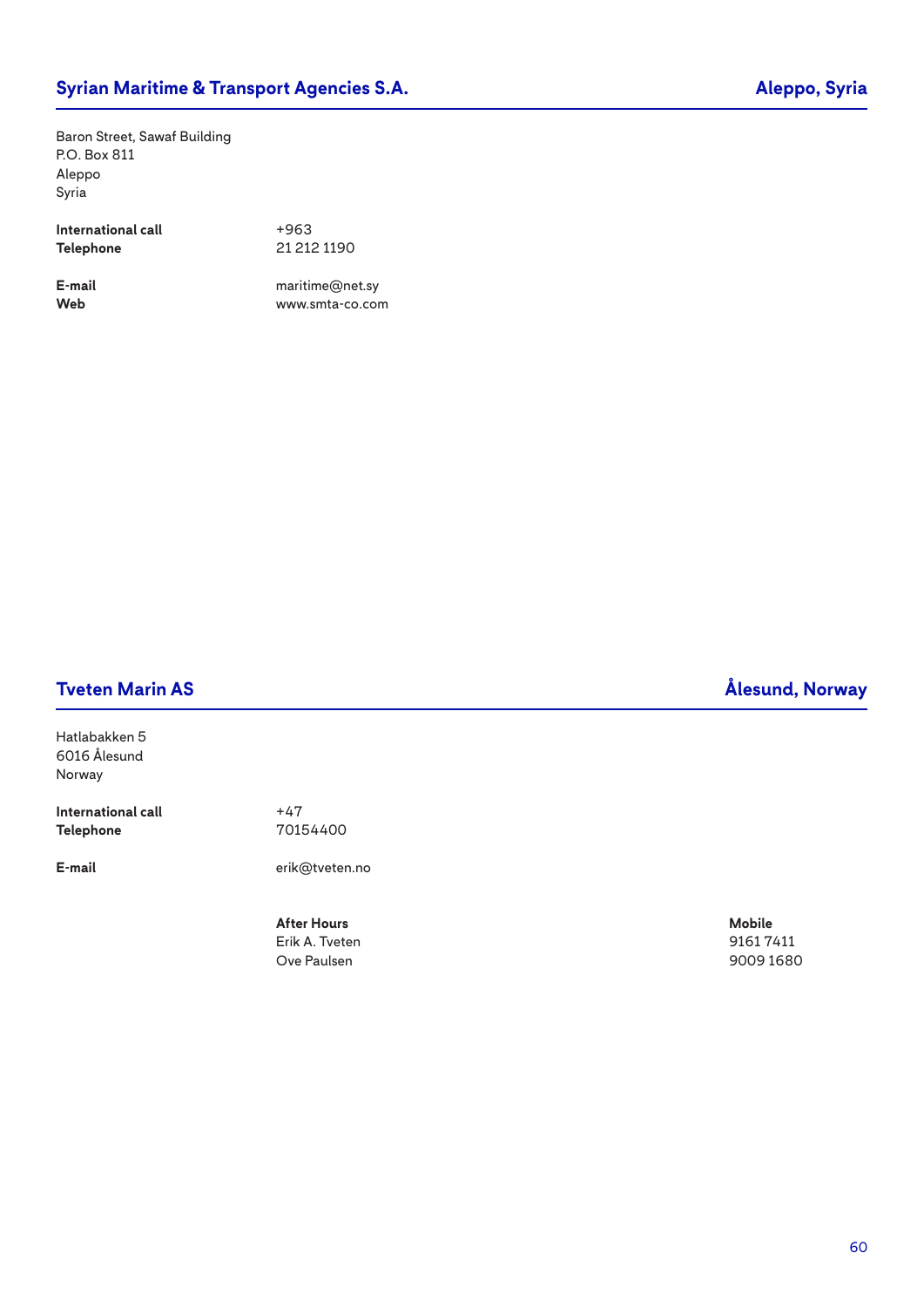## Syrian Maritime & Transport Agencies S.A. — Aleppo, Syria

Baron Street, Sawaf Building
P.O. Box 811
Aleppo
Syria

| | |
|---|---|
| **International call** | +963 |
| **Telephone** | 21 212 1190 |
| **E-mail** | maritime@net.sy |
| **Web** | www.smta-co.com |

## Tveten Marin AS — Ålesund, Norway

Hatlabakken 5
6016 Ålesund
Norway

| | |
|---|---|
| **International call** | +47 |
| **Telephone** | 70154400 |
| **E-mail** | erik@tveten.no |

| After Hours | Mobile |
|---|---|
| Erik A. Tveten | 9161 7411 |
| Ove Paulsen | 9009 1680 |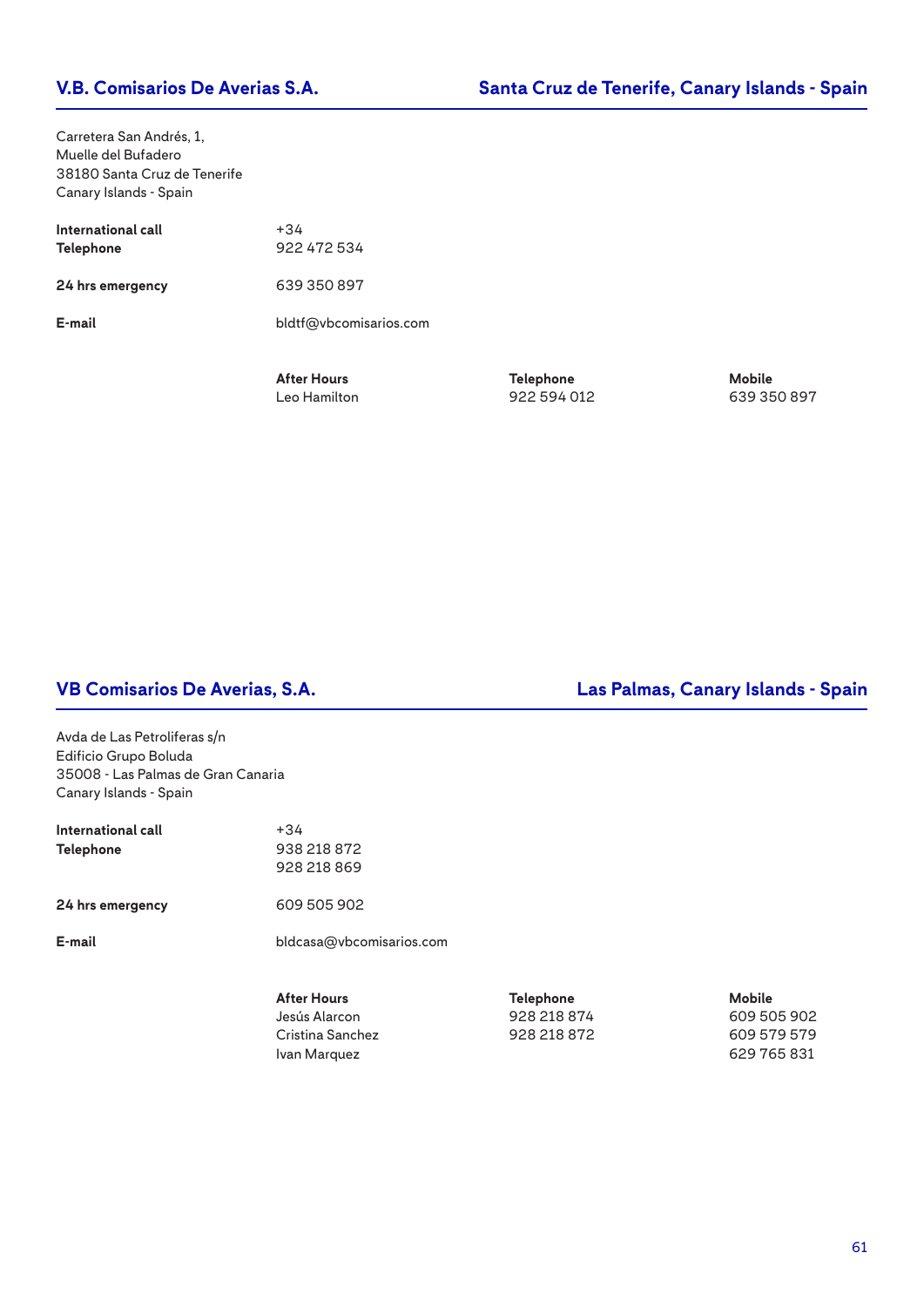## V.B. Comisarios De Averias S.A. — Santa Cruz de Tenerife, Canary Islands - Spain

Carretera San Andrés, 1,
Muelle del Bufadero
38180 Santa Cruz de Tenerife
Canary Islands - Spain

**International call** +34
**Telephone** 922 472 534

**24 hrs emergency** 639 350 897

**E-mail** bldtf@vbcomisarios.com

| After Hours | Telephone | Mobile |
|---|---|---|
| Leo Hamilton | 922 594 012 | 639 350 897 |

## VB Comisarios De Averias, S.A. — Las Palmas, Canary Islands - Spain

Avda de Las Petroliferas s/n
Edificio Grupo Boluda
35008 - Las Palmas de Gran Canaria
Canary Islands - Spain

**International call** +34
**Telephone** 938 218 872
928 218 869

**24 hrs emergency** 609 505 902

**E-mail** bldcasa@vbcomisarios.com

| After Hours | Telephone | Mobile |
|---|---|---|
| Jesús Alarcon | 928 218 874 | 609 505 902 |
| Cristina Sanchez | 928 218 872 | 609 579 579 |
| Ivan Marquez | | 629 765 831 |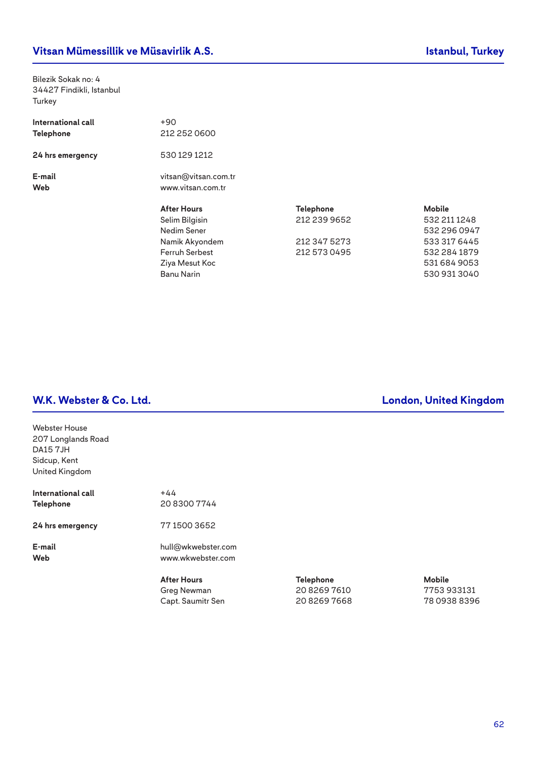## Vitsan Mümessillik ve Müsavirlik A.S. — Istanbul, Turkey

Bilezik Sokak no: 4
34427 Findikli, Istanbul
Turkey

**International call** +90
**Telephone** 212 252 0600

**24 hrs emergency** 530 129 1212

**E-mail** vitsan@vitsan.com.tr
**Web** www.vitsan.com.tr

| After Hours | Telephone | Mobile |
|---|---|---|
| Selim Bilgisin | 212 239 9652 | 532 211 1248 |
| Nedim Sener | | 532 296 0947 |
| Namik Akyondem | 212 347 5273 | 533 317 6445 |
| Ferruh Serbest | 212 573 0495 | 532 284 1879 |
| Ziya Mesut Koc | | 531 684 9053 |
| Banu Narin | | 530 931 3040 |

## W.K. Webster & Co. Ltd. — London, United Kingdom

Webster House
207 Longlands Road
DA15 7JH
Sidcup, Kent
United Kingdom

**International call** +44
**Telephone** 20 8300 7744

**24 hrs emergency** 77 1500 3652

**E-mail** hull@wkwebster.com
**Web** www.wkwebster.com

| After Hours | Telephone | Mobile |
|---|---|---|
| Greg Newman | 20 8269 7610 | 7753 933131 |
| Capt. Saumitr Sen | 20 8269 7668 | 78 0938 8396 |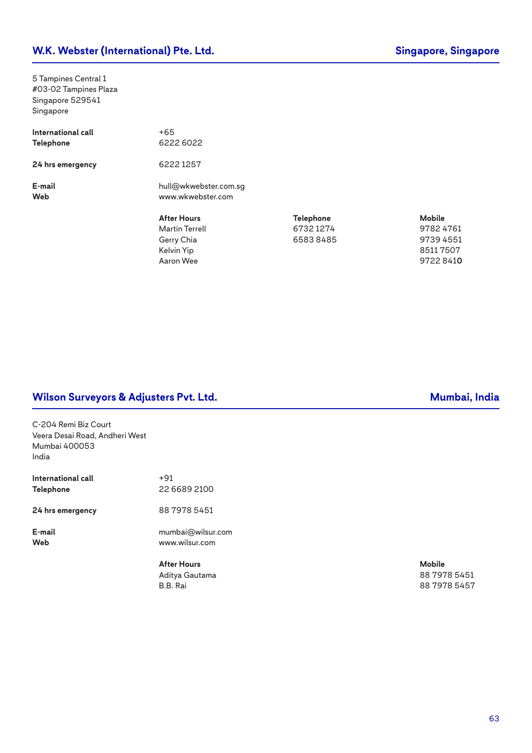## W.K. Webster (International) Pte. Ltd. — Singapore, Singapore

5 Tampines Central 1
#03-02 Tampines Plaza
Singapore 529541
Singapore

**International call** +65
**Telephone** 6222 6022

**24 hrs emergency** 6222 1257

**E-mail** hull@wkwebster.com.sg
**Web** www.wkwebster.com

| After Hours | Telephone | Mobile |
|---|---|---|
| Martin Terrell | 6732 1274 | 9782 4761 |
| Gerry Chia | 6583 8485 | 9739 4551 |
| Kelvin Yip | | 8511 7507 |
| Aaron Wee | | 9722 8410 |

## Wilson Surveyors & Adjusters Pvt. Ltd. — Mumbai, India

C-204 Remi Biz Court
Veera Desai Road, Andheri West
Mumbai 400053
India

**International call** +91
**Telephone** 22 6689 2100

**24 hrs emergency** 88 7978 5451

**E-mail** mumbai@wilsur.com
**Web** www.wilsur.com

| After Hours | Mobile |
|---|---|
| Aditya Gautama | 88 7978 5451 |
| B.B. Rai | 88 7978 5457 |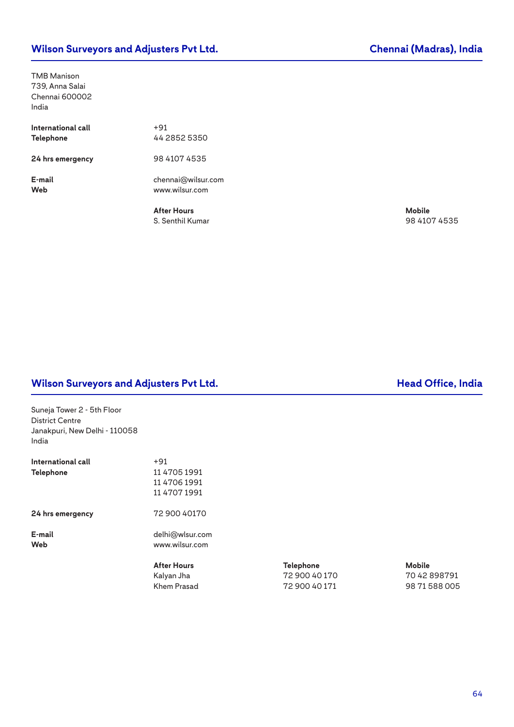## Wilson Surveyors and Adjusters Pvt Ltd. — Chennai (Madras), India

TMB Manison
739, Anna Salai
Chennai 600002
India

| | |
|---|---|
| **International call** | +91 |
| **Telephone** | 44 2852 5350 |
| **24 hrs emergency** | 98 4107 4535 |
| **E-mail** | chennai@wilsur.com |
| **Web** | www.wilsur.com |

| **After Hours** | **Mobile** |
|---|---|
| S. Senthil Kumar | 98 4107 4535 |

## Wilson Surveyors and Adjusters Pvt Ltd. — Head Office, India

Suneja Tower 2 - 5th Floor
District Centre
Janakpuri, New Delhi - 110058
India

| | |
|---|---|
| **International call** | +91 |
| **Telephone** | 11 4705 1991<br>11 4706 1991<br>11 4707 1991 |
| **24 hrs emergency** | 72 900 40170 |
| **E-mail** | delhi@wlsur.com |
| **Web** | www.wilsur.com |

| **After Hours** | **Telephone** | **Mobile** |
|---|---|---|
| Kalyan Jha | 72 900 40 170 | 70 42 898791 |
| Khem Prasad | 72 900 40 171 | 98 71 588 005 |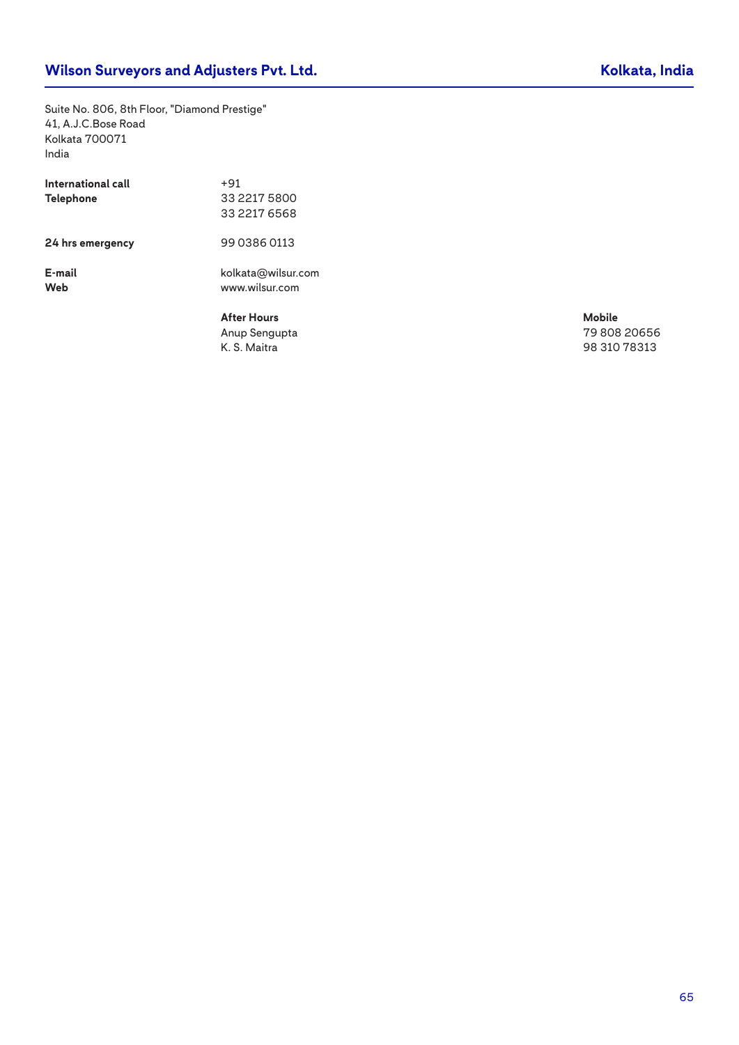## Wilson Surveyors and Adjusters Pvt. Ltd. — Kolkata, India

Suite No. 806, 8th Floor, "Diamond Prestige"
41, A.J.C.Bose Road
Kolkata 700071
India

| | |
|---|---|
| **International call** | +91 |
| **Telephone** | 33 2217 5800<br>33 2217 6568 |
| **24 hrs emergency** | 99 0386 0113 |
| **E-mail** | kolkata@wilsur.com |
| **Web** | www.wilsur.com |

| After Hours | Mobile |
|---|---|
| Anup Sengupta | 79 808 20656 |
| K. S. Maitra | 98 310 78313 |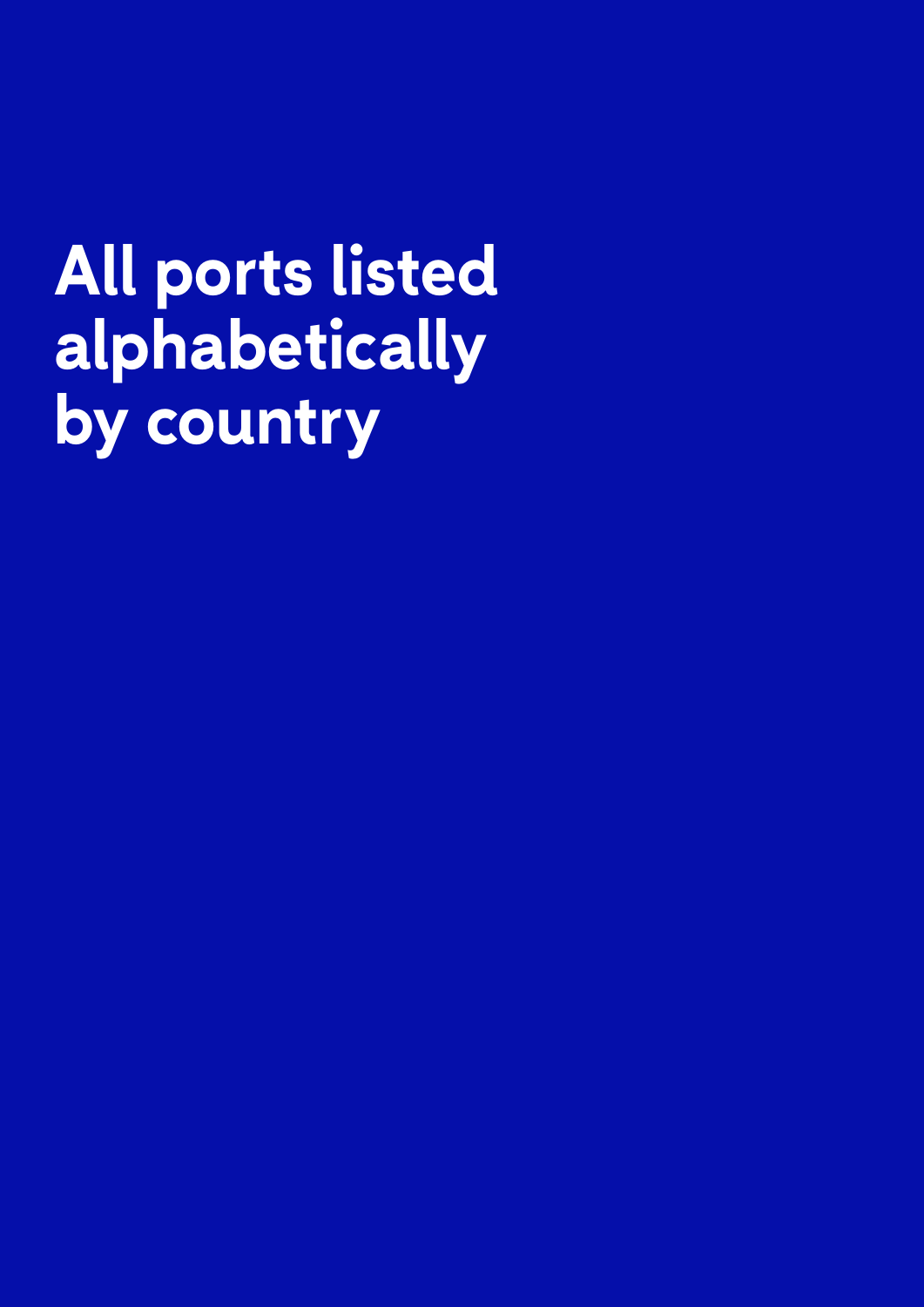# All ports listed alphabetically by country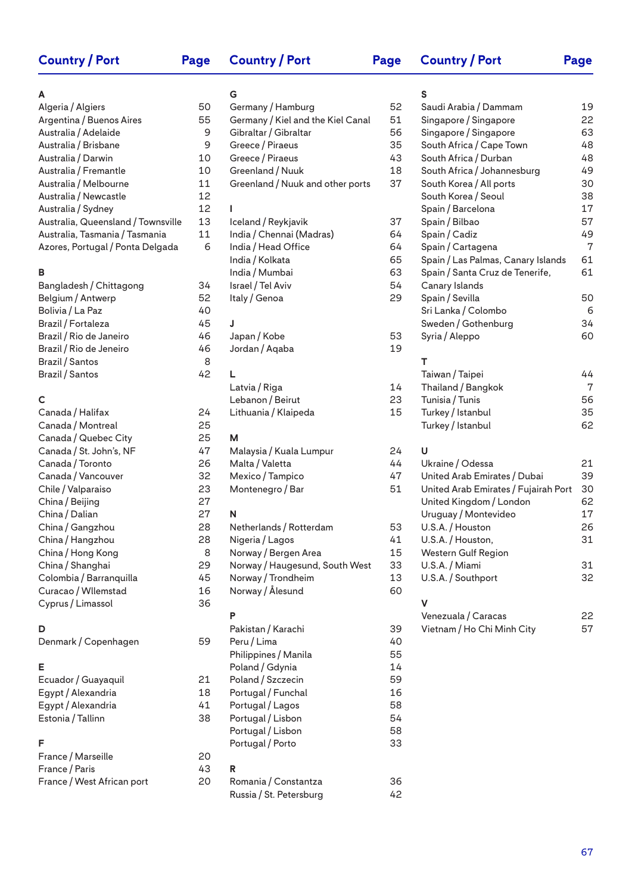| Country / Port | Page |
|---|---|
| **A** | |
| Algeria / Algiers | 50 |
| Argentina / Buenos Aires | 55 |
| Australia / Adelaide | 9 |
| Australia / Brisbane | 9 |
| Australia / Darwin | 10 |
| Australia / Fremantle | 10 |
| Australia / Melbourne | 11 |
| Australia / Newcastle | 12 |
| Australia / Sydney | 12 |
| Australia, Queensland / Townsville | 13 |
| Australia, Tasmania / Tasmania | 11 |
| Azores, Portugal / Ponta Delgada | 6 |
| **B** | |
| Bangladesh / Chittagong | 34 |
| Belgium / Antwerp | 52 |
| Bolivia / La Paz | 40 |
| Brazil / Fortaleza | 45 |
| Brazil / Rio de Janeiro | 46 |
| Brazil / Rio de Jeneiro | 46 |
| Brazil / Santos | 8 |
| Brazil / Santos | 42 |
| **C** | |
| Canada / Halifax | 24 |
| Canada / Montreal | 25 |
| Canada / Quebec City | 25 |
| Canada / St. John's, NF | 47 |
| Canada / Toronto | 26 |
| Canada / Vancouver | 32 |
| Chile / Valparaiso | 23 |
| China / Beijing | 27 |
| China / Dalian | 27 |
| China / Gangzhou | 28 |
| China / Hangzhou | 28 |
| China / Hong Kong | 8 |
| China / Shanghai | 29 |
| Colombia / Barranquilla | 45 |
| Curacao / Wllemstad | 16 |
| Cyprus / Limassol | 36 |
| **D** | |
| Denmark / Copenhagen | 59 |
| **E** | |
| Ecuador / Guayaquil | 21 |
| Egypt / Alexandria | 18 |
| Egypt / Alexandria | 41 |
| Estonia / Tallinn | 38 |
| **F** | |
| France / Marseille | 20 |
| France / Paris | 43 |
| France / West African port | 20 |
| **G** | |
| Germany / Hamburg | 52 |
| Germany / Kiel and the Kiel Canal | 51 |
| Gibraltar / Gibraltar | 56 |
| Greece / Piraeus | 35 |
| Greece / Piraeus | 43 |
| Greenland / Nuuk | 18 |
| Greenland / Nuuk and other ports | 37 |
| **I** | |
| Iceland / Reykjavik | 37 |
| India / Chennai (Madras) | 64 |
| India / Head Office | 64 |
| India / Kolkata | 65 |
| India / Mumbai | 63 |
| Israel / Tel Aviv | 54 |
| Italy / Genoa | 29 |
| **J** | |
| Japan / Kobe | 53 |
| Jordan / Aqaba | 19 |
| **L** | |
| Latvia / Riga | 14 |
| Lebanon / Beirut | 23 |
| Lithuania / Klaipeda | 15 |
| **M** | |
| Malaysia / Kuala Lumpur | 24 |
| Malta / Valetta | 44 |
| Mexico / Tampico | 47 |
| Montenegro / Bar | 51 |
| **N** | |
| Netherlands / Rotterdam | 53 |
| Nigeria / Lagos | 41 |
| Norway / Bergen Area | 15 |
| Norway / Haugesund, South West | 33 |
| Norway / Trondheim | 13 |
| Norway / Ålesund | 60 |
| **P** | |
| Pakistan / Karachi | 39 |
| Peru / Lima | 40 |
| Philippines / Manila | 55 |
| Poland / Gdynia | 14 |
| Poland / Szczecin | 59 |
| Portugal / Funchal | 16 |
| Portugal / Lagos | 58 |
| Portugal / Lisbon | 54 |
| Portugal / Lisbon | 58 |
| Portugal / Porto | 33 |
| **R** | |
| Romania / Constantza | 36 |
| Russia / St. Petersburg | 42 |
| **S** | |
| Saudi Arabia / Dammam | 19 |
| Singapore / Singapore | 22 |
| Singapore / Singapore | 63 |
| South Africa / Cape Town | 48 |
| South Africa / Durban | 48 |
| South Africa / Johannesburg | 49 |
| South Korea / All ports | 30 |
| South Korea / Seoul | 38 |
| Spain / Barcelona | 17 |
| Spain / Bilbao | 57 |
| Spain / Cadiz | 49 |
| Spain / Cartagena | 7 |
| Spain / Las Palmas, Canary Islands | 61 |
| Spain / Santa Cruz de Tenerife, Canary Islands | 61 |
| Spain / Sevilla | 50 |
| Sri Lanka / Colombo | 6 |
| Sweden / Gothenburg | 34 |
| Syria / Aleppo | 60 |
| **T** | |
| Taiwan / Taipei | 44 |
| Thailand / Bangkok | 7 |
| Tunisia / Tunis | 56 |
| Turkey / Istanbul | 35 |
| Turkey / Istanbul | 62 |
| **U** | |
| Ukraine / Odessa | 21 |
| United Arab Emirates / Dubai | 39 |
| United Arab Emirates / Fujairah Port | 30 |
| United Kingdom / London | 62 |
| Uruguay / Montevideo | 17 |
| U.S.A. / Houston | 26 |
| U.S.A. / Houston, Western Gulf Region | 31 |
| U.S.A. / Miami | 31 |
| U.S.A. / Southport | 32 |
| **V** | |
| Venezuala / Caracas | 22 |
| Vietnam / Ho Chi Minh City | 57 |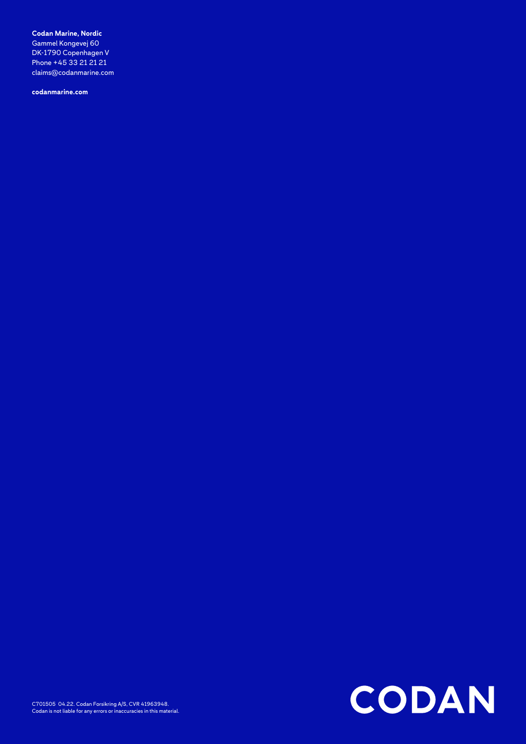**Codan Marine, Nordic**
Gammel Kongevej 60
DK-1790 Copenhagen V
Phone +45 33 21 21 21
claims@codanmarine.com

**codanmarine.com**

C701505 04.22. Codan Forsikring A/S, CVR 41963948.
Codan is not liable for any errors or inaccuracies in this material.

CODAN